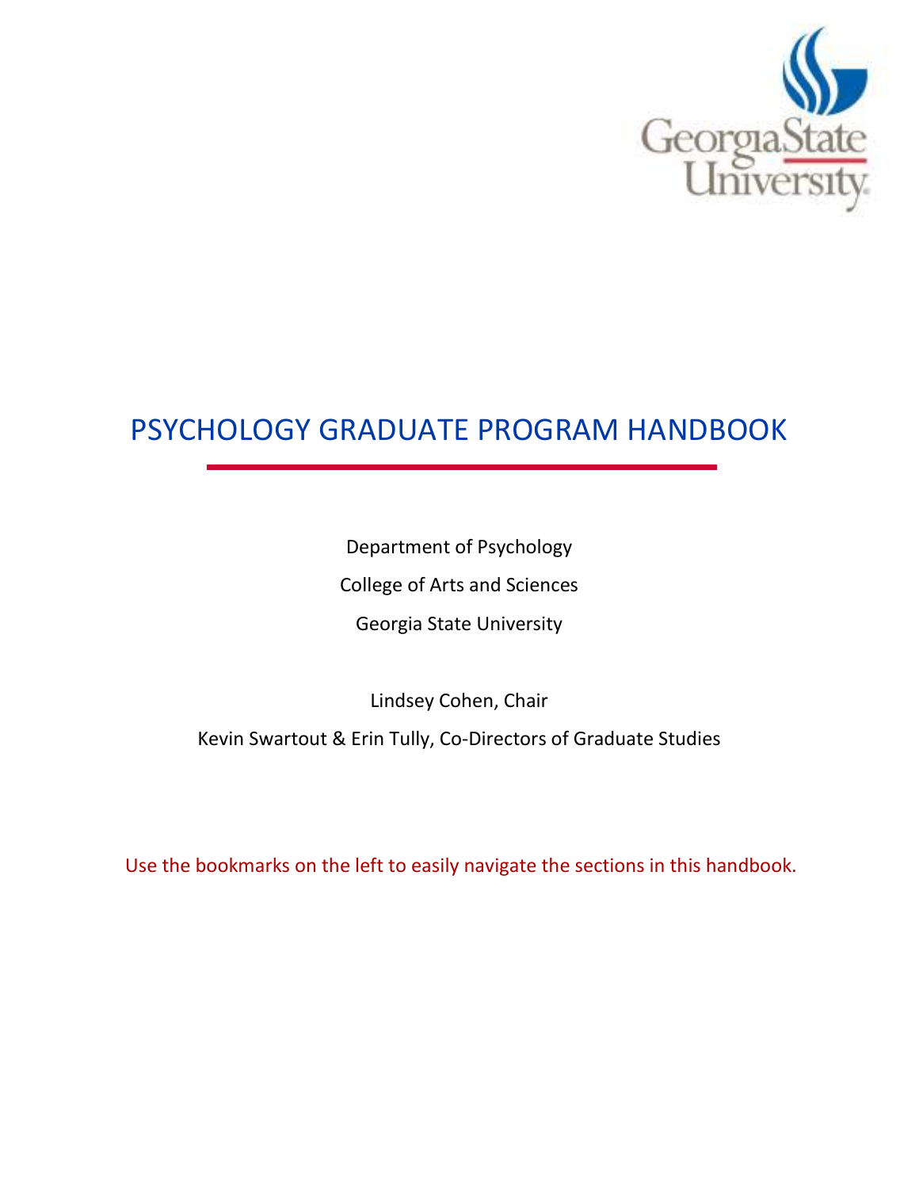# PSYCHOLOGY GRADUATE PROGRAM HANDBOOK

Department of Psychology

College of Arts and Sciences

Georgia State University

Lindsey Cohen, Chair

Kevin Swartout & Erin Tully, Co-Directors of Graduate Studies

Use the bookmarks on the left to easily navigate the sections in this handbook.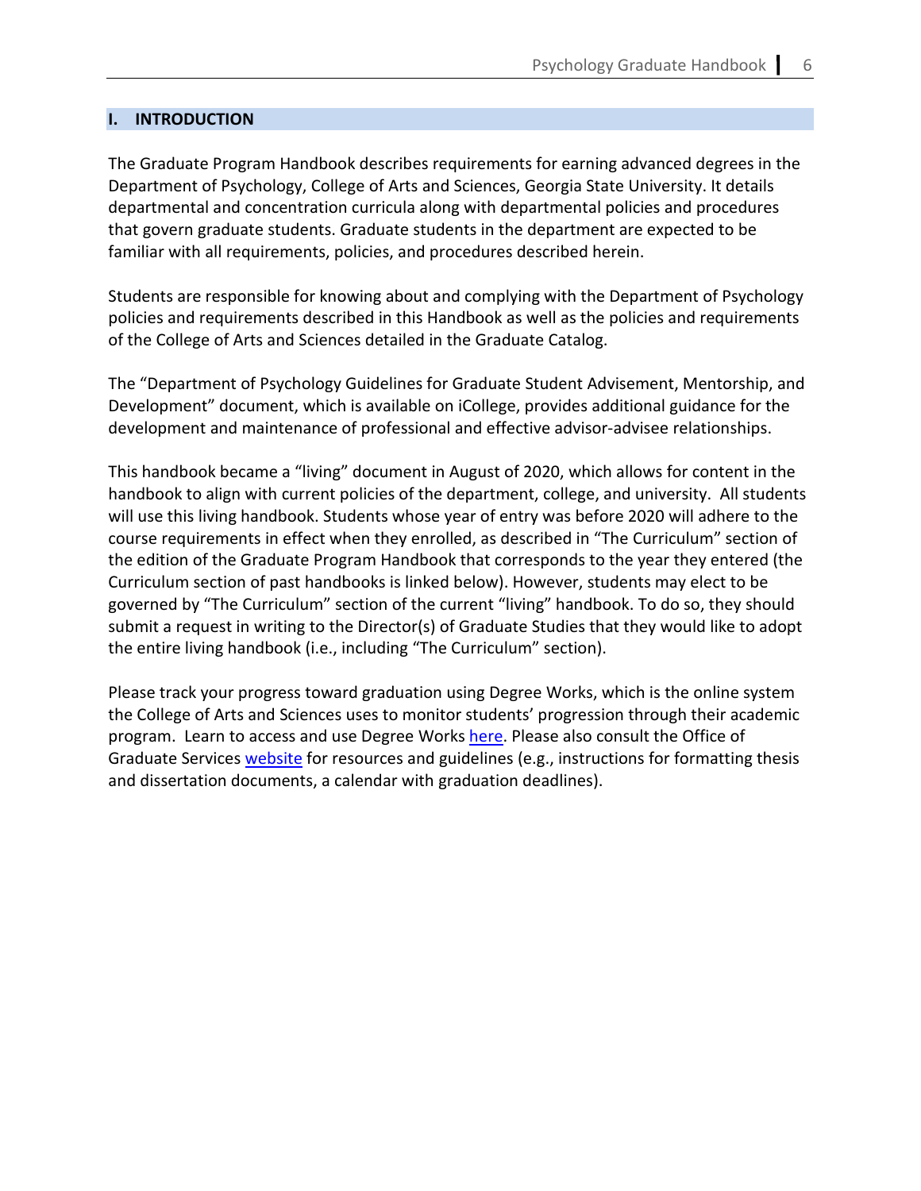# I. INTRODUCTION

The Graduate Program Handbook describes requirements for earning advanced degrees in the Department of Psychology, College of Arts and Sciences, Georgia State University. It details departmental and concentration curricula along with departmental policies and procedures that govern graduate students. Graduate students in the department are expected to be familiar with all requirements, policies, and procedures described herein.

Students are responsible for knowing about and complying with the Department of Psychology policies and requirements described in this Handbook as well as the policies and requirements of the College of Arts and Sciences detailed in the Graduate Catalog.

The "Department of Psychology Guidelines for Graduate Student Advisement, Mentorship, and Development" document, which is available on iCollege, provides additional guidance for the development and maintenance of professional and effective advisor-advisee relationships.

This handbook became a "living" document in August of 2020, which allows for content in the handbook to align with current policies of the department, college, and university. All students will use this living handbook. Students whose year of entry was before 2020 will adhere to the course requirements in effect when they enrolled, as described in "The Curriculum" section of the edition of the Graduate Program Handbook that corresponds to the year they entered (the Curriculum section of past handbooks is linked below). However, students may elect to be governed by "The Curriculum" section of the current "living" handbook. To do so, they should submit a request in writing to the Director(s) of Graduate Studies that they would like to adopt the entire living handbook (i.e., including "The Curriculum" section).

Please track your progress toward graduation using Degree Works, which is the online system the College of Arts and Sciences uses to monitor students' progression through their academic program. Learn to access and use Degree Works here. Please also consult the Office of Graduate Services website for resources and guidelines (e.g., instructions for formatting thesis and dissertation documents, a calendar with graduation deadlines).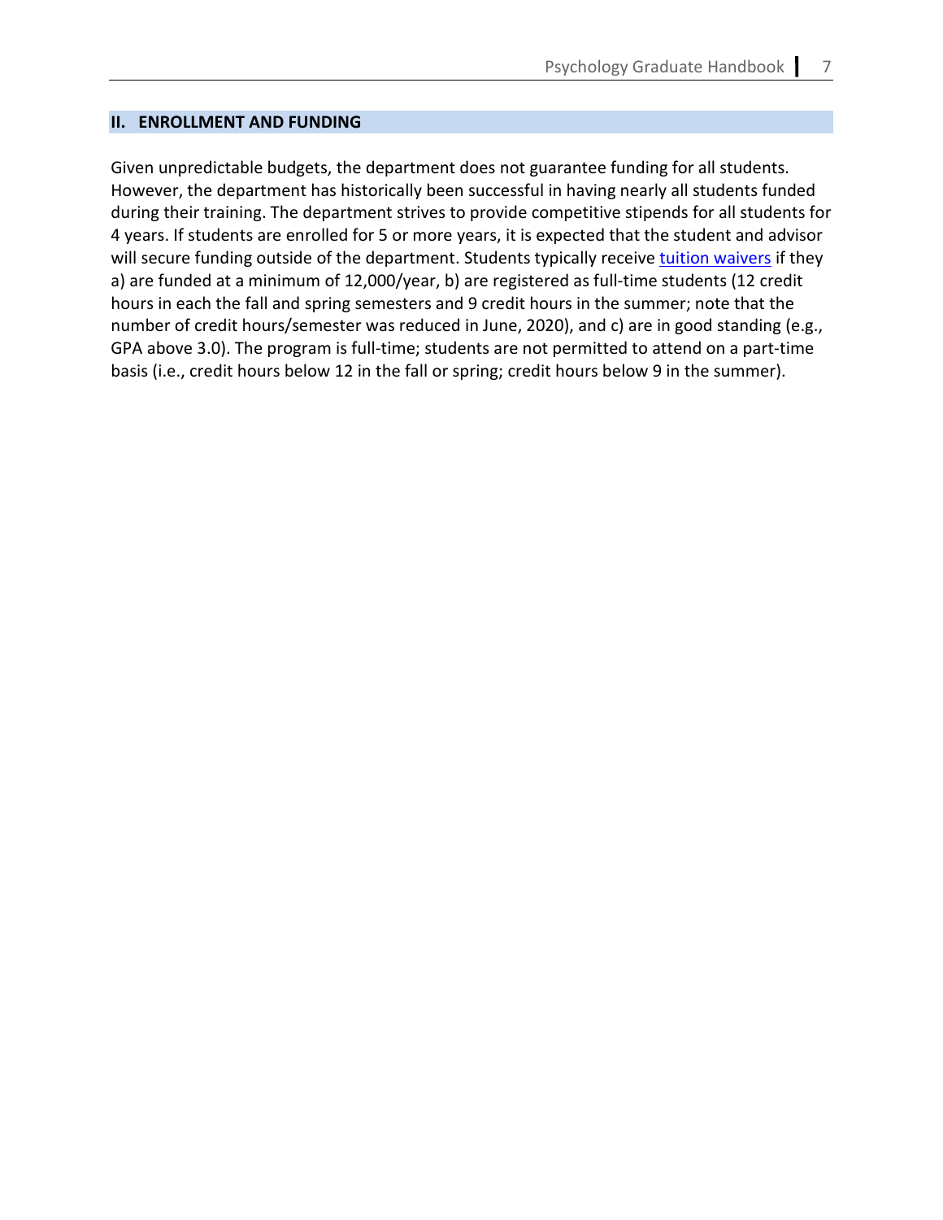## II. ENROLLMENT AND FUNDING

Given unpredictable budgets, the department does not guarantee funding for all students. However, the department has historically been successful in having nearly all students funded during their training. The department strives to provide competitive stipends for all students for 4 years. If students are enrolled for 5 or more years, it is expected that the student and advisor will secure funding outside of the department. Students typically receive tuition waivers if they a) are funded at a minimum of 12,000/year, b) are registered as full-time students (12 credit hours in each the fall and spring semesters and 9 credit hours in the summer; note that the number of credit hours/semester was reduced in June, 2020), and c) are in good standing (e.g., GPA above 3.0). The program is full-time; students are not permitted to attend on a part-time basis (i.e., credit hours below 12 in the fall or spring; credit hours below 9 in the summer).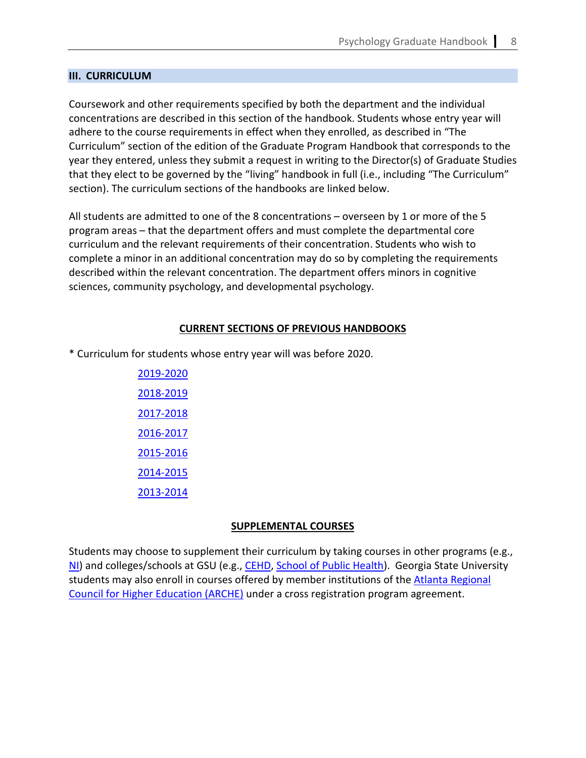## III. CURRICULUM

Coursework and other requirements specified by both the department and the individual concentrations are described in this section of the handbook. Students whose entry year will adhere to the course requirements in effect when they enrolled, as described in "The Curriculum" section of the edition of the Graduate Program Handbook that corresponds to the year they entered, unless they submit a request in writing to the Director(s) of Graduate Studies that they elect to be governed by the "living" handbook in full (i.e., including "The Curriculum" section). The curriculum sections of the handbooks are linked below.

All students are admitted to one of the 8 concentrations – overseen by 1 or more of the 5 program areas – that the department offers and must complete the departmental core curriculum and the relevant requirements of their concentration. Students who wish to complete a minor in an additional concentration may do so by completing the requirements described within the relevant concentration. The department offers minors in cognitive sciences, community psychology, and developmental psychology.

### CURRENT SECTIONS OF PREVIOUS HANDBOOKS

* Curriculum for students whose entry year will was before 2020.

- 2019-2020
- 2018-2019
- 2017-2018
- 2016-2017
- 2015-2016
- 2014-2015
- 2013-2014

### SUPPLEMENTAL COURSES

Students may choose to supplement their curriculum by taking courses in other programs (e.g., NI) and colleges/schools at GSU (e.g., CEHD, School of Public Health). Georgia State University students may also enroll in courses offered by member institutions of the Atlanta Regional Council for Higher Education (ARCHE) under a cross registration program agreement.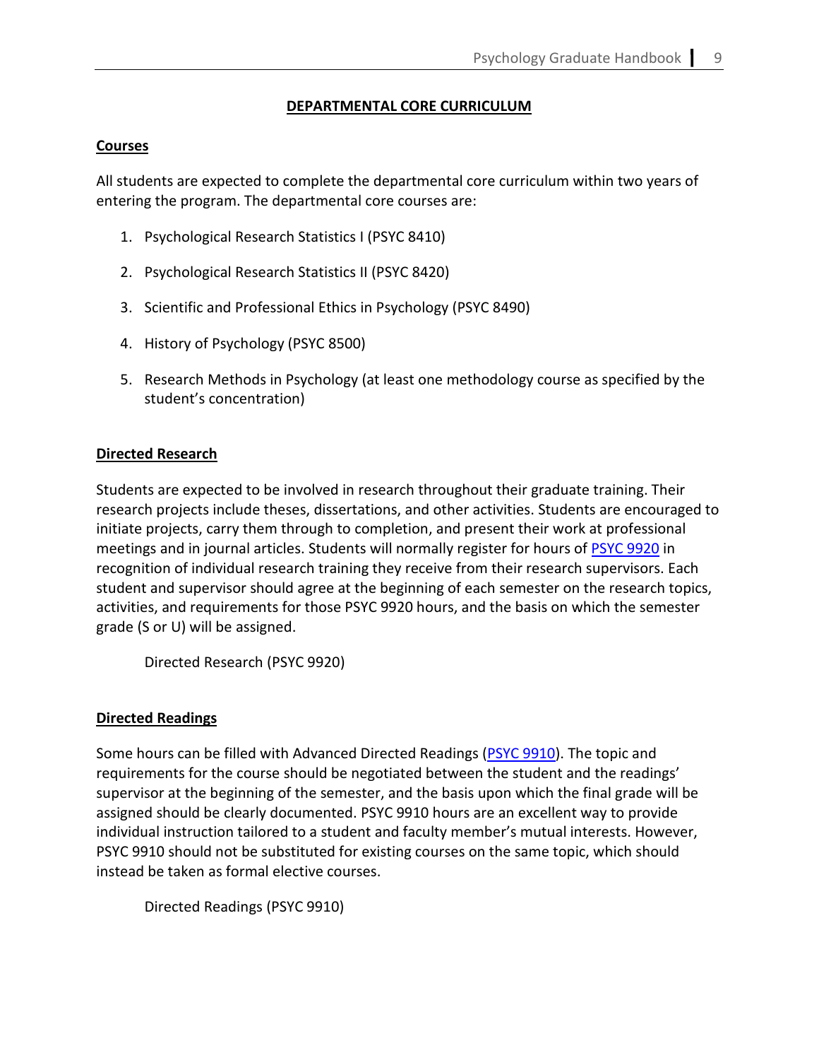# DEPARTMENTAL CORE CURRICULUM

## Courses

All students are expected to complete the departmental core curriculum within two years of entering the program. The departmental core courses are:

1. Psychological Research Statistics I (PSYC 8410)
2. Psychological Research Statistics II (PSYC 8420)
3. Scientific and Professional Ethics in Psychology (PSYC 8490)
4. History of Psychology (PSYC 8500)
5. Research Methods in Psychology (at least one methodology course as specified by the student's concentration)

## Directed Research

Students are expected to be involved in research throughout their graduate training. Their research projects include theses, dissertations, and other activities. Students are encouraged to initiate projects, carry them through to completion, and present their work at professional meetings and in journal articles. Students will normally register for hours of PSYC 9920 in recognition of individual research training they receive from their research supervisors. Each student and supervisor should agree at the beginning of each semester on the research topics, activities, and requirements for those PSYC 9920 hours, and the basis on which the semester grade (S or U) will be assigned.

Directed Research (PSYC 9920)

## Directed Readings

Some hours can be filled with Advanced Directed Readings (PSYC 9910). The topic and requirements for the course should be negotiated between the student and the readings' supervisor at the beginning of the semester, and the basis upon which the final grade will be assigned should be clearly documented. PSYC 9910 hours are an excellent way to provide individual instruction tailored to a student and faculty member's mutual interests. However, PSYC 9910 should not be substituted for existing courses on the same topic, which should instead be taken as formal elective courses.

Directed Readings (PSYC 9910)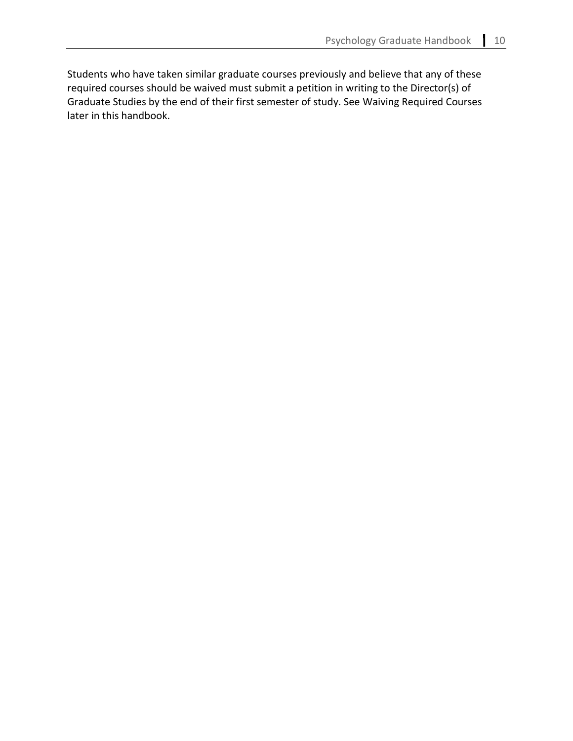Students who have taken similar graduate courses previously and believe that any of these required courses should be waived must submit a petition in writing to the Director(s) of Graduate Studies by the end of their first semester of study. See Waiving Required Courses later in this handbook.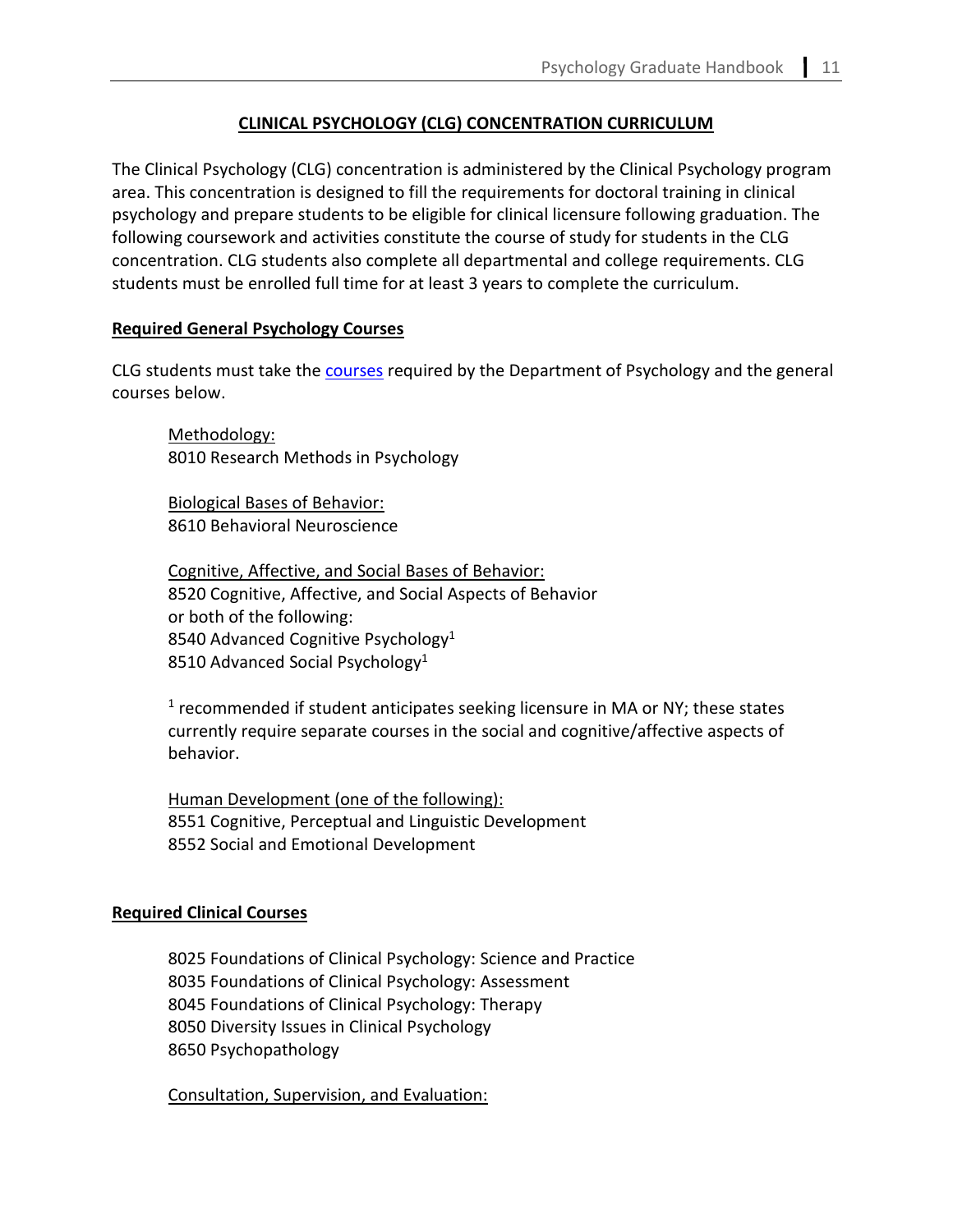## CLINICAL PSYCHOLOGY (CLG) CONCENTRATION CURRICULUM

The Clinical Psychology (CLG) concentration is administered by the Clinical Psychology program area. This concentration is designed to fill the requirements for doctoral training in clinical psychology and prepare students to be eligible for clinical licensure following graduation. The following coursework and activities constitute the course of study for students in the CLG concentration. CLG students also complete all departmental and college requirements. CLG students must be enrolled full time for at least 3 years to complete the curriculum.

### Required General Psychology Courses

CLG students must take the courses required by the Department of Psychology and the general courses below.

Methodology:
8010 Research Methods in Psychology

Biological Bases of Behavior:
8610 Behavioral Neuroscience

Cognitive, Affective, and Social Bases of Behavior:
8520 Cognitive, Affective, and Social Aspects of Behavior
or both of the following:
8540 Advanced Cognitive Psychology[1]
8510 Advanced Social Psychology[1]

[1] recommended if student anticipates seeking licensure in MA or NY; these states currently require separate courses in the social and cognitive/affective aspects of behavior.

Human Development (one of the following):
8551 Cognitive, Perceptual and Linguistic Development
8552 Social and Emotional Development

### Required Clinical Courses

8025 Foundations of Clinical Psychology: Science and Practice
8035 Foundations of Clinical Psychology: Assessment
8045 Foundations of Clinical Psychology: Therapy
8050 Diversity Issues in Clinical Psychology
8650 Psychopathology

Consultation, Supervision, and Evaluation: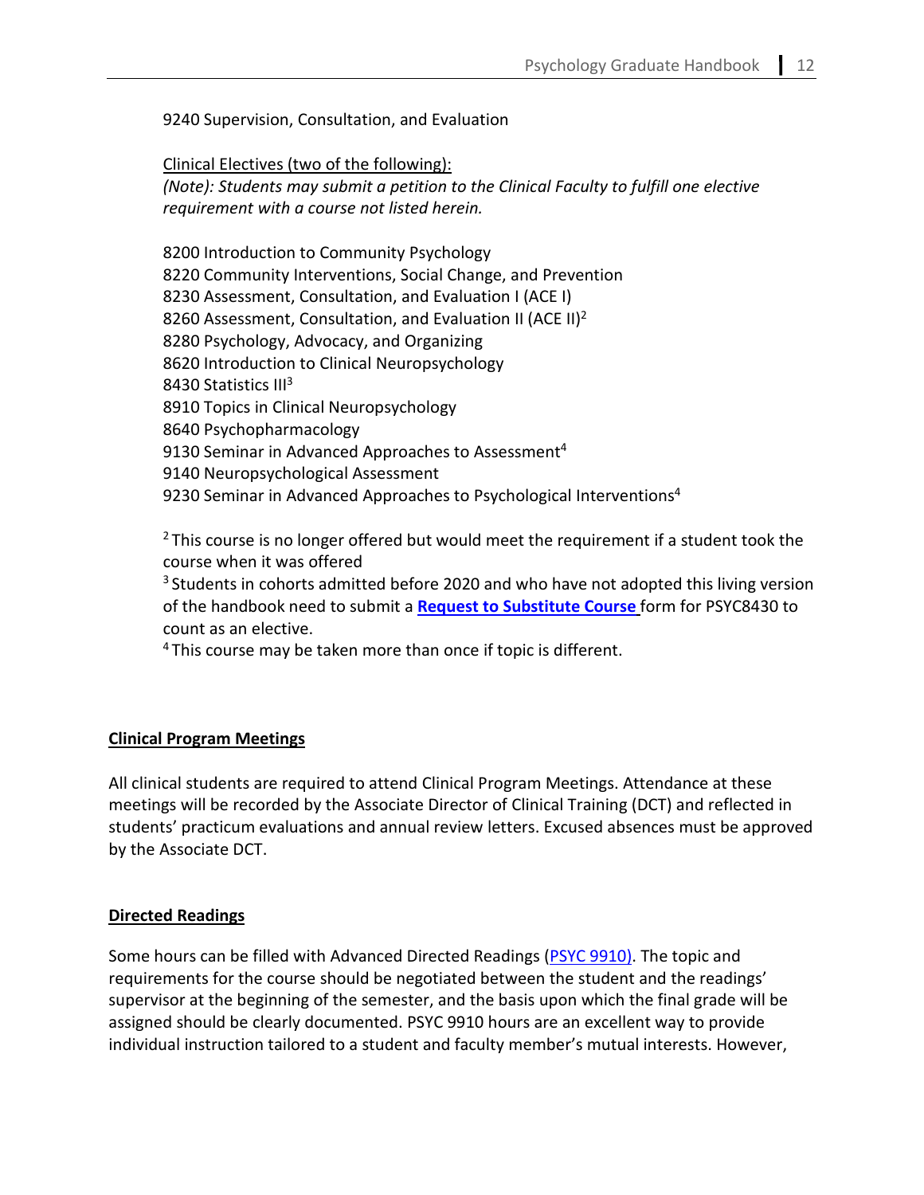9240 Supervision, Consultation, and Evaluation

Clinical Electives (two of the following):

*(Note): Students may submit a petition to the Clinical Faculty to fulfill one elective requirement with a course not listed herein.*

8200 Introduction to Community Psychology
8220 Community Interventions, Social Change, and Prevention
8230 Assessment, Consultation, and Evaluation I (ACE I)
8260 Assessment, Consultation, and Evaluation II (ACE II)[2]
8280 Psychology, Advocacy, and Organizing
8620 Introduction to Clinical Neuropsychology
8430 Statistics III[3]
8910 Topics in Clinical Neuropsychology
8640 Psychopharmacology
9130 Seminar in Advanced Approaches to Assessment[4]
9140 Neuropsychological Assessment
9230 Seminar in Advanced Approaches to Psychological Interventions[4]

[2] This course is no longer offered but would meet the requirement if a student took the course when it was offered

[3] Students in cohorts admitted before 2020 and who have not adopted this living version of the handbook need to submit a **Request to Substitute Course** form for PSYC8430 to count as an elective.

[4] This course may be taken more than once if topic is different.

## Clinical Program Meetings

All clinical students are required to attend Clinical Program Meetings. Attendance at these meetings will be recorded by the Associate Director of Clinical Training (DCT) and reflected in students' practicum evaluations and annual review letters. Excused absences must be approved by the Associate DCT.

## Directed Readings

Some hours can be filled with Advanced Directed Readings (PSYC 9910). The topic and requirements for the course should be negotiated between the student and the readings' supervisor at the beginning of the semester, and the basis upon which the final grade will be assigned should be clearly documented. PSYC 9910 hours are an excellent way to provide individual instruction tailored to a student and faculty member's mutual interests. However,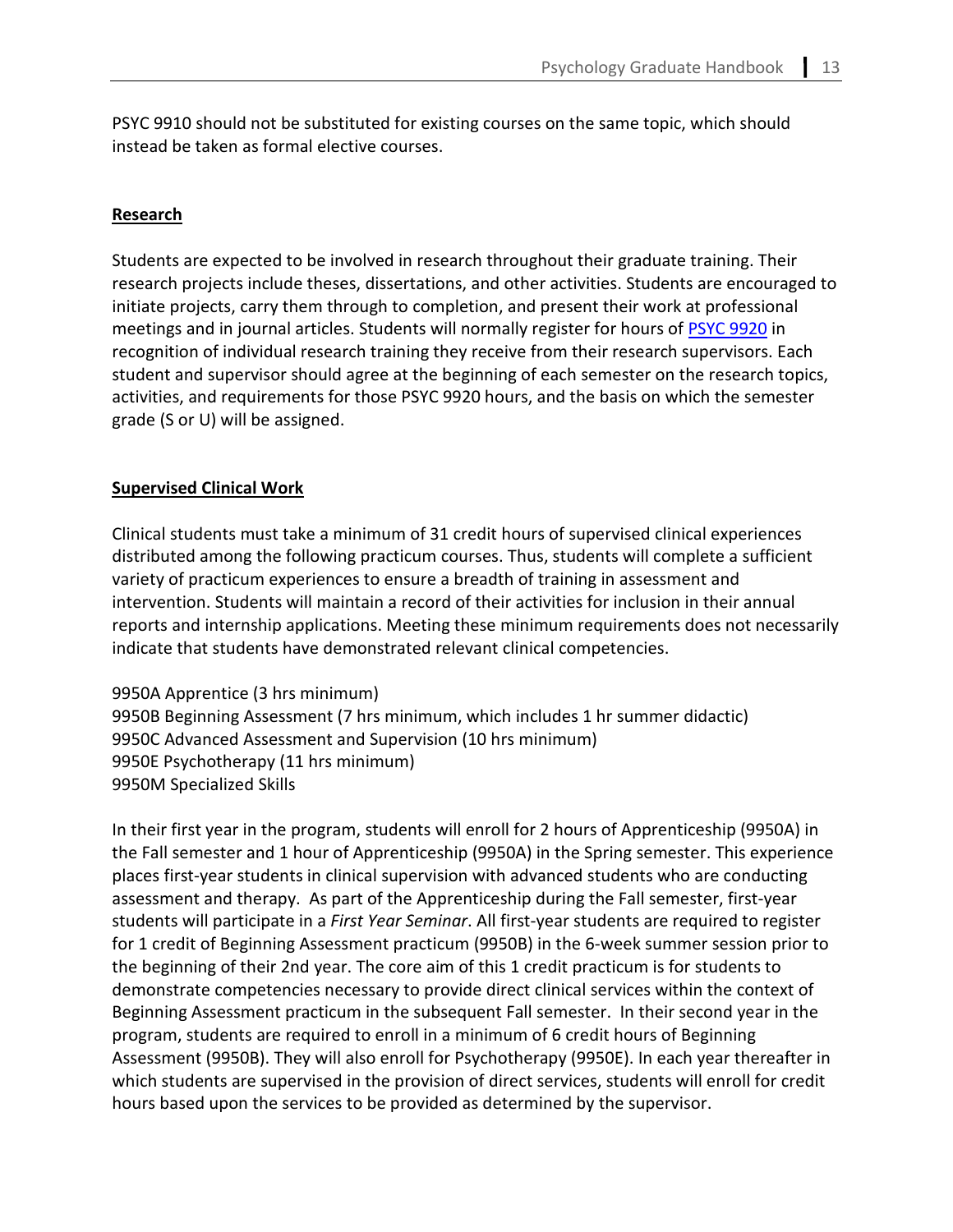PSYC 9910 should not be substituted for existing courses on the same topic, which should instead be taken as formal elective courses.

## Research

Students are expected to be involved in research throughout their graduate training. Their research projects include theses, dissertations, and other activities. Students are encouraged to initiate projects, carry them through to completion, and present their work at professional meetings and in journal articles. Students will normally register for hours of PSYC 9920 in recognition of individual research training they receive from their research supervisors. Each student and supervisor should agree at the beginning of each semester on the research topics, activities, and requirements for those PSYC 9920 hours, and the basis on which the semester grade (S or U) will be assigned.

## Supervised Clinical Work

Clinical students must take a minimum of 31 credit hours of supervised clinical experiences distributed among the following practicum courses. Thus, students will complete a sufficient variety of practicum experiences to ensure a breadth of training in assessment and intervention. Students will maintain a record of their activities for inclusion in their annual reports and internship applications. Meeting these minimum requirements does not necessarily indicate that students have demonstrated relevant clinical competencies.

9950A Apprentice (3 hrs minimum)
9950B Beginning Assessment (7 hrs minimum, which includes 1 hr summer didactic)
9950C Advanced Assessment and Supervision (10 hrs minimum)
9950E Psychotherapy (11 hrs minimum)
9950M Specialized Skills

In their first year in the program, students will enroll for 2 hours of Apprenticeship (9950A) in the Fall semester and 1 hour of Apprenticeship (9950A) in the Spring semester. This experience places first-year students in clinical supervision with advanced students who are conducting assessment and therapy. As part of the Apprenticeship during the Fall semester, first-year students will participate in a *First Year Seminar*. All first-year students are required to register for 1 credit of Beginning Assessment practicum (9950B) in the 6-week summer session prior to the beginning of their 2nd year. The core aim of this 1 credit practicum is for students to demonstrate competencies necessary to provide direct clinical services within the context of Beginning Assessment practicum in the subsequent Fall semester. In their second year in the program, students are required to enroll in a minimum of 6 credit hours of Beginning Assessment (9950B). They will also enroll for Psychotherapy (9950E). In each year thereafter in which students are supervised in the provision of direct services, students will enroll for credit hours based upon the services to be provided as determined by the supervisor.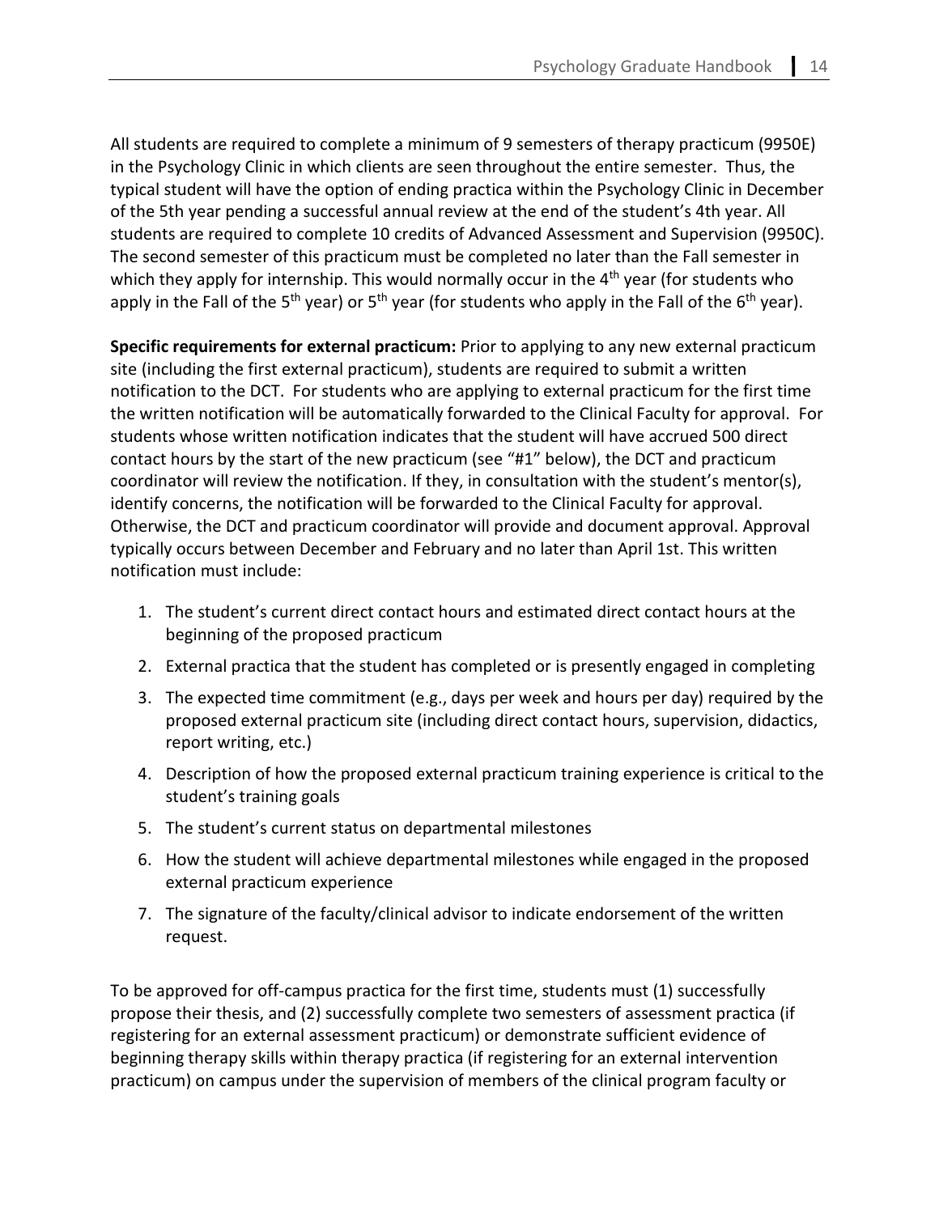All students are required to complete a minimum of 9 semesters of therapy practicum (9950E) in the Psychology Clinic in which clients are seen throughout the entire semester. Thus, the typical student will have the option of ending practica within the Psychology Clinic in December of the 5th year pending a successful annual review at the end of the student's 4th year. All students are required to complete 10 credits of Advanced Assessment and Supervision (9950C). The second semester of this practicum must be completed no later than the Fall semester in which they apply for internship. This would normally occur in the 4th year (for students who apply in the Fall of the 5th year) or 5th year (for students who apply in the Fall of the 6th year).

**Specific requirements for external practicum:** Prior to applying to any new external practicum site (including the first external practicum), students are required to submit a written notification to the DCT. For students who are applying to external practicum for the first time the written notification will be automatically forwarded to the Clinical Faculty for approval. For students whose written notification indicates that the student will have accrued 500 direct contact hours by the start of the new practicum (see "#1" below), the DCT and practicum coordinator will review the notification. If they, in consultation with the student's mentor(s), identify concerns, the notification will be forwarded to the Clinical Faculty for approval. Otherwise, the DCT and practicum coordinator will provide and document approval. Approval typically occurs between December and February and no later than April 1st. This written notification must include:

1. The student's current direct contact hours and estimated direct contact hours at the beginning of the proposed practicum
2. External practica that the student has completed or is presently engaged in completing
3. The expected time commitment (e.g., days per week and hours per day) required by the proposed external practicum site (including direct contact hours, supervision, didactics, report writing, etc.)
4. Description of how the proposed external practicum training experience is critical to the student's training goals
5. The student's current status on departmental milestones
6. How the student will achieve departmental milestones while engaged in the proposed external practicum experience
7. The signature of the faculty/clinical advisor to indicate endorsement of the written request.

To be approved for off-campus practica for the first time, students must (1) successfully propose their thesis, and (2) successfully complete two semesters of assessment practica (if registering for an external assessment practicum) or demonstrate sufficient evidence of beginning therapy skills within therapy practica (if registering for an external intervention practicum) on campus under the supervision of members of the clinical program faculty or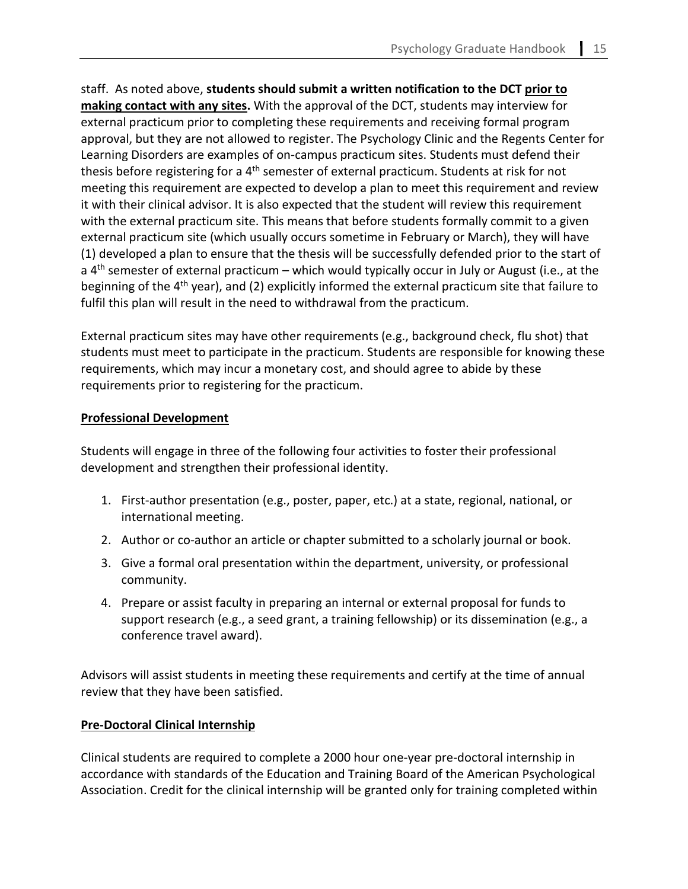staff. As noted above, **students should submit a written notification to the DCT <u>prior to making contact with any sites</u>.** With the approval of the DCT, students may interview for external practicum prior to completing these requirements and receiving formal program approval, but they are not allowed to register. The Psychology Clinic and the Regents Center for Learning Disorders are examples of on-campus practicum sites. Students must defend their thesis before registering for a 4th semester of external practicum. Students at risk for not meeting this requirement are expected to develop a plan to meet this requirement and review it with their clinical advisor. It is also expected that the student will review this requirement with the external practicum site. This means that before students formally commit to a given external practicum site (which usually occurs sometime in February or March), they will have (1) developed a plan to ensure that the thesis will be successfully defended prior to the start of a 4th semester of external practicum – which would typically occur in July or August (i.e., at the beginning of the 4th year), and (2) explicitly informed the external practicum site that failure to fulfil this plan will result in the need to withdrawal from the practicum.

External practicum sites may have other requirements (e.g., background check, flu shot) that students must meet to participate in the practicum. Students are responsible for knowing these requirements, which may incur a monetary cost, and should agree to abide by these requirements prior to registering for the practicum.

**<u>Professional Development</u>**

Students will engage in three of the following four activities to foster their professional development and strengthen their professional identity.

1. First-author presentation (e.g., poster, paper, etc.) at a state, regional, national, or international meeting.
2. Author or co-author an article or chapter submitted to a scholarly journal or book.
3. Give a formal oral presentation within the department, university, or professional community.
4. Prepare or assist faculty in preparing an internal or external proposal for funds to support research (e.g., a seed grant, a training fellowship) or its dissemination (e.g., a conference travel award).

Advisors will assist students in meeting these requirements and certify at the time of annual review that they have been satisfied.

**<u>Pre-Doctoral Clinical Internship</u>**

Clinical students are required to complete a 2000 hour one-year pre-doctoral internship in accordance with standards of the Education and Training Board of the American Psychological Association. Credit for the clinical internship will be granted only for training completed within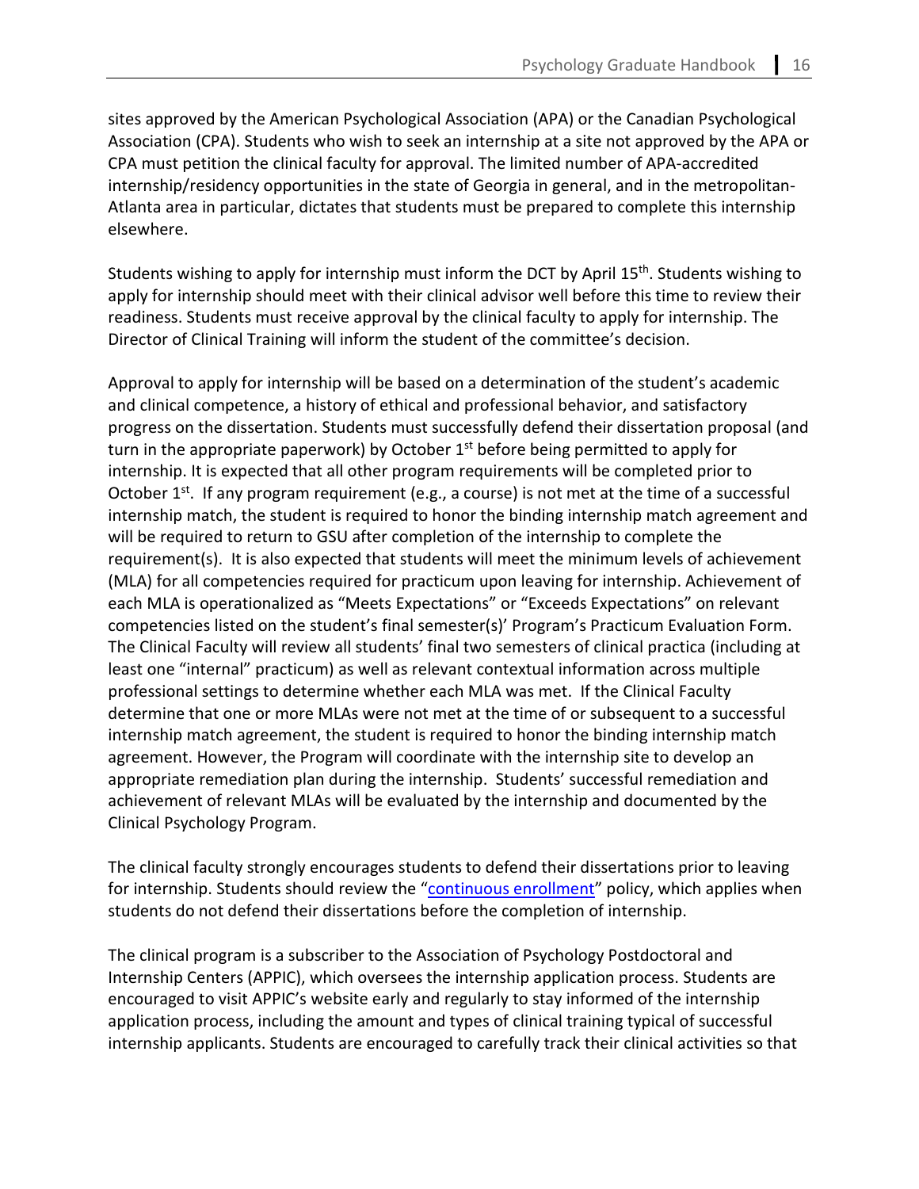sites approved by the American Psychological Association (APA) or the Canadian Psychological Association (CPA). Students who wish to seek an internship at a site not approved by the APA or CPA must petition the clinical faculty for approval. The limited number of APA-accredited internship/residency opportunities in the state of Georgia in general, and in the metropolitan-Atlanta area in particular, dictates that students must be prepared to complete this internship elsewhere.

Students wishing to apply for internship must inform the DCT by April 15th. Students wishing to apply for internship should meet with their clinical advisor well before this time to review their readiness. Students must receive approval by the clinical faculty to apply for internship. The Director of Clinical Training will inform the student of the committee's decision.

Approval to apply for internship will be based on a determination of the student's academic and clinical competence, a history of ethical and professional behavior, and satisfactory progress on the dissertation. Students must successfully defend their dissertation proposal (and turn in the appropriate paperwork) by October 1st before being permitted to apply for internship. It is expected that all other program requirements will be completed prior to October 1st. If any program requirement (e.g., a course) is not met at the time of a successful internship match, the student is required to honor the binding internship match agreement and will be required to return to GSU after completion of the internship to complete the requirement(s). It is also expected that students will meet the minimum levels of achievement (MLA) for all competencies required for practicum upon leaving for internship. Achievement of each MLA is operationalized as "Meets Expectations" or "Exceeds Expectations" on relevant competencies listed on the student's final semester(s)' Program's Practicum Evaluation Form. The Clinical Faculty will review all students' final two semesters of clinical practica (including at least one "internal" practicum) as well as relevant contextual information across multiple professional settings to determine whether each MLA was met. If the Clinical Faculty determine that one or more MLAs were not met at the time of or subsequent to a successful internship match agreement, the student is required to honor the binding internship match agreement. However, the Program will coordinate with the internship site to develop an appropriate remediation plan during the internship. Students' successful remediation and achievement of relevant MLAs will be evaluated by the internship and documented by the Clinical Psychology Program.

The clinical faculty strongly encourages students to defend their dissertations prior to leaving for internship. Students should review the "continuous enrollment" policy, which applies when students do not defend their dissertations before the completion of internship.

The clinical program is a subscriber to the Association of Psychology Postdoctoral and Internship Centers (APPIC), which oversees the internship application process. Students are encouraged to visit APPIC's website early and regularly to stay informed of the internship application process, including the amount and types of clinical training typical of successful internship applicants. Students are encouraged to carefully track their clinical activities so that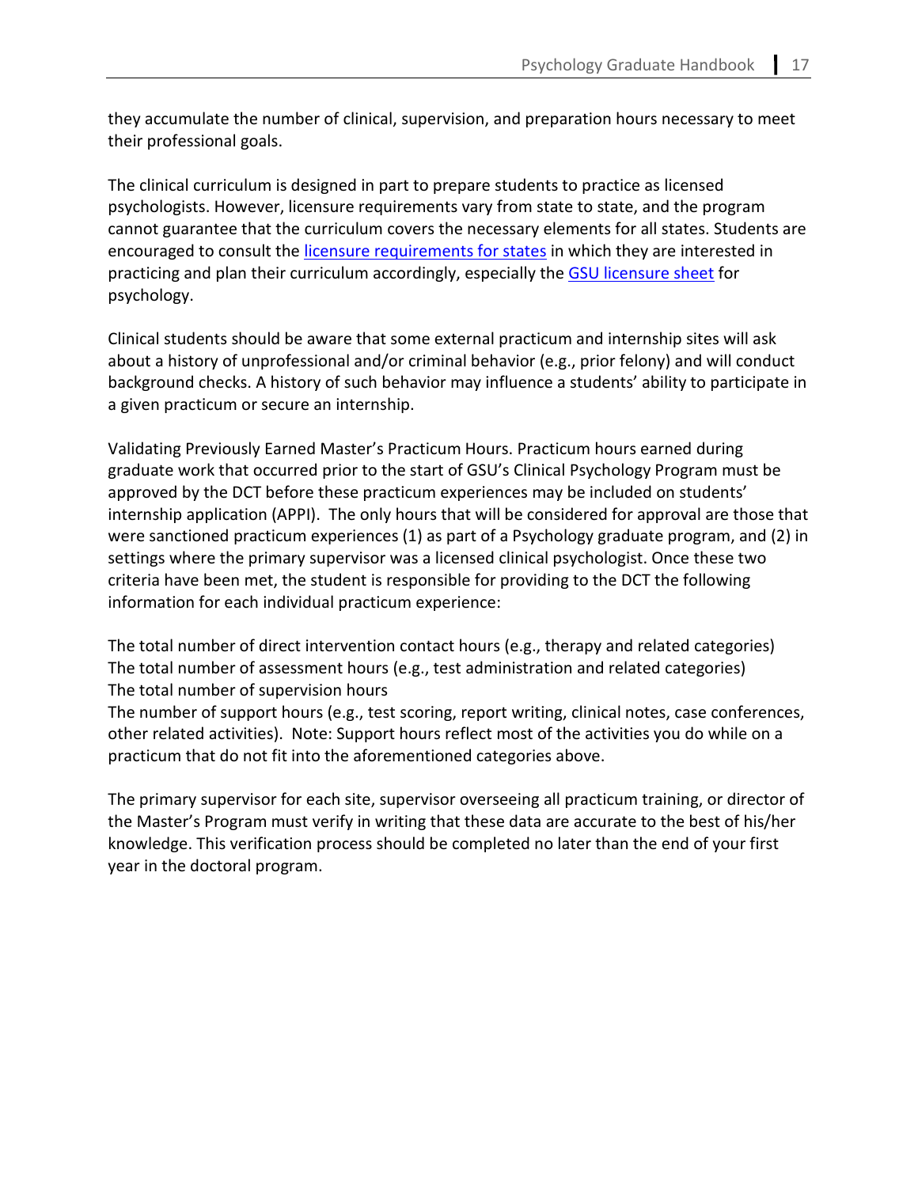they accumulate the number of clinical, supervision, and preparation hours necessary to meet their professional goals.

The clinical curriculum is designed in part to prepare students to practice as licensed psychologists. However, licensure requirements vary from state to state, and the program cannot guarantee that the curriculum covers the necessary elements for all states. Students are encouraged to consult the licensure requirements for states in which they are interested in practicing and plan their curriculum accordingly, especially the GSU licensure sheet for psychology.

Clinical students should be aware that some external practicum and internship sites will ask about a history of unprofessional and/or criminal behavior (e.g., prior felony) and will conduct background checks. A history of such behavior may influence a students' ability to participate in a given practicum or secure an internship.

Validating Previously Earned Master's Practicum Hours. Practicum hours earned during graduate work that occurred prior to the start of GSU's Clinical Psychology Program must be approved by the DCT before these practicum experiences may be included on students' internship application (APPI). The only hours that will be considered for approval are those that were sanctioned practicum experiences (1) as part of a Psychology graduate program, and (2) in settings where the primary supervisor was a licensed clinical psychologist. Once these two criteria have been met, the student is responsible for providing to the DCT the following information for each individual practicum experience:

The total number of direct intervention contact hours (e.g., therapy and related categories)
The total number of assessment hours (e.g., test administration and related categories)
The total number of supervision hours
The number of support hours (e.g., test scoring, report writing, clinical notes, case conferences, other related activities). Note: Support hours reflect most of the activities you do while on a practicum that do not fit into the aforementioned categories above.

The primary supervisor for each site, supervisor overseeing all practicum training, or director of the Master's Program must verify in writing that these data are accurate to the best of his/her knowledge. This verification process should be completed no later than the end of your first year in the doctoral program.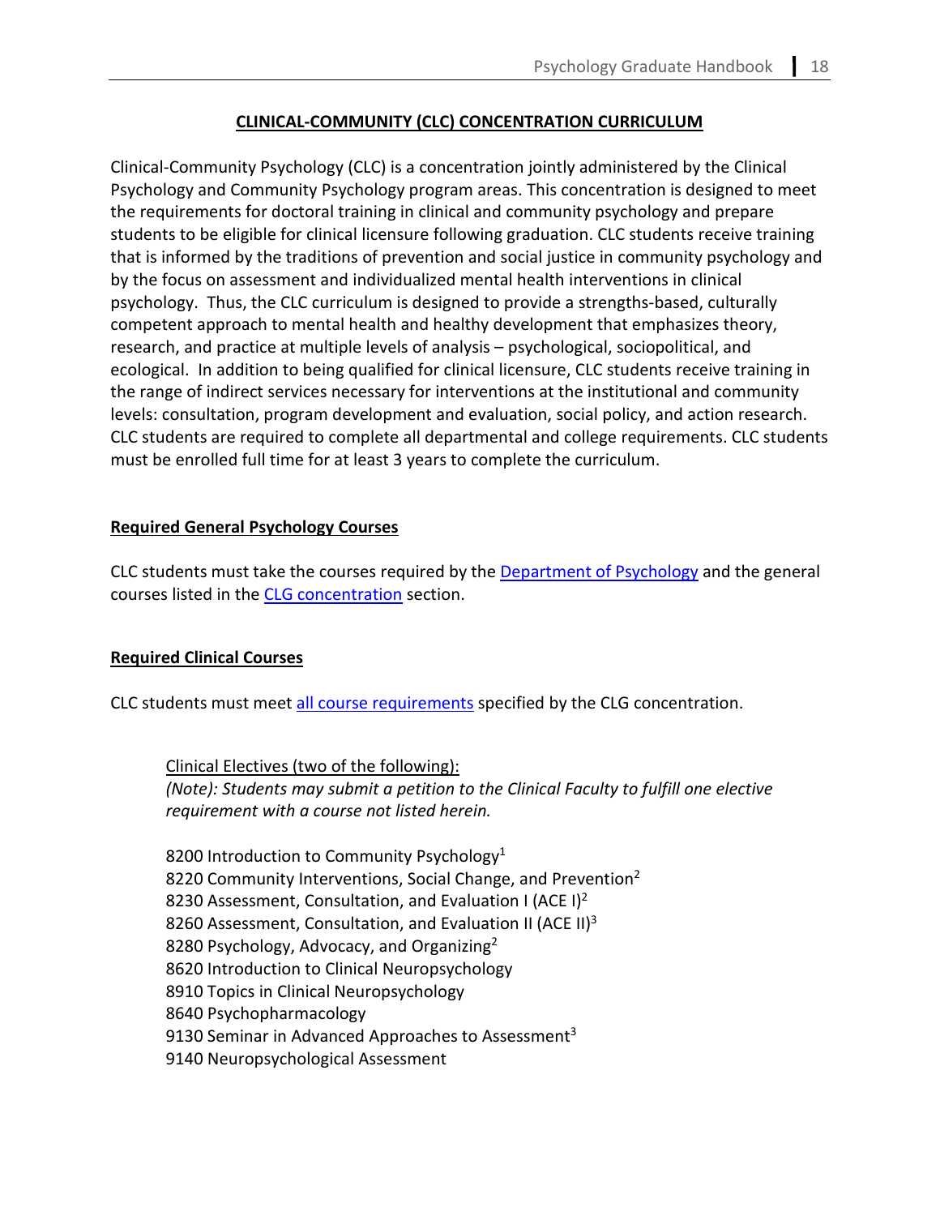## CLINICAL-COMMUNITY (CLC) CONCENTRATION CURRICULUM

Clinical-Community Psychology (CLC) is a concentration jointly administered by the Clinical Psychology and Community Psychology program areas. This concentration is designed to meet the requirements for doctoral training in clinical and community psychology and prepare students to be eligible for clinical licensure following graduation. CLC students receive training that is informed by the traditions of prevention and social justice in community psychology and by the focus on assessment and individualized mental health interventions in clinical psychology. Thus, the CLC curriculum is designed to provide a strengths-based, culturally competent approach to mental health and healthy development that emphasizes theory, research, and practice at multiple levels of analysis – psychological, sociopolitical, and ecological. In addition to being qualified for clinical licensure, CLC students receive training in the range of indirect services necessary for interventions at the institutional and community levels: consultation, program development and evaluation, social policy, and action research. CLC students are required to complete all departmental and college requirements. CLC students must be enrolled full time for at least 3 years to complete the curriculum.

### Required General Psychology Courses

CLC students must take the courses required by the Department of Psychology and the general courses listed in the CLG concentration section.

### Required Clinical Courses

CLC students must meet all course requirements specified by the CLG concentration.

Clinical Electives (two of the following):
*(Note): Students may submit a petition to the Clinical Faculty to fulfill one elective requirement with a course not listed herein.*

8200 Introduction to Community Psychology[1]
8220 Community Interventions, Social Change, and Prevention[2]
8230 Assessment, Consultation, and Evaluation I (ACE I)[2]
8260 Assessment, Consultation, and Evaluation II (ACE II)[3]
8280 Psychology, Advocacy, and Organizing[2]
8620 Introduction to Clinical Neuropsychology
8910 Topics in Clinical Neuropsychology
8640 Psychopharmacology
9130 Seminar in Advanced Approaches to Assessment[3]
9140 Neuropsychological Assessment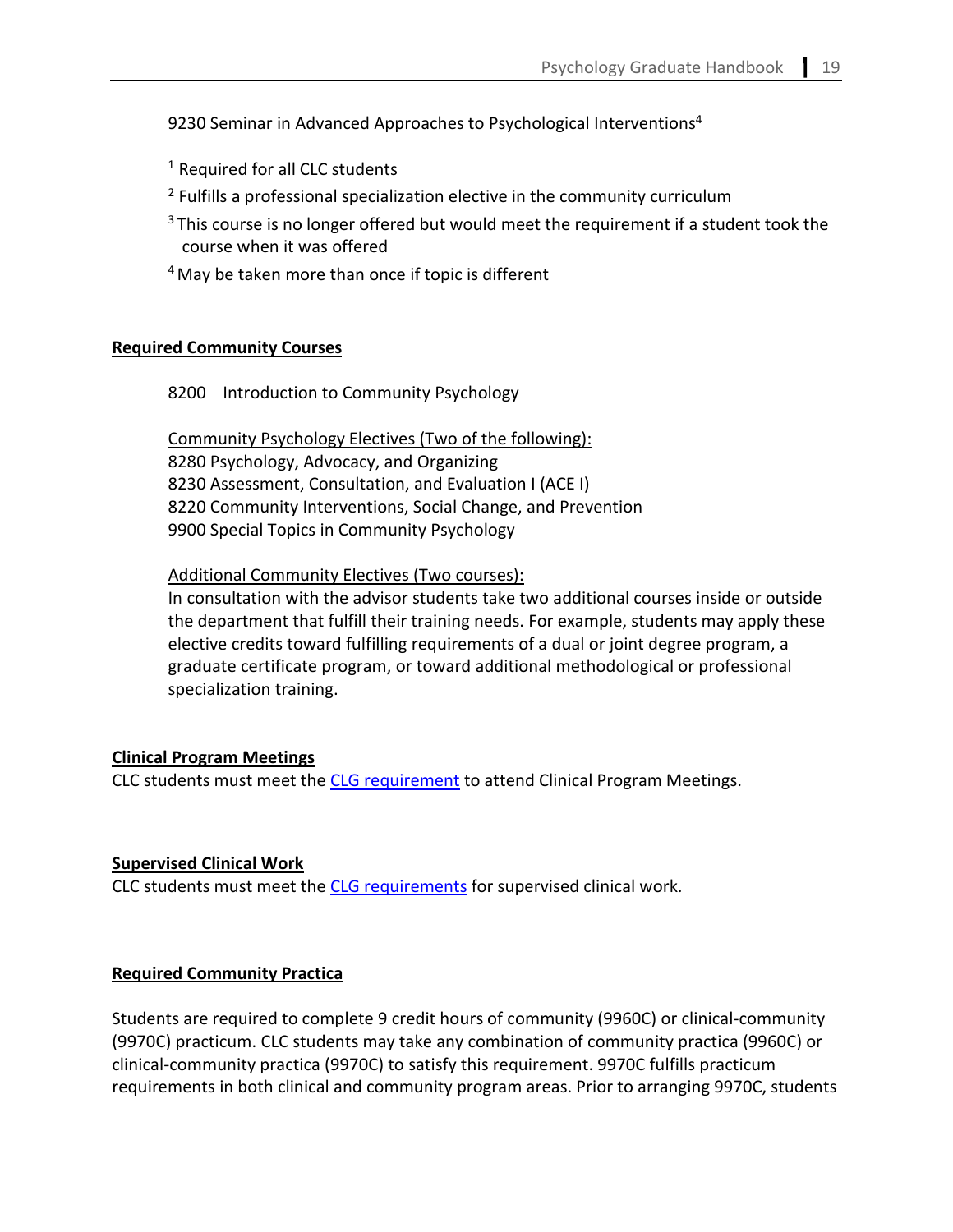9230 Seminar in Advanced Approaches to Psychological Interventions[4]

[1] Required for all CLC students

[2] Fulfills a professional specialization elective in the community curriculum

[3] This course is no longer offered but would meet the requirement if a student took the course when it was offered

[4] May be taken more than once if topic is different

**Required Community Courses**

8200 Introduction to Community Psychology

Community Psychology Electives (Two of the following):
8280 Psychology, Advocacy, and Organizing
8230 Assessment, Consultation, and Evaluation I (ACE I)
8220 Community Interventions, Social Change, and Prevention
9900 Special Topics in Community Psychology

Additional Community Electives (Two courses):
In consultation with the advisor students take two additional courses inside or outside the department that fulfill their training needs. For example, students may apply these elective credits toward fulfilling requirements of a dual or joint degree program, a graduate certificate program, or toward additional methodological or professional specialization training.

**Clinical Program Meetings**

CLC students must meet the CLG requirement to attend Clinical Program Meetings.

**Supervised Clinical Work**

CLC students must meet the CLG requirements for supervised clinical work.

**Required Community Practica**

Students are required to complete 9 credit hours of community (9960C) or clinical-community (9970C) practicum. CLC students may take any combination of community practica (9960C) or clinical-community practica (9970C) to satisfy this requirement. 9970C fulfills practicum requirements in both clinical and community program areas. Prior to arranging 9970C, students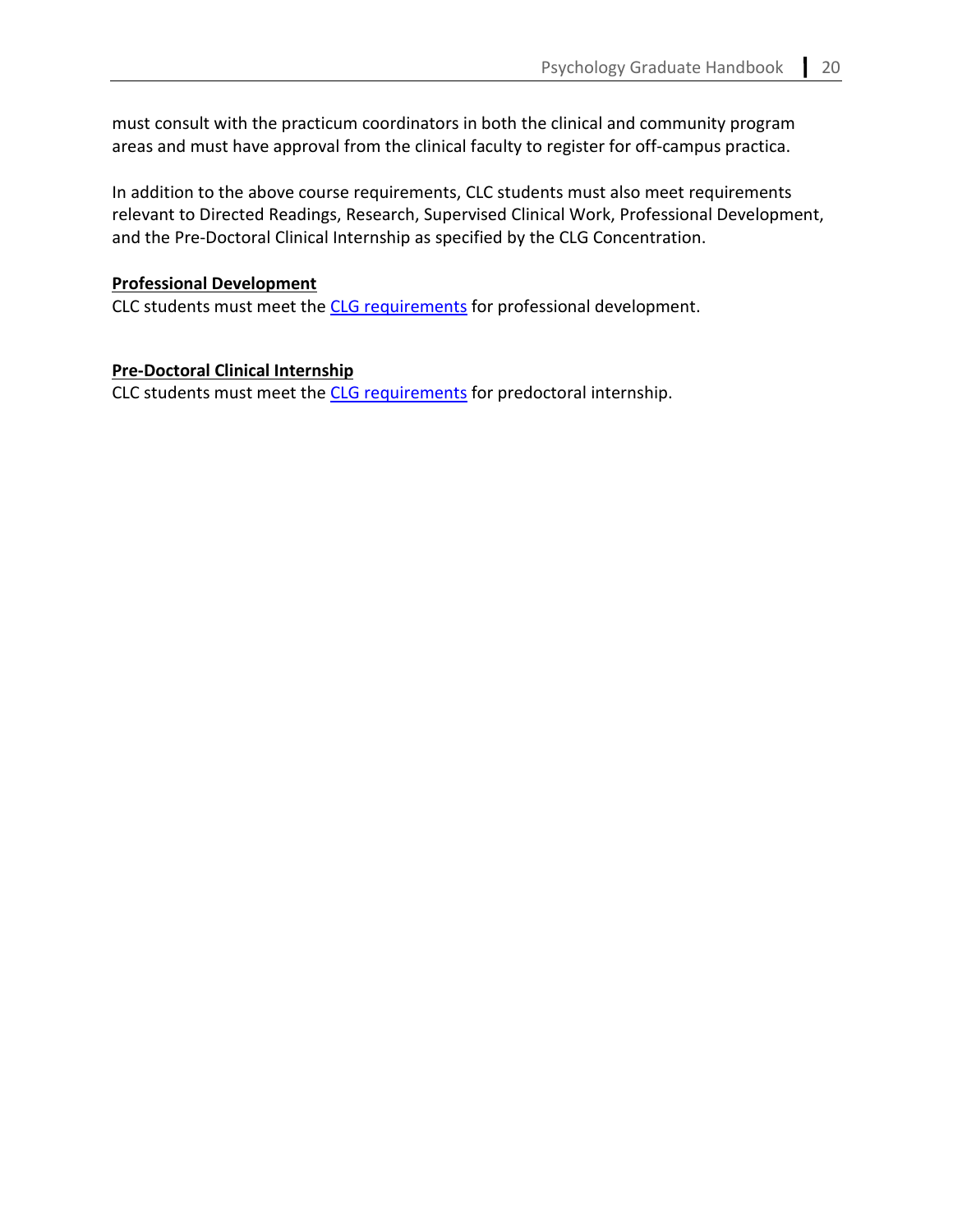must consult with the practicum coordinators in both the clinical and community program areas and must have approval from the clinical faculty to register for off-campus practica.

In addition to the above course requirements, CLC students must also meet requirements relevant to Directed Readings, Research, Supervised Clinical Work, Professional Development, and the Pre-Doctoral Clinical Internship as specified by the CLG Concentration.

**Professional Development**

CLC students must meet the CLG requirements for professional development.

**Pre-Doctoral Clinical Internship**

CLC students must meet the CLG requirements for predoctoral internship.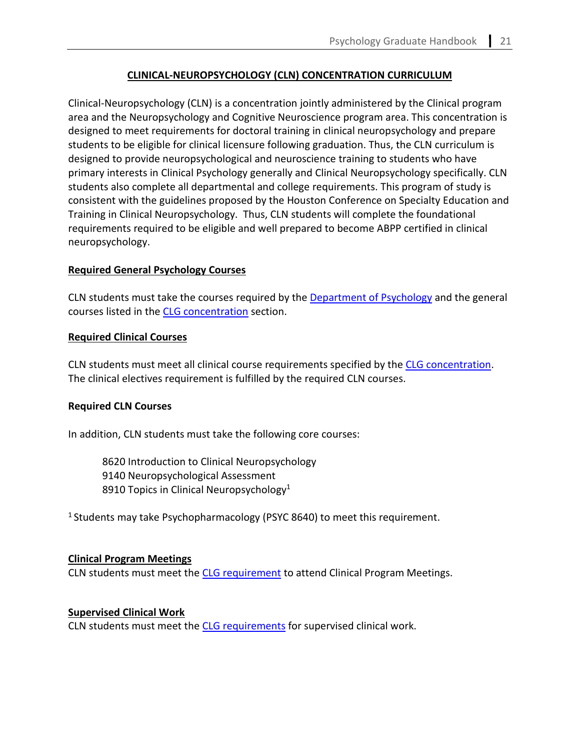## CLINICAL-NEUROPSYCHOLOGY (CLN) CONCENTRATION CURRICULUM

Clinical-Neuropsychology (CLN) is a concentration jointly administered by the Clinical program area and the Neuropsychology and Cognitive Neuroscience program area. This concentration is designed to meet requirements for doctoral training in clinical neuropsychology and prepare students to be eligible for clinical licensure following graduation. Thus, the CLN curriculum is designed to provide neuropsychological and neuroscience training to students who have primary interests in Clinical Psychology generally and Clinical Neuropsychology specifically. CLN students also complete all departmental and college requirements. This program of study is consistent with the guidelines proposed by the Houston Conference on Specialty Education and Training in Clinical Neuropsychology. Thus, CLN students will complete the foundational requirements required to be eligible and well prepared to become ABPP certified in clinical neuropsychology.

### Required General Psychology Courses

CLN students must take the courses required by the Department of Psychology and the general courses listed in the CLG concentration section.

### Required Clinical Courses

CLN students must meet all clinical course requirements specified by the CLG concentration. The clinical electives requirement is fulfilled by the required CLN courses.

### Required CLN Courses

In addition, CLN students must take the following core courses:

8620 Introduction to Clinical Neuropsychology
9140 Neuropsychological Assessment
8910 Topics in Clinical Neuropsychology[1]

[1] Students may take Psychopharmacology (PSYC 8640) to meet this requirement.

### Clinical Program Meetings

CLN students must meet the CLG requirement to attend Clinical Program Meetings.

### Supervised Clinical Work

CLN students must meet the CLG requirements for supervised clinical work.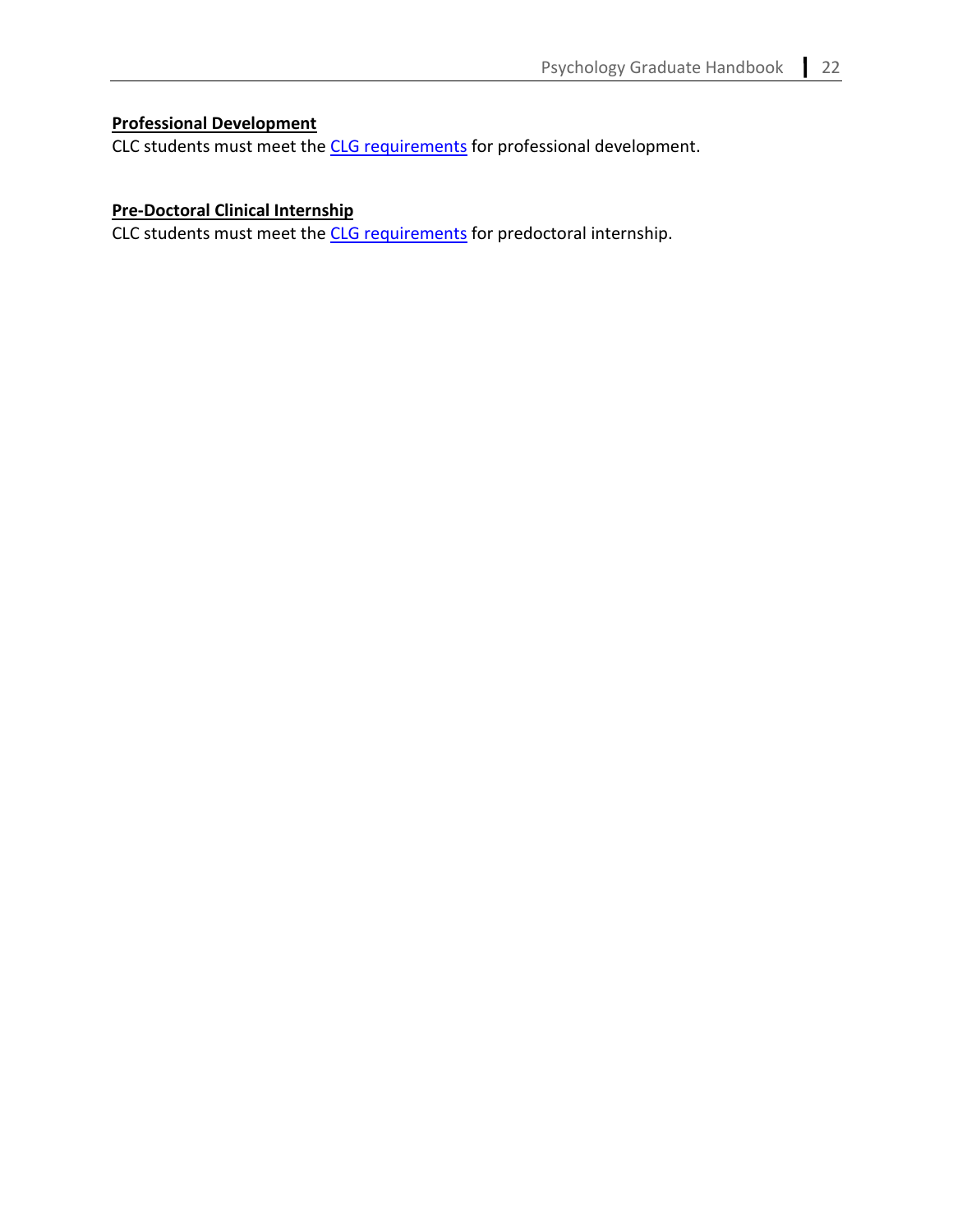**Professional Development**

CLC students must meet the CLG requirements for professional development.

**Pre-Doctoral Clinical Internship**

CLC students must meet the CLG requirements for predoctoral internship.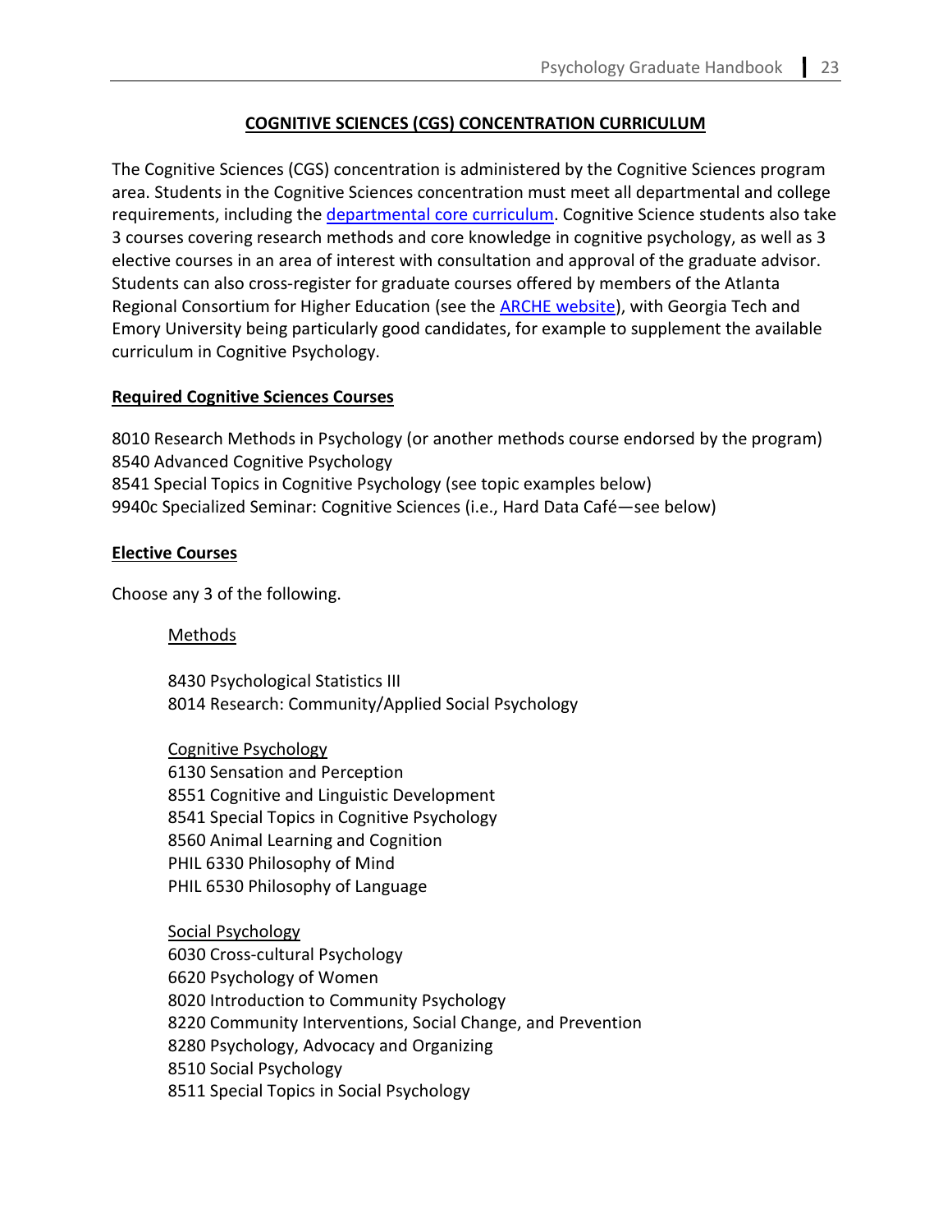## COGNITIVE SCIENCES (CGS) CONCENTRATION CURRICULUM

The Cognitive Sciences (CGS) concentration is administered by the Cognitive Sciences program area. Students in the Cognitive Sciences concentration must meet all departmental and college requirements, including the departmental core curriculum. Cognitive Science students also take 3 courses covering research methods and core knowledge in cognitive psychology, as well as 3 elective courses in an area of interest with consultation and approval of the graduate advisor. Students can also cross-register for graduate courses offered by members of the Atlanta Regional Consortium for Higher Education (see the ARCHE website), with Georgia Tech and Emory University being particularly good candidates, for example to supplement the available curriculum in Cognitive Psychology.

### Required Cognitive Sciences Courses

8010 Research Methods in Psychology (or another methods course endorsed by the program)
8540 Advanced Cognitive Psychology
8541 Special Topics in Cognitive Psychology (see topic examples below)
9940c Specialized Seminar: Cognitive Sciences (i.e., Hard Data Café—see below)

### Elective Courses

Choose any 3 of the following.

Methods

8430 Psychological Statistics III
8014 Research: Community/Applied Social Psychology

Cognitive Psychology

6130 Sensation and Perception
8551 Cognitive and Linguistic Development
8541 Special Topics in Cognitive Psychology
8560 Animal Learning and Cognition
PHIL 6330 Philosophy of Mind
PHIL 6530 Philosophy of Language

Social Psychology

6030 Cross-cultural Psychology
6620 Psychology of Women
8020 Introduction to Community Psychology
8220 Community Interventions, Social Change, and Prevention
8280 Psychology, Advocacy and Organizing
8510 Social Psychology
8511 Special Topics in Social Psychology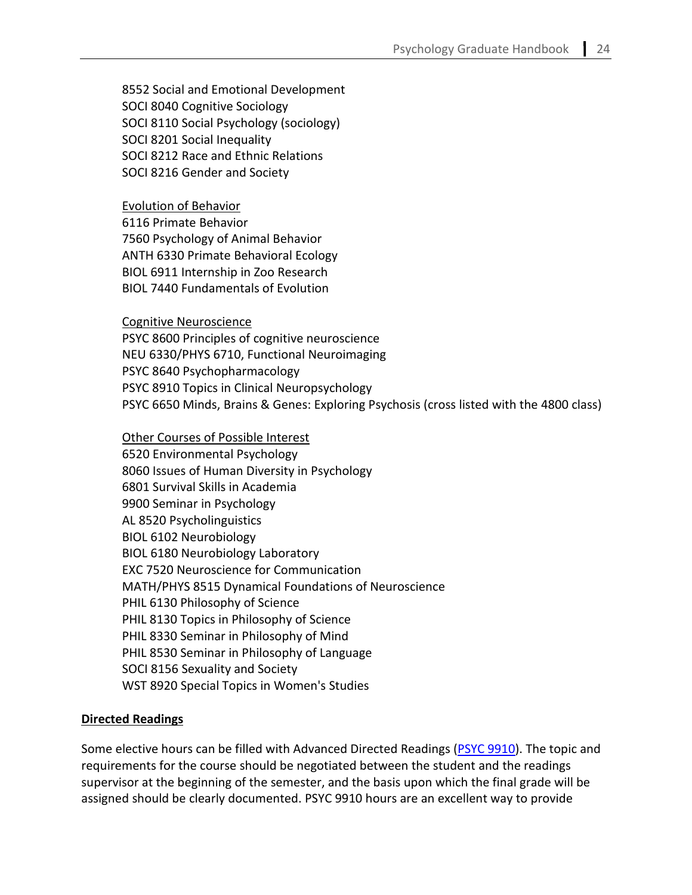8552 Social and Emotional Development
SOCI 8040 Cognitive Sociology
SOCI 8110 Social Psychology (sociology)
SOCI 8201 Social Inequality
SOCI 8212 Race and Ethnic Relations
SOCI 8216 Gender and Society

<u>Evolution of Behavior</u>
6116 Primate Behavior
7560 Psychology of Animal Behavior
ANTH 6330 Primate Behavioral Ecology
BIOL 6911 Internship in Zoo Research
BIOL 7440 Fundamentals of Evolution

<u>Cognitive Neuroscience</u>
PSYC 8600 Principles of cognitive neuroscience
NEU 6330/PHYS 6710, Functional Neuroimaging
PSYC 8640 Psychopharmacology
PSYC 8910 Topics in Clinical Neuropsychology
PSYC 6650 Minds, Brains & Genes: Exploring Psychosis (cross listed with the 4800 class)

<u>Other Courses of Possible Interest</u>
6520 Environmental Psychology
8060 Issues of Human Diversity in Psychology
6801 Survival Skills in Academia
9900 Seminar in Psychology
AL 8520 Psycholinguistics
BIOL 6102 Neurobiology
BIOL 6180 Neurobiology Laboratory
EXC 7520 Neuroscience for Communication
MATH/PHYS 8515 Dynamical Foundations of Neuroscience
PHIL 6130 Philosophy of Science
PHIL 8130 Topics in Philosophy of Science
PHIL 8330 Seminar in Philosophy of Mind
PHIL 8530 Seminar in Philosophy of Language
SOCI 8156 Sexuality and Society
WST 8920 Special Topics in Women's Studies

**<u>Directed Readings</u>**

Some elective hours can be filled with Advanced Directed Readings (PSYC 9910). The topic and requirements for the course should be negotiated between the student and the readings supervisor at the beginning of the semester, and the basis upon which the final grade will be assigned should be clearly documented. PSYC 9910 hours are an excellent way to provide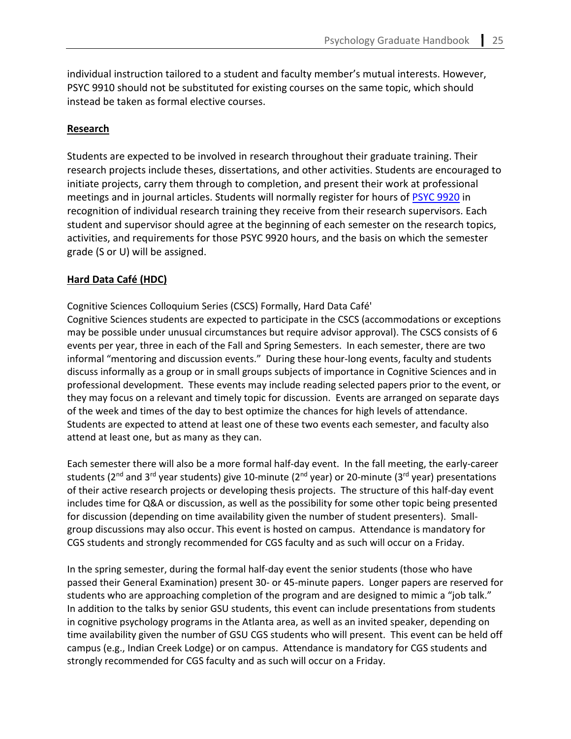individual instruction tailored to a student and faculty member's mutual interests. However, PSYC 9910 should not be substituted for existing courses on the same topic, which should instead be taken as formal elective courses.

## **Research**

Students are expected to be involved in research throughout their graduate training. Their research projects include theses, dissertations, and other activities. Students are encouraged to initiate projects, carry them through to completion, and present their work at professional meetings and in journal articles. Students will normally register for hours of PSYC 9920 in recognition of individual research training they receive from their research supervisors. Each student and supervisor should agree at the beginning of each semester on the research topics, activities, and requirements for those PSYC 9920 hours, and the basis on which the semester grade (S or U) will be assigned.

## **Hard Data Café (HDC)**

Cognitive Sciences Colloquium Series (CSCS) Formally, Hard Data Café'

Cognitive Sciences students are expected to participate in the CSCS (accommodations or exceptions may be possible under unusual circumstances but require advisor approval). The CSCS consists of 6 events per year, three in each of the Fall and Spring Semesters. In each semester, there are two informal "mentoring and discussion events." During these hour-long events, faculty and students discuss informally as a group or in small groups subjects of importance in Cognitive Sciences and in professional development. These events may include reading selected papers prior to the event, or they may focus on a relevant and timely topic for discussion. Events are arranged on separate days of the week and times of the day to best optimize the chances for high levels of attendance. Students are expected to attend at least one of these two events each semester, and faculty also attend at least one, but as many as they can.

Each semester there will also be a more formal half-day event. In the fall meeting, the early-career students (2nd and 3rd year students) give 10-minute (2nd year) or 20-minute (3rd year) presentations of their active research projects or developing thesis projects. The structure of this half-day event includes time for Q&A or discussion, as well as the possibility for some other topic being presented for discussion (depending on time availability given the number of student presenters). Small-group discussions may also occur. This event is hosted on campus. Attendance is mandatory for CGS students and strongly recommended for CGS faculty and as such will occur on a Friday.

In the spring semester, during the formal half-day event the senior students (those who have passed their General Examination) present 30- or 45-minute papers. Longer papers are reserved for students who are approaching completion of the program and are designed to mimic a "job talk." In addition to the talks by senior GSU students, this event can include presentations from students in cognitive psychology programs in the Atlanta area, as well as an invited speaker, depending on time availability given the number of GSU CGS students who will present. This event can be held off campus (e.g., Indian Creek Lodge) or on campus. Attendance is mandatory for CGS students and strongly recommended for CGS faculty and as such will occur on a Friday.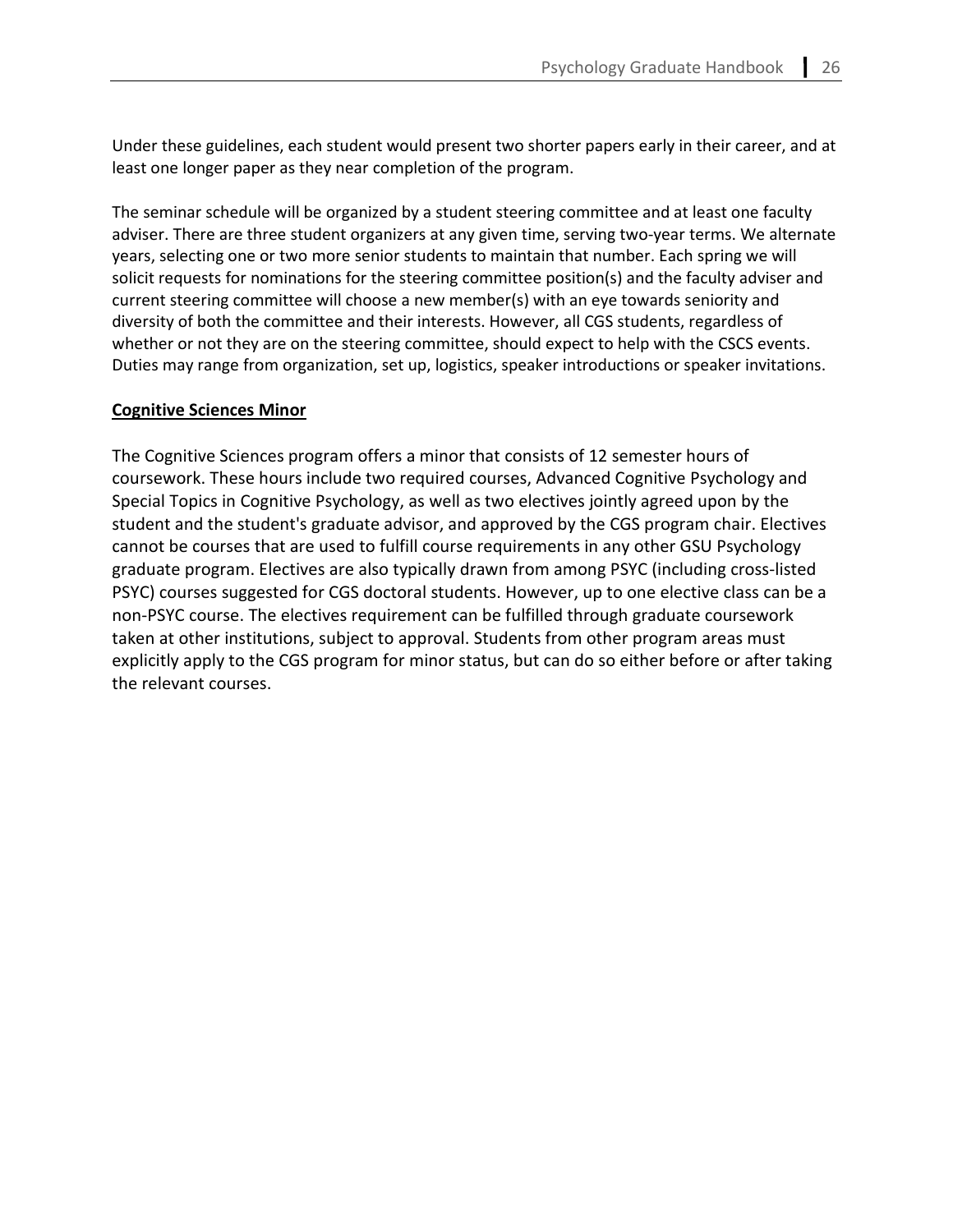Under these guidelines, each student would present two shorter papers early in their career, and at least one longer paper as they near completion of the program.

The seminar schedule will be organized by a student steering committee and at least one faculty adviser. There are three student organizers at any given time, serving two-year terms. We alternate years, selecting one or two more senior students to maintain that number. Each spring we will solicit requests for nominations for the steering committee position(s) and the faculty adviser and current steering committee will choose a new member(s) with an eye towards seniority and diversity of both the committee and their interests. However, all CGS students, regardless of whether or not they are on the steering committee, should expect to help with the CSCS events. Duties may range from organization, set up, logistics, speaker introductions or speaker invitations.

## Cognitive Sciences Minor

The Cognitive Sciences program offers a minor that consists of 12 semester hours of coursework. These hours include two required courses, Advanced Cognitive Psychology and Special Topics in Cognitive Psychology, as well as two electives jointly agreed upon by the student and the student's graduate advisor, and approved by the CGS program chair. Electives cannot be courses that are used to fulfill course requirements in any other GSU Psychology graduate program. Electives are also typically drawn from among PSYC (including cross-listed PSYC) courses suggested for CGS doctoral students. However, up to one elective class can be a non-PSYC course. The electives requirement can be fulfilled through graduate coursework taken at other institutions, subject to approval. Students from other program areas must explicitly apply to the CGS program for minor status, but can do so either before or after taking the relevant courses.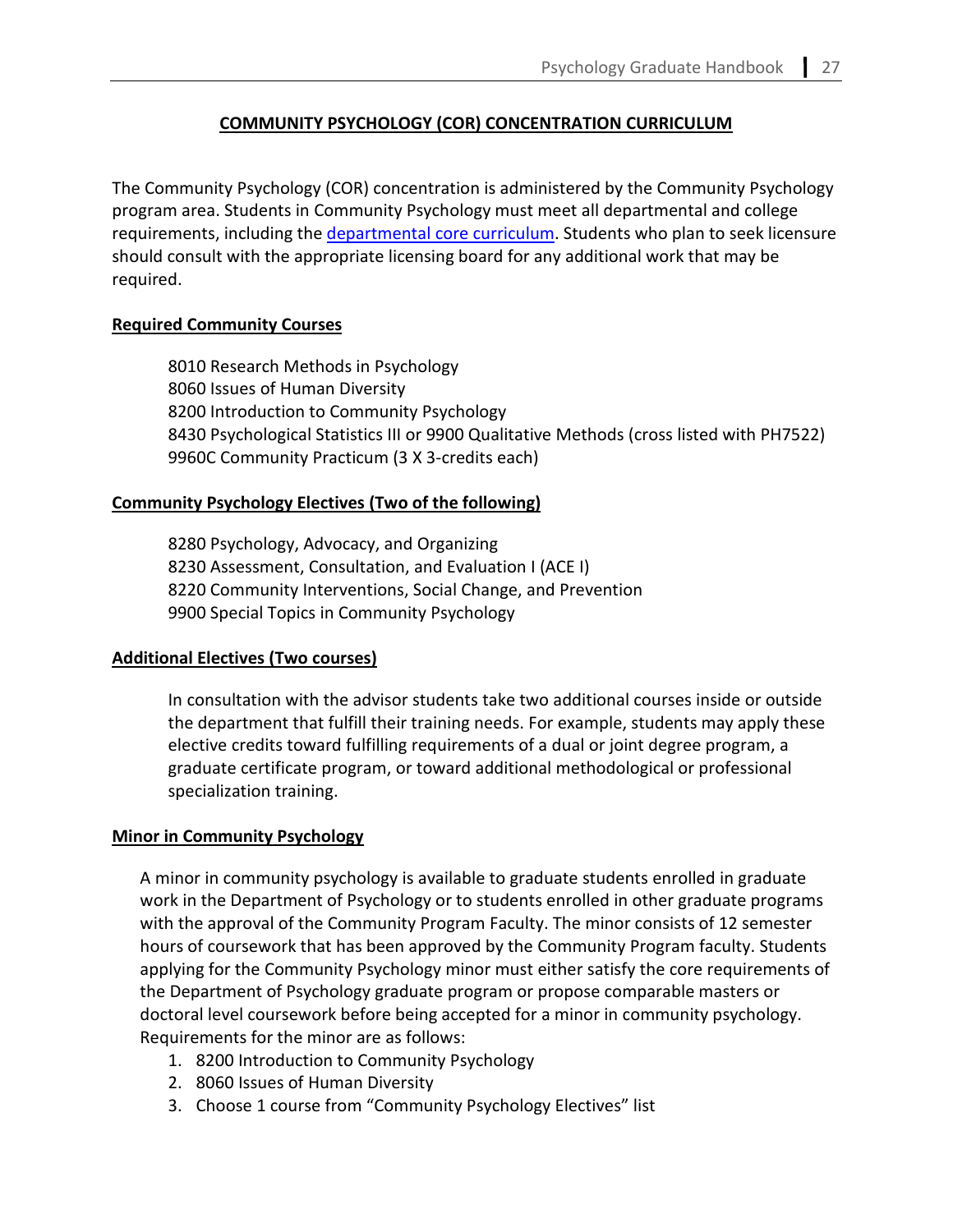## COMMUNITY PSYCHOLOGY (COR) CONCENTRATION CURRICULUM

The Community Psychology (COR) concentration is administered by the Community Psychology program area. Students in Community Psychology must meet all departmental and college requirements, including the departmental core curriculum. Students who plan to seek licensure should consult with the appropriate licensing board for any additional work that may be required.

### Required Community Courses

8010 Research Methods in Psychology  
8060 Issues of Human Diversity  
8200 Introduction to Community Psychology  
8430 Psychological Statistics III or 9900 Qualitative Methods (cross listed with PH7522)  
9960C Community Practicum (3 X 3-credits each)

### Community Psychology Electives (Two of the following)

8280 Psychology, Advocacy, and Organizing  
8230 Assessment, Consultation, and Evaluation I (ACE I)  
8220 Community Interventions, Social Change, and Prevention  
9900 Special Topics in Community Psychology

### Additional Electives (Two courses)

In consultation with the advisor students take two additional courses inside or outside the department that fulfill their training needs. For example, students may apply these elective credits toward fulfilling requirements of a dual or joint degree program, a graduate certificate program, or toward additional methodological or professional specialization training.

### Minor in Community Psychology

A minor in community psychology is available to graduate students enrolled in graduate work in the Department of Psychology or to students enrolled in other graduate programs with the approval of the Community Program Faculty. The minor consists of 12 semester hours of coursework that has been approved by the Community Program faculty. Students applying for the Community Psychology minor must either satisfy the core requirements of the Department of Psychology graduate program or propose comparable masters or doctoral level coursework before being accepted for a minor in community psychology. Requirements for the minor are as follows:

1. 8200 Introduction to Community Psychology
2. 8060 Issues of Human Diversity
3. Choose 1 course from "Community Psychology Electives" list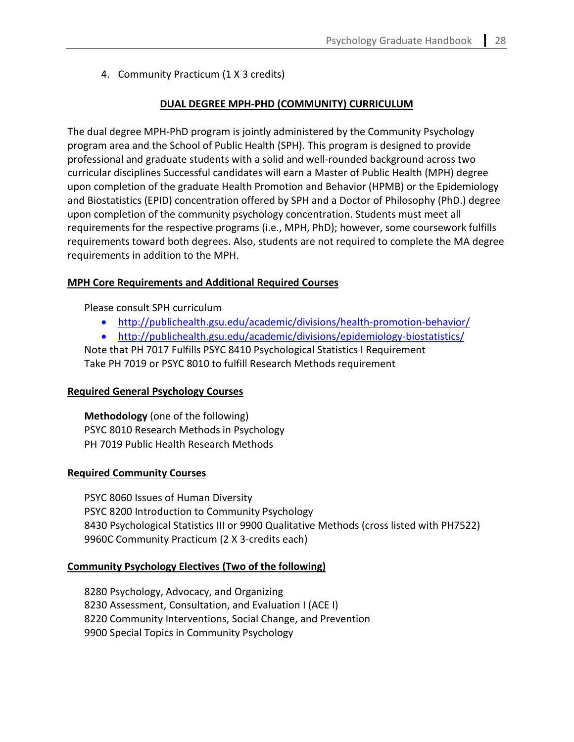4. Community Practicum (1 X 3 credits)

## DUAL DEGREE MPH-PHD (COMMUNITY) CURRICULUM

The dual degree MPH-PhD program is jointly administered by the Community Psychology program area and the School of Public Health (SPH). This program is designed to provide professional and graduate students with a solid and well-rounded background across two curricular disciplines Successful candidates will earn a Master of Public Health (MPH) degree upon completion of the graduate Health Promotion and Behavior (HPMB) or the Epidemiology and Biostatistics (EPID) concentration offered by SPH and a Doctor of Philosophy (PhD.) degree upon completion of the community psychology concentration. Students must meet all requirements for the respective programs (i.e., MPH, PhD); however, some coursework fulfills requirements toward both degrees. Also, students are not required to complete the MA degree requirements in addition to the MPH.

### MPH Core Requirements and Additional Required Courses

Please consult SPH curriculum

- http://publichealth.gsu.edu/academic/divisions/health-promotion-behavior/
- http://publichealth.gsu.edu/academic/divisions/epidemiology-biostatistics/

Note that PH 7017 Fulfills PSYC 8410 Psychological Statistics I Requirement
Take PH 7019 or PSYC 8010 to fulfill Research Methods requirement

### Required General Psychology Courses

**Methodology** (one of the following)
PSYC 8010 Research Methods in Psychology
PH 7019 Public Health Research Methods

### Required Community Courses

PSYC 8060 Issues of Human Diversity
PSYC 8200 Introduction to Community Psychology
8430 Psychological Statistics III or 9900 Qualitative Methods (cross listed with PH7522)
9960C Community Practicum (2 X 3-credits each)

### Community Psychology Electives (Two of the following)

8280 Psychology, Advocacy, and Organizing
8230 Assessment, Consultation, and Evaluation I (ACE I)
8220 Community Interventions, Social Change, and Prevention
9900 Special Topics in Community Psychology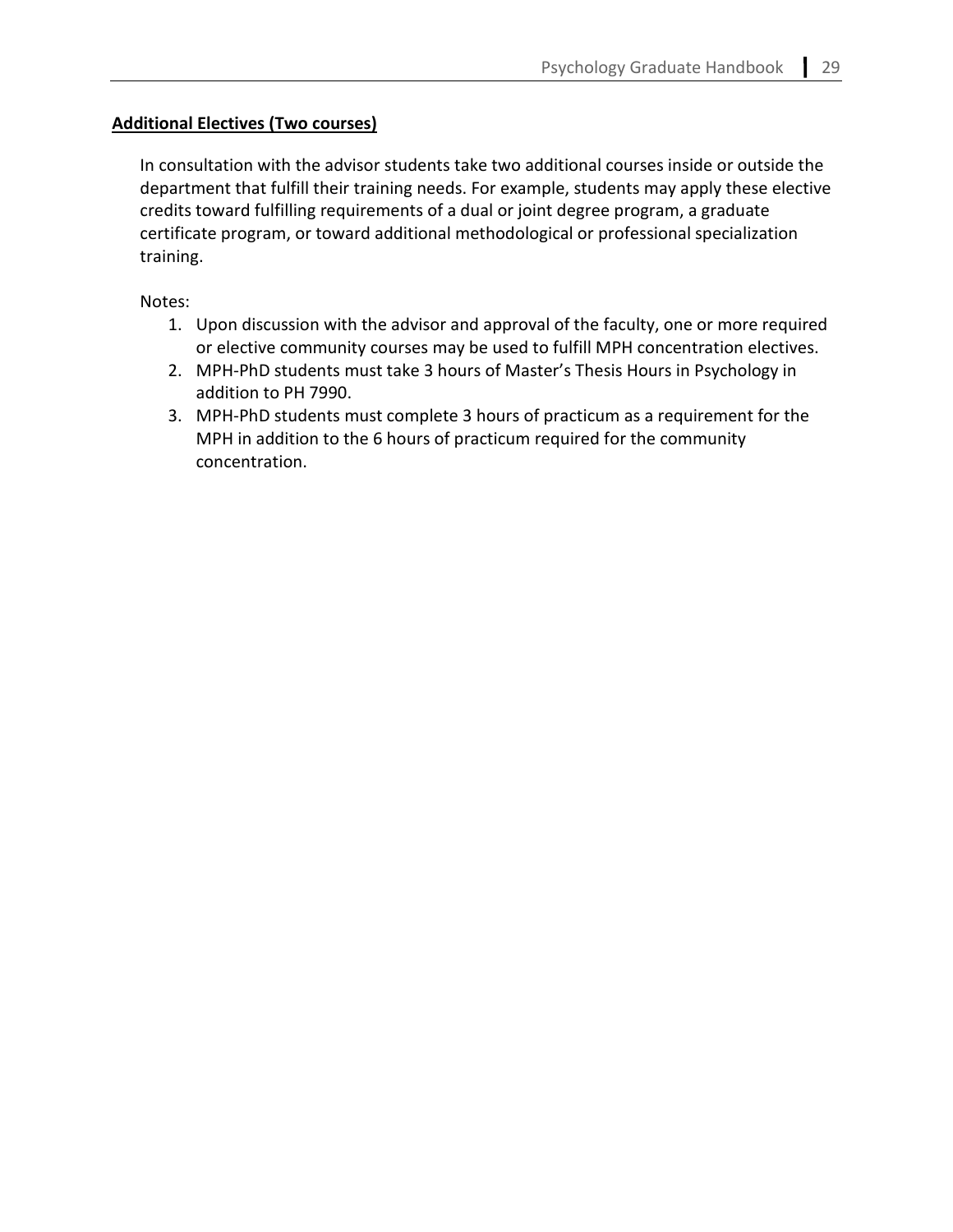**Additional Electives (Two courses)**

In consultation with the advisor students take two additional courses inside or outside the department that fulfill their training needs. For example, students may apply these elective credits toward fulfilling requirements of a dual or joint degree program, a graduate certificate program, or toward additional methodological or professional specialization training.

Notes:

1. Upon discussion with the advisor and approval of the faculty, one or more required or elective community courses may be used to fulfill MPH concentration electives.
2. MPH-PhD students must take 3 hours of Master's Thesis Hours in Psychology in addition to PH 7990.
3. MPH-PhD students must complete 3 hours of practicum as a requirement for the MPH in addition to the 6 hours of practicum required for the community concentration.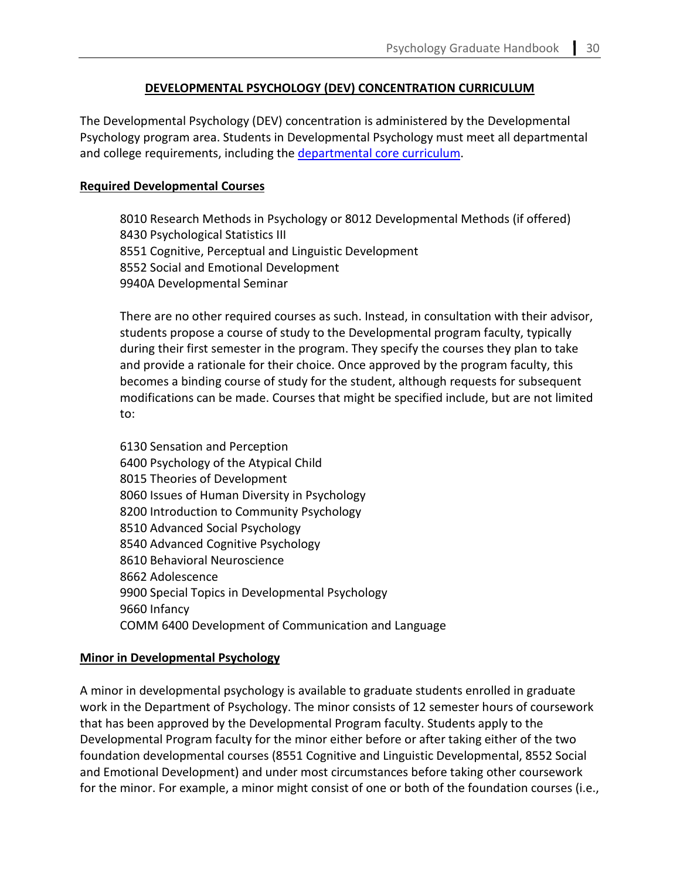## DEVELOPMENTAL PSYCHOLOGY (DEV) CONCENTRATION CURRICULUM

The Developmental Psychology (DEV) concentration is administered by the Developmental Psychology program area. Students in Developmental Psychology must meet all departmental and college requirements, including the departmental core curriculum.

### Required Developmental Courses

8010 Research Methods in Psychology or 8012 Developmental Methods (if offered)
8430 Psychological Statistics III
8551 Cognitive, Perceptual and Linguistic Development
8552 Social and Emotional Development
9940A Developmental Seminar

There are no other required courses as such. Instead, in consultation with their advisor, students propose a course of study to the Developmental program faculty, typically during their first semester in the program. They specify the courses they plan to take and provide a rationale for their choice. Once approved by the program faculty, this becomes a binding course of study for the student, although requests for subsequent modifications can be made. Courses that might be specified include, but are not limited to:

6130 Sensation and Perception
6400 Psychology of the Atypical Child
8015 Theories of Development
8060 Issues of Human Diversity in Psychology
8200 Introduction to Community Psychology
8510 Advanced Social Psychology
8540 Advanced Cognitive Psychology
8610 Behavioral Neuroscience
8662 Adolescence
9900 Special Topics in Developmental Psychology
9660 Infancy
COMM 6400 Development of Communication and Language

### Minor in Developmental Psychology

A minor in developmental psychology is available to graduate students enrolled in graduate work in the Department of Psychology. The minor consists of 12 semester hours of coursework that has been approved by the Developmental Program faculty. Students apply to the Developmental Program faculty for the minor either before or after taking either of the two foundation developmental courses (8551 Cognitive and Linguistic Developmental, 8552 Social and Emotional Development) and under most circumstances before taking other coursework for the minor. For example, a minor might consist of one or both of the foundation courses (i.e.,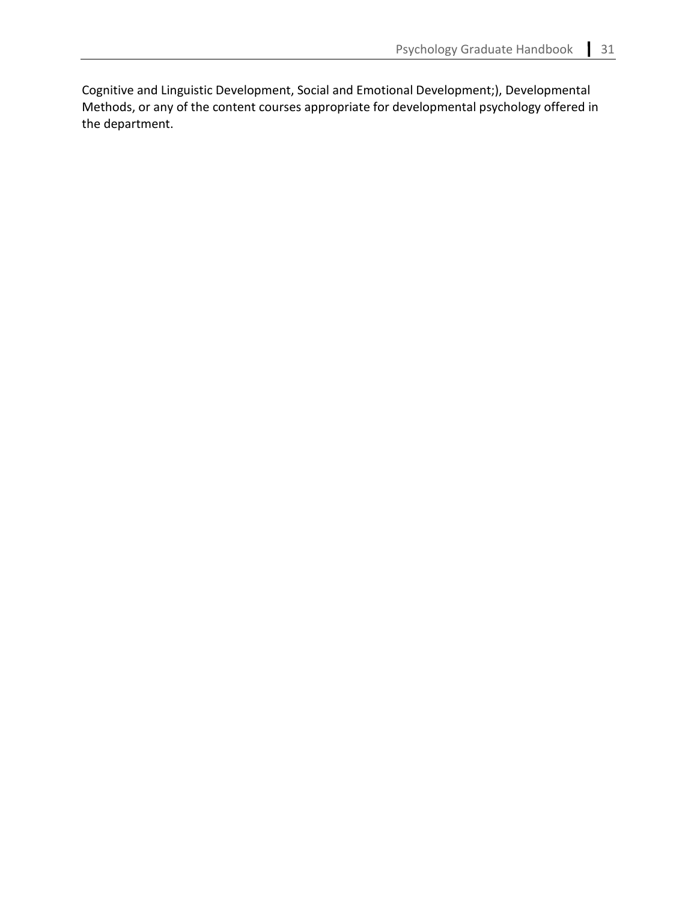Cognitive and Linguistic Development, Social and Emotional Development;), Developmental Methods, or any of the content courses appropriate for developmental psychology offered in the department.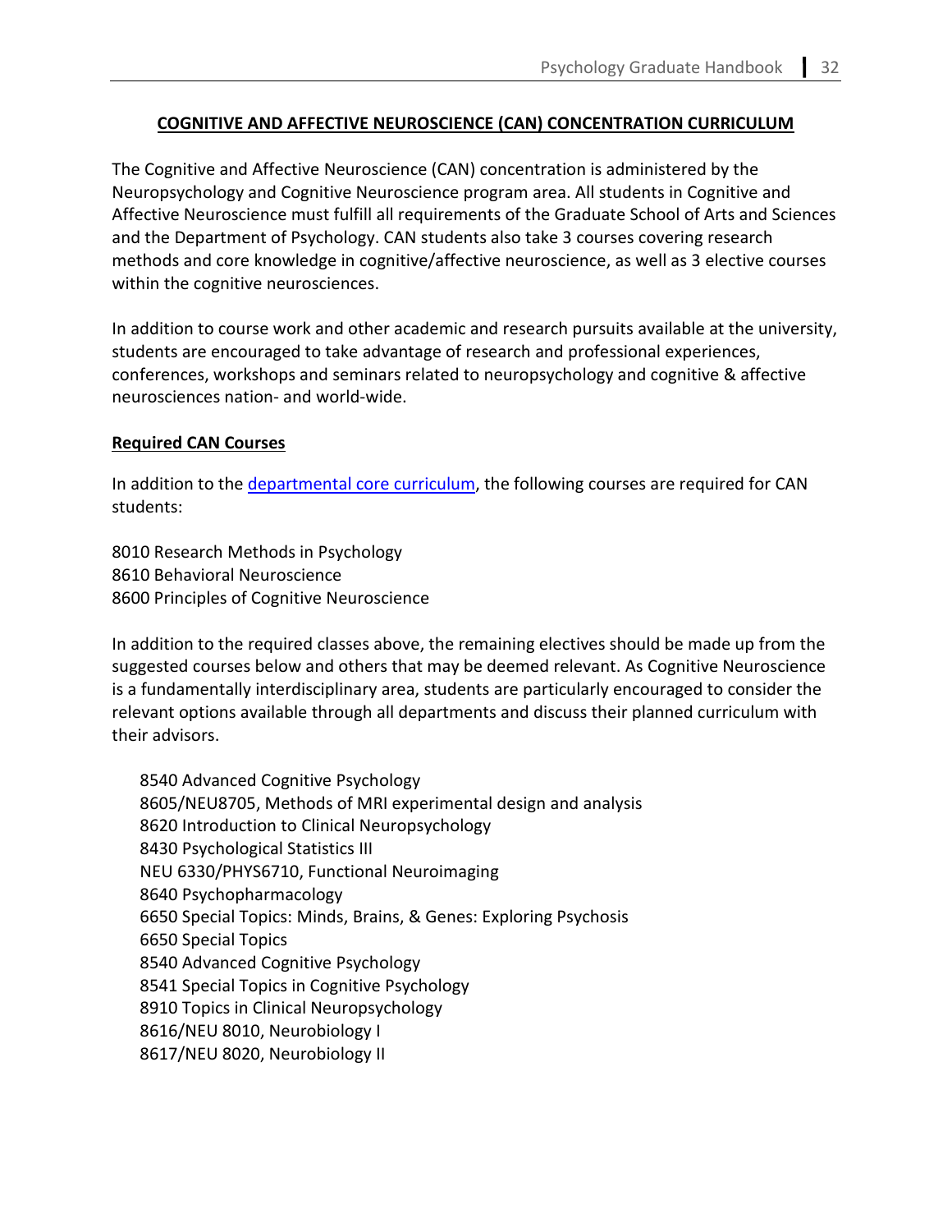## COGNITIVE AND AFFECTIVE NEUROSCIENCE (CAN) CONCENTRATION CURRICULUM

The Cognitive and Affective Neuroscience (CAN) concentration is administered by the Neuropsychology and Cognitive Neuroscience program area. All students in Cognitive and Affective Neuroscience must fulfill all requirements of the Graduate School of Arts and Sciences and the Department of Psychology. CAN students also take 3 courses covering research methods and core knowledge in cognitive/affective neuroscience, as well as 3 elective courses within the cognitive neurosciences.

In addition to course work and other academic and research pursuits available at the university, students are encouraged to take advantage of research and professional experiences, conferences, workshops and seminars related to neuropsychology and cognitive & affective neurosciences nation- and world-wide.

### Required CAN Courses

In addition to the departmental core curriculum, the following courses are required for CAN students:

8010 Research Methods in Psychology
8610 Behavioral Neuroscience
8600 Principles of Cognitive Neuroscience

In addition to the required classes above, the remaining electives should be made up from the suggested courses below and others that may be deemed relevant. As Cognitive Neuroscience is a fundamentally interdisciplinary area, students are particularly encouraged to consider the relevant options available through all departments and discuss their planned curriculum with their advisors.

- 8540 Advanced Cognitive Psychology
- 8605/NEU8705, Methods of MRI experimental design and analysis
- 8620 Introduction to Clinical Neuropsychology
- 8430 Psychological Statistics III
- NEU 6330/PHYS6710, Functional Neuroimaging
- 8640 Psychopharmacology
- 6650 Special Topics: Minds, Brains, & Genes: Exploring Psychosis
- 6650 Special Topics
- 8540 Advanced Cognitive Psychology
- 8541 Special Topics in Cognitive Psychology
- 8910 Topics in Clinical Neuropsychology
- 8616/NEU 8010, Neurobiology I
- 8617/NEU 8020, Neurobiology II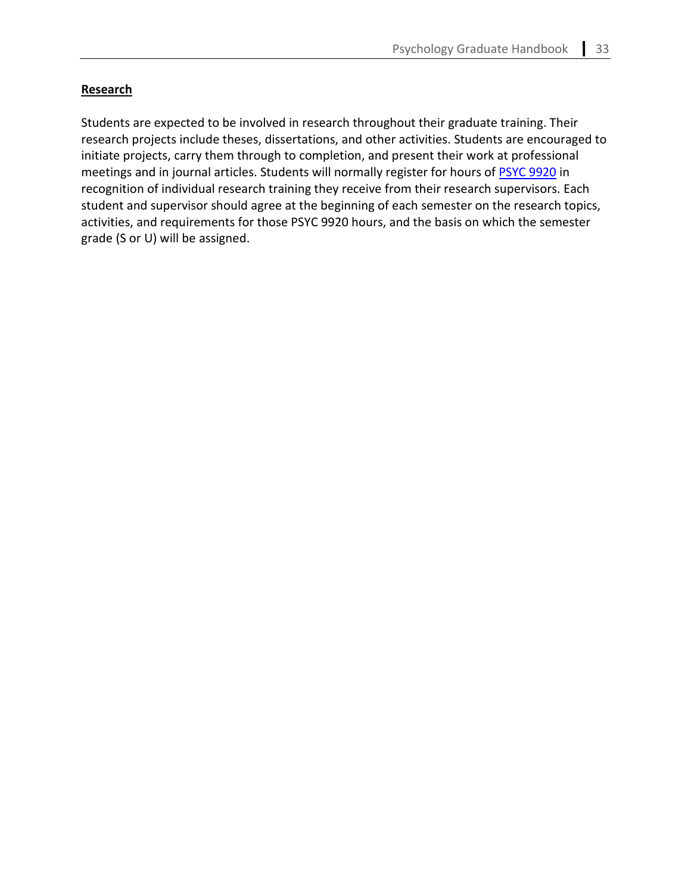## Research

Students are expected to be involved in research throughout their graduate training. Their research projects include theses, dissertations, and other activities. Students are encouraged to initiate projects, carry them through to completion, and present their work at professional meetings and in journal articles. Students will normally register for hours of PSYC 9920 in recognition of individual research training they receive from their research supervisors. Each student and supervisor should agree at the beginning of each semester on the research topics, activities, and requirements for those PSYC 9920 hours, and the basis on which the semester grade (S or U) will be assigned.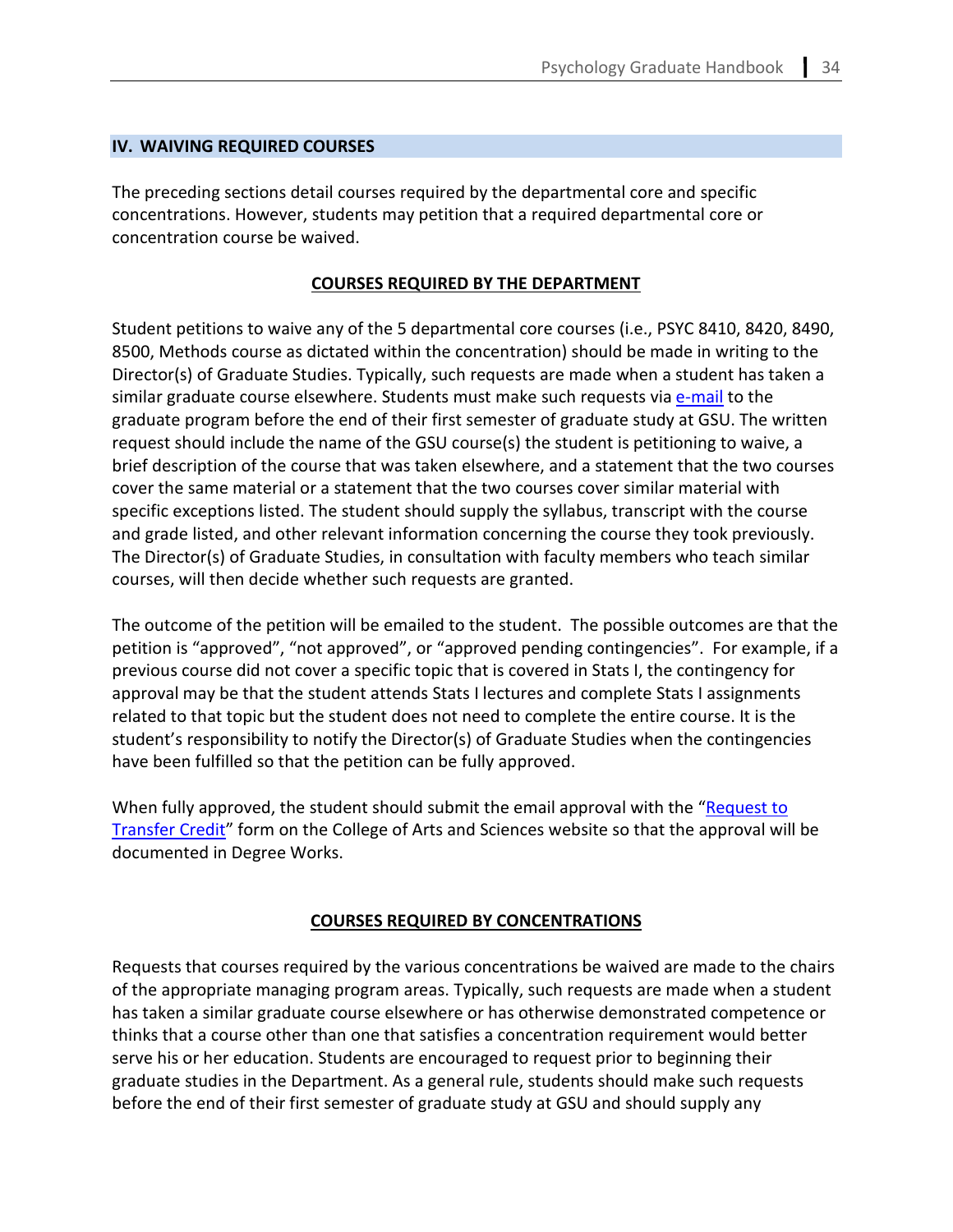## IV. WAIVING REQUIRED COURSES

The preceding sections detail courses required by the departmental core and specific concentrations. However, students may petition that a required departmental core or concentration course be waived.

### COURSES REQUIRED BY THE DEPARTMENT

Student petitions to waive any of the 5 departmental core courses (i.e., PSYC 8410, 8420, 8490, 8500, Methods course as dictated within the concentration) should be made in writing to the Director(s) of Graduate Studies. Typically, such requests are made when a student has taken a similar graduate course elsewhere. Students must make such requests via e-mail to the graduate program before the end of their first semester of graduate study at GSU. The written request should include the name of the GSU course(s) the student is petitioning to waive, a brief description of the course that was taken elsewhere, and a statement that the two courses cover the same material or a statement that the two courses cover similar material with specific exceptions listed. The student should supply the syllabus, transcript with the course and grade listed, and other relevant information concerning the course they took previously. The Director(s) of Graduate Studies, in consultation with faculty members who teach similar courses, will then decide whether such requests are granted.

The outcome of the petition will be emailed to the student. The possible outcomes are that the petition is "approved", "not approved", or "approved pending contingencies". For example, if a previous course did not cover a specific topic that is covered in Stats I, the contingency for approval may be that the student attends Stats I lectures and complete Stats I assignments related to that topic but the student does not need to complete the entire course. It is the student's responsibility to notify the Director(s) of Graduate Studies when the contingencies have been fulfilled so that the petition can be fully approved.

When fully approved, the student should submit the email approval with the "Request to Transfer Credit" form on the College of Arts and Sciences website so that the approval will be documented in Degree Works.

### COURSES REQUIRED BY CONCENTRATIONS

Requests that courses required by the various concentrations be waived are made to the chairs of the appropriate managing program areas. Typically, such requests are made when a student has taken a similar graduate course elsewhere or has otherwise demonstrated competence or thinks that a course other than one that satisfies a concentration requirement would better serve his or her education. Students are encouraged to request prior to beginning their graduate studies in the Department. As a general rule, students should make such requests before the end of their first semester of graduate study at GSU and should supply any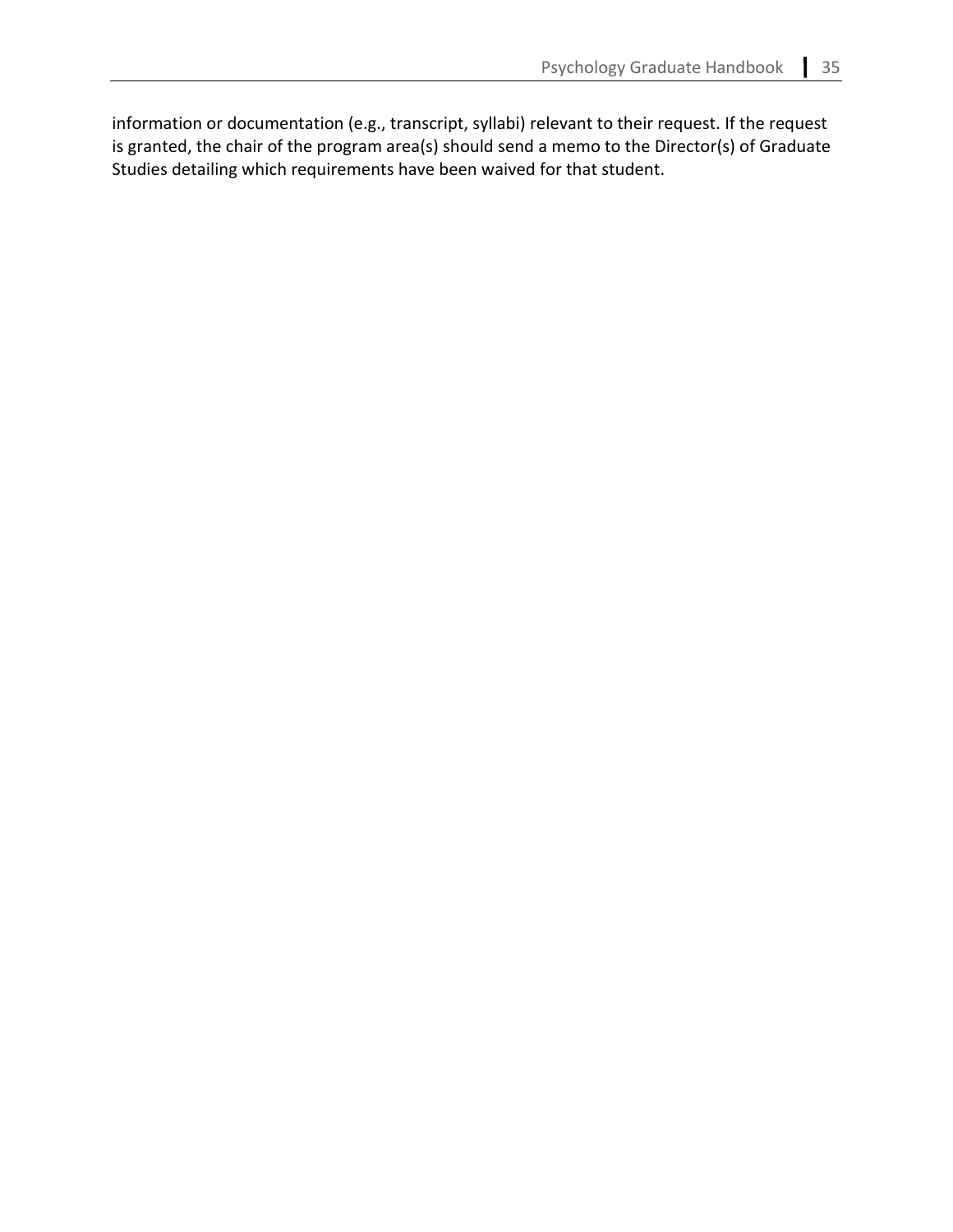information or documentation (e.g., transcript, syllabi) relevant to their request. If the request is granted, the chair of the program area(s) should send a memo to the Director(s) of Graduate Studies detailing which requirements have been waived for that student.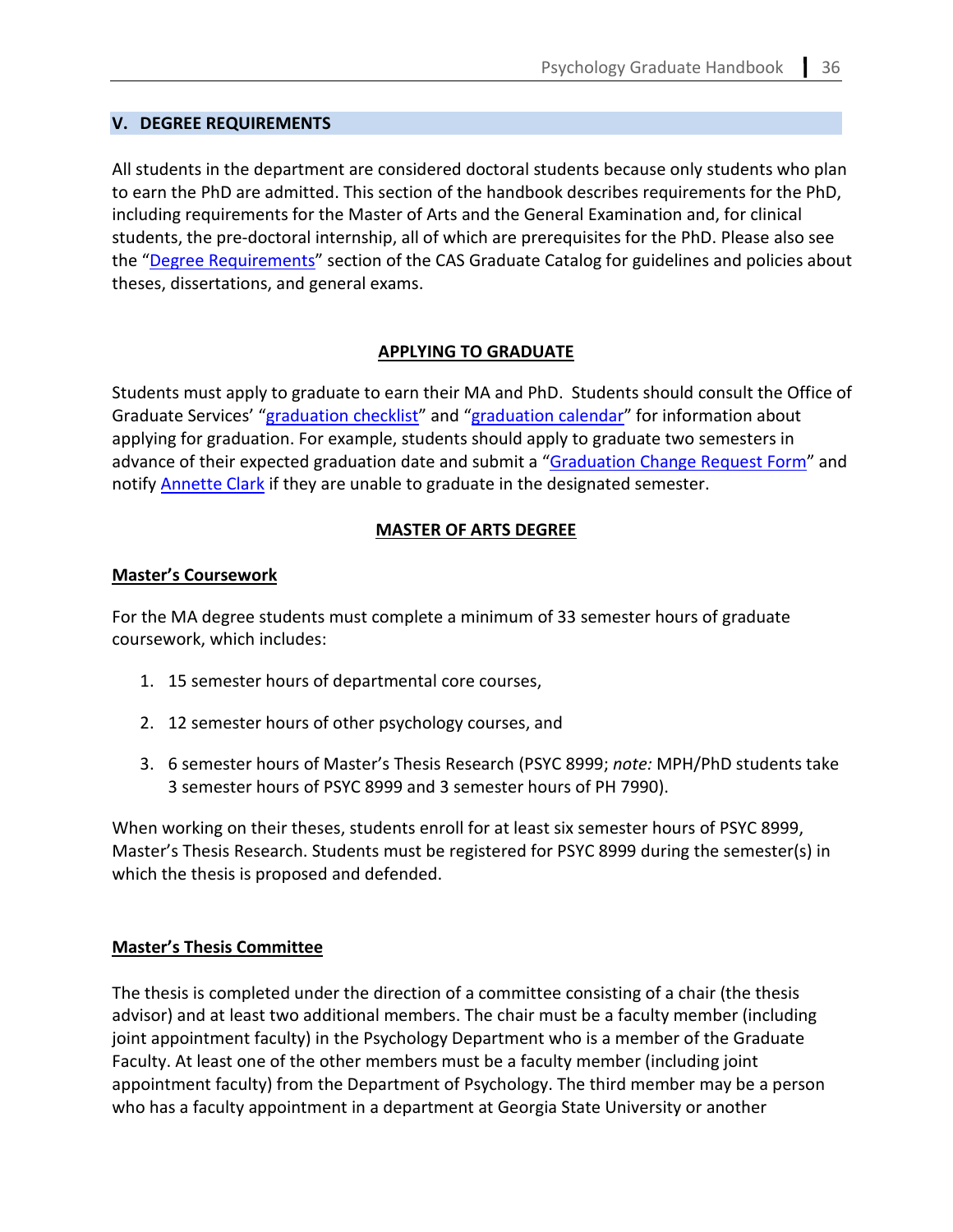## V. DEGREE REQUIREMENTS

All students in the department are considered doctoral students because only students who plan to earn the PhD are admitted. This section of the handbook describes requirements for the PhD, including requirements for the Master of Arts and the General Examination and, for clinical students, the pre-doctoral internship, all of which are prerequisites for the PhD. Please also see the "Degree Requirements" section of the CAS Graduate Catalog for guidelines and policies about theses, dissertations, and general exams.

### APPLYING TO GRADUATE

Students must apply to graduate to earn their MA and PhD. Students should consult the Office of Graduate Services' "graduation checklist" and "graduation calendar" for information about applying for graduation. For example, students should apply to graduate two semesters in advance of their expected graduation date and submit a "Graduation Change Request Form" and notify Annette Clark if they are unable to graduate in the designated semester.

### MASTER OF ARTS DEGREE

#### Master's Coursework

For the MA degree students must complete a minimum of 33 semester hours of graduate coursework, which includes:

1. 15 semester hours of departmental core courses,
2. 12 semester hours of other psychology courses, and
3. 6 semester hours of Master's Thesis Research (PSYC 8999; *note:* MPH/PhD students take 3 semester hours of PSYC 8999 and 3 semester hours of PH 7990).

When working on their theses, students enroll for at least six semester hours of PSYC 8999, Master's Thesis Research. Students must be registered for PSYC 8999 during the semester(s) in which the thesis is proposed and defended.

#### Master's Thesis Committee

The thesis is completed under the direction of a committee consisting of a chair (the thesis advisor) and at least two additional members. The chair must be a faculty member (including joint appointment faculty) in the Psychology Department who is a member of the Graduate Faculty. At least one of the other members must be a faculty member (including joint appointment faculty) from the Department of Psychology. The third member may be a person who has a faculty appointment in a department at Georgia State University or another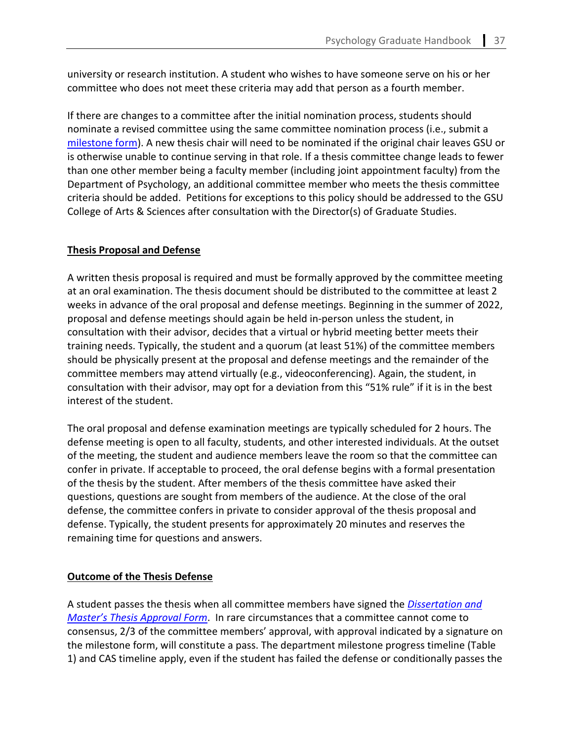university or research institution. A student who wishes to have someone serve on his or her committee who does not meet these criteria may add that person as a fourth member.

If there are changes to a committee after the initial nomination process, students should nominate a revised committee using the same committee nomination process (i.e., submit a milestone form). A new thesis chair will need to be nominated if the original chair leaves GSU or is otherwise unable to continue serving in that role. If a thesis committee change leads to fewer than one other member being a faculty member (including joint appointment faculty) from the Department of Psychology, an additional committee member who meets the thesis committee criteria should be added. Petitions for exceptions to this policy should be addressed to the GSU College of Arts & Sciences after consultation with the Director(s) of Graduate Studies.

## Thesis Proposal and Defense

A written thesis proposal is required and must be formally approved by the committee meeting at an oral examination. The thesis document should be distributed to the committee at least 2 weeks in advance of the oral proposal and defense meetings. Beginning in the summer of 2022, proposal and defense meetings should again be held in-person unless the student, in consultation with their advisor, decides that a virtual or hybrid meeting better meets their training needs. Typically, the student and a quorum (at least 51%) of the committee members should be physically present at the proposal and defense meetings and the remainder of the committee members may attend virtually (e.g., videoconferencing). Again, the student, in consultation with their advisor, may opt for a deviation from this "51% rule" if it is in the best interest of the student.

The oral proposal and defense examination meetings are typically scheduled for 2 hours. The defense meeting is open to all faculty, students, and other interested individuals. At the outset of the meeting, the student and audience members leave the room so that the committee can confer in private. If acceptable to proceed, the oral defense begins with a formal presentation of the thesis by the student. After members of the thesis committee have asked their questions, questions are sought from members of the audience. At the close of the oral defense, the committee confers in private to consider approval of the thesis proposal and defense. Typically, the student presents for approximately 20 minutes and reserves the remaining time for questions and answers.

## Outcome of the Thesis Defense

A student passes the thesis when all committee members have signed the *Dissertation and Master's Thesis Approval Form*. In rare circumstances that a committee cannot come to consensus, 2/3 of the committee members' approval, with approval indicated by a signature on the milestone form, will constitute a pass. The department milestone progress timeline (Table 1) and CAS timeline apply, even if the student has failed the defense or conditionally passes the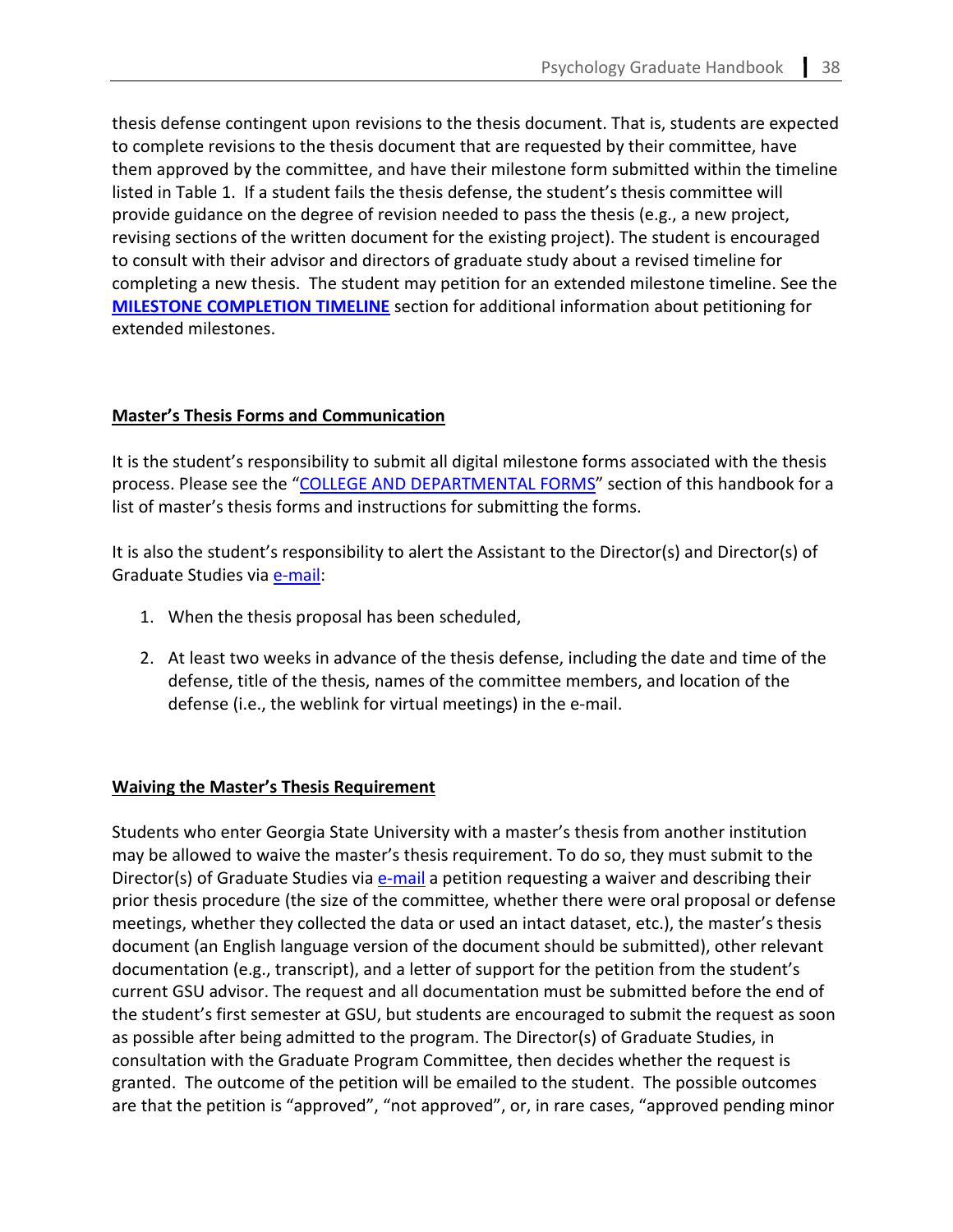thesis defense contingent upon revisions to the thesis document. That is, students are expected to complete revisions to the thesis document that are requested by their committee, have them approved by the committee, and have their milestone form submitted within the timeline listed in Table 1. If a student fails the thesis defense, the student's thesis committee will provide guidance on the degree of revision needed to pass the thesis (e.g., a new project, revising sections of the written document for the existing project). The student is encouraged to consult with their advisor and directors of graduate study about a revised timeline for completing a new thesis. The student may petition for an extended milestone timeline. See the **MILESTONE COMPLETION TIMELINE** section for additional information about petitioning for extended milestones.

## Master's Thesis Forms and Communication

It is the student's responsibility to submit all digital milestone forms associated with the thesis process. Please see the "COLLEGE AND DEPARTMENTAL FORMS" section of this handbook for a list of master's thesis forms and instructions for submitting the forms.

It is also the student's responsibility to alert the Assistant to the Director(s) and Director(s) of Graduate Studies via e-mail:

1. When the thesis proposal has been scheduled,
2. At least two weeks in advance of the thesis defense, including the date and time of the defense, title of the thesis, names of the committee members, and location of the defense (i.e., the weblink for virtual meetings) in the e-mail.

## Waiving the Master's Thesis Requirement

Students who enter Georgia State University with a master's thesis from another institution may be allowed to waive the master's thesis requirement. To do so, they must submit to the Director(s) of Graduate Studies via e-mail a petition requesting a waiver and describing their prior thesis procedure (the size of the committee, whether there were oral proposal or defense meetings, whether they collected the data or used an intact dataset, etc.), the master's thesis document (an English language version of the document should be submitted), other relevant documentation (e.g., transcript), and a letter of support for the petition from the student's current GSU advisor. The request and all documentation must be submitted before the end of the student's first semester at GSU, but students are encouraged to submit the request as soon as possible after being admitted to the program. The Director(s) of Graduate Studies, in consultation with the Graduate Program Committee, then decides whether the request is granted. The outcome of the petition will be emailed to the student. The possible outcomes are that the petition is "approved", "not approved", or, in rare cases, "approved pending minor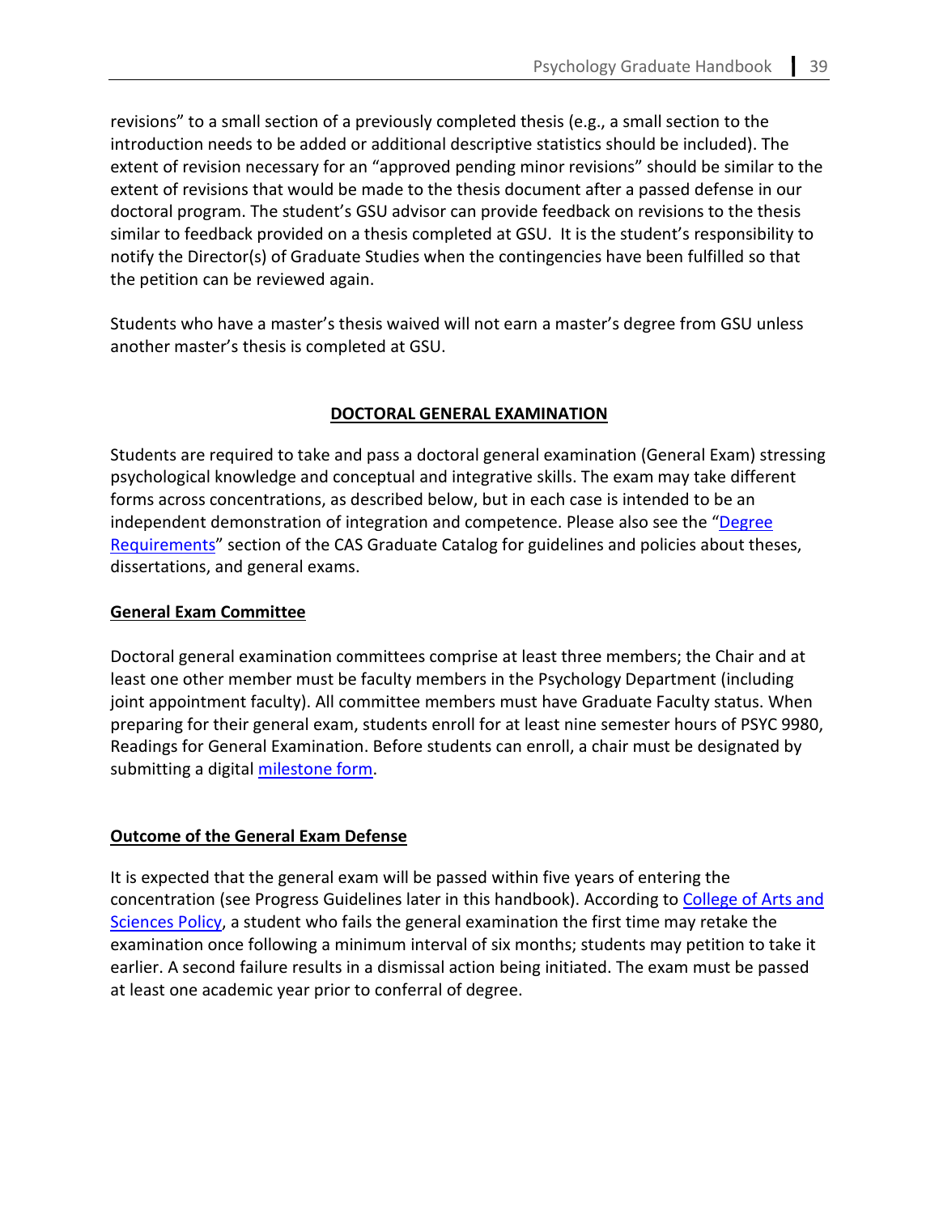revisions" to a small section of a previously completed thesis (e.g., a small section to the introduction needs to be added or additional descriptive statistics should be included). The extent of revision necessary for an "approved pending minor revisions" should be similar to the extent of revisions that would be made to the thesis document after a passed defense in our doctoral program. The student's GSU advisor can provide feedback on revisions to the thesis similar to feedback provided on a thesis completed at GSU. It is the student's responsibility to notify the Director(s) of Graduate Studies when the contingencies have been fulfilled so that the petition can be reviewed again.

Students who have a master's thesis waived will not earn a master's degree from GSU unless another master's thesis is completed at GSU.

## DOCTORAL GENERAL EXAMINATION

Students are required to take and pass a doctoral general examination (General Exam) stressing psychological knowledge and conceptual and integrative skills. The exam may take different forms across concentrations, as described below, but in each case is intended to be an independent demonstration of integration and competence. Please also see the "Degree Requirements" section of the CAS Graduate Catalog for guidelines and policies about theses, dissertations, and general exams.

### General Exam Committee

Doctoral general examination committees comprise at least three members; the Chair and at least one other member must be faculty members in the Psychology Department (including joint appointment faculty). All committee members must have Graduate Faculty status. When preparing for their general exam, students enroll for at least nine semester hours of PSYC 9980, Readings for General Examination. Before students can enroll, a chair must be designated by submitting a digital milestone form.

### Outcome of the General Exam Defense

It is expected that the general exam will be passed within five years of entering the concentration (see Progress Guidelines later in this handbook). According to College of Arts and Sciences Policy, a student who fails the general examination the first time may retake the examination once following a minimum interval of six months; students may petition to take it earlier. A second failure results in a dismissal action being initiated. The exam must be passed at least one academic year prior to conferral of degree.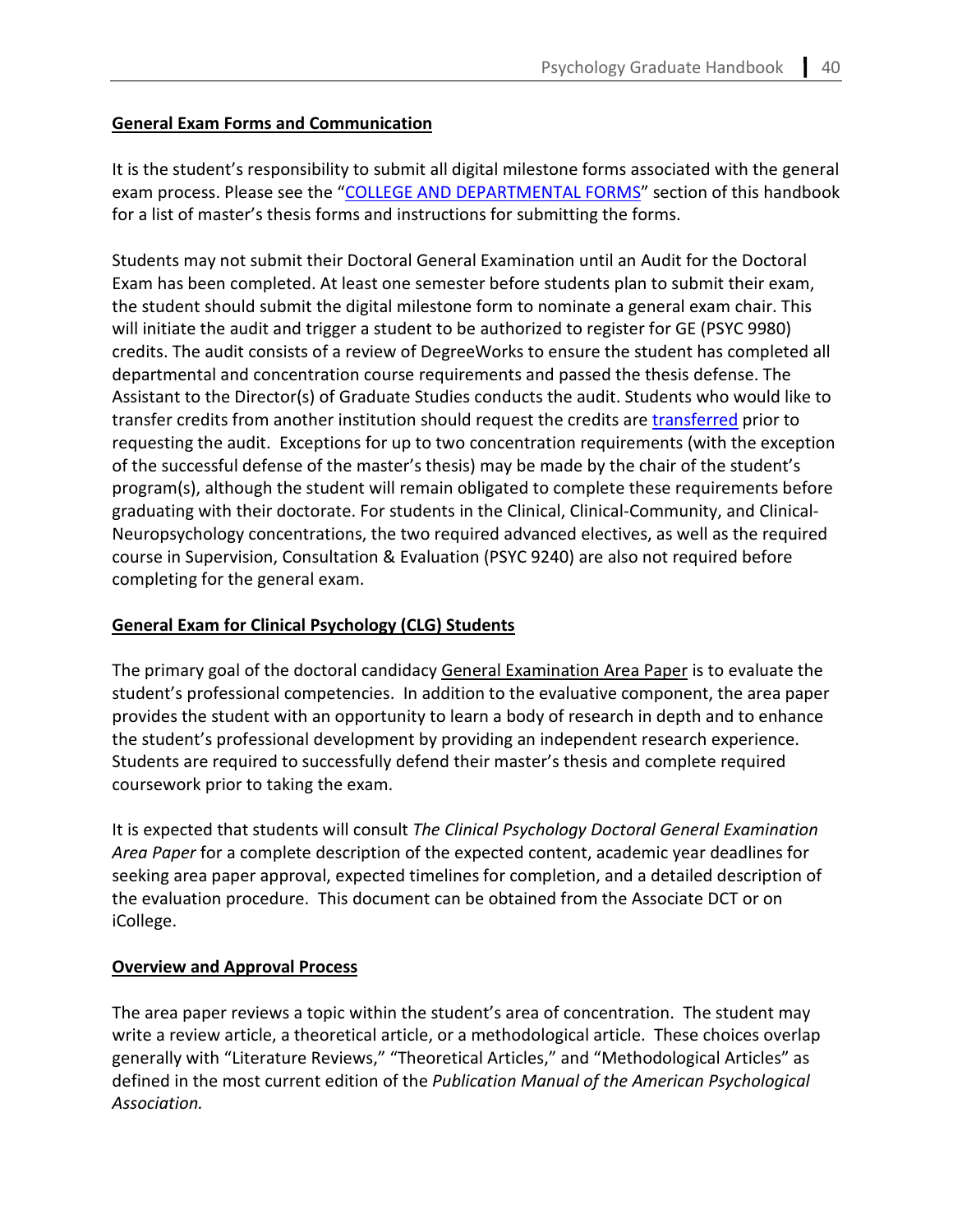**General Exam Forms and Communication**

It is the student's responsibility to submit all digital milestone forms associated with the general exam process. Please see the "COLLEGE AND DEPARTMENTAL FORMS" section of this handbook for a list of master's thesis forms and instructions for submitting the forms.

Students may not submit their Doctoral General Examination until an Audit for the Doctoral Exam has been completed. At least one semester before students plan to submit their exam, the student should submit the digital milestone form to nominate a general exam chair. This will initiate the audit and trigger a student to be authorized to register for GE (PSYC 9980) credits. The audit consists of a review of DegreeWorks to ensure the student has completed all departmental and concentration course requirements and passed the thesis defense. The Assistant to the Director(s) of Graduate Studies conducts the audit. Students who would like to transfer credits from another institution should request the credits are transferred prior to requesting the audit. Exceptions for up to two concentration requirements (with the exception of the successful defense of the master's thesis) may be made by the chair of the student's program(s), although the student will remain obligated to complete these requirements before graduating with their doctorate. For students in the Clinical, Clinical-Community, and Clinical-Neuropsychology concentrations, the two required advanced electives, as well as the required course in Supervision, Consultation & Evaluation (PSYC 9240) are also not required before completing for the general exam.

**General Exam for Clinical Psychology (CLG) Students**

The primary goal of the doctoral candidacy General Examination Area Paper is to evaluate the student's professional competencies. In addition to the evaluative component, the area paper provides the student with an opportunity to learn a body of research in depth and to enhance the student's professional development by providing an independent research experience. Students are required to successfully defend their master's thesis and complete required coursework prior to taking the exam.

It is expected that students will consult *The Clinical Psychology Doctoral General Examination Area Paper* for a complete description of the expected content, academic year deadlines for seeking area paper approval, expected timelines for completion, and a detailed description of the evaluation procedure. This document can be obtained from the Associate DCT or on iCollege.

**Overview and Approval Process**

The area paper reviews a topic within the student's area of concentration. The student may write a review article, a theoretical article, or a methodological article. These choices overlap generally with "Literature Reviews," "Theoretical Articles," and "Methodological Articles" as defined in the most current edition of the *Publication Manual of the American Psychological Association.*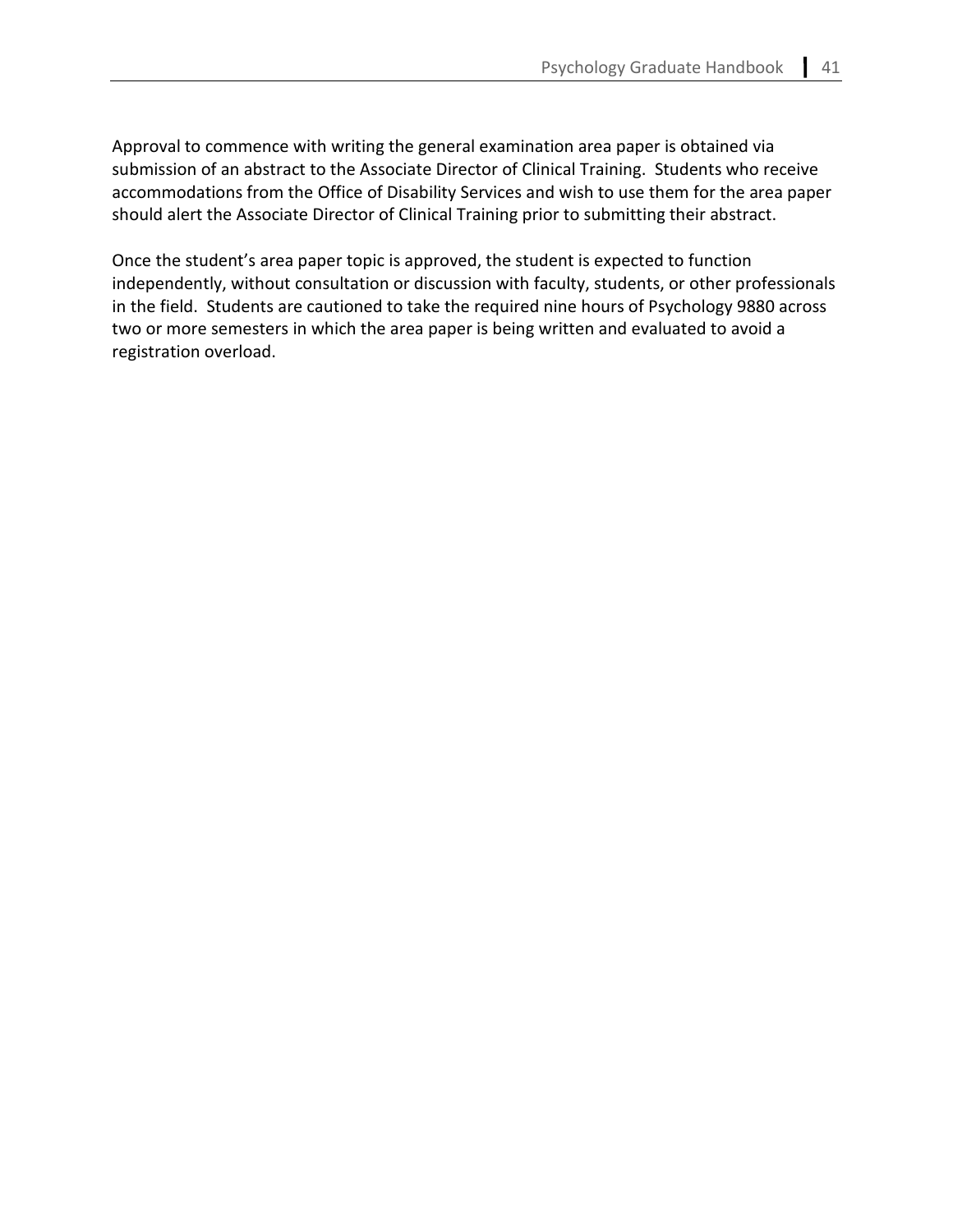Approval to commence with writing the general examination area paper is obtained via submission of an abstract to the Associate Director of Clinical Training. Students who receive accommodations from the Office of Disability Services and wish to use them for the area paper should alert the Associate Director of Clinical Training prior to submitting their abstract.

Once the student's area paper topic is approved, the student is expected to function independently, without consultation or discussion with faculty, students, or other professionals in the field. Students are cautioned to take the required nine hours of Psychology 9880 across two or more semesters in which the area paper is being written and evaluated to avoid a registration overload.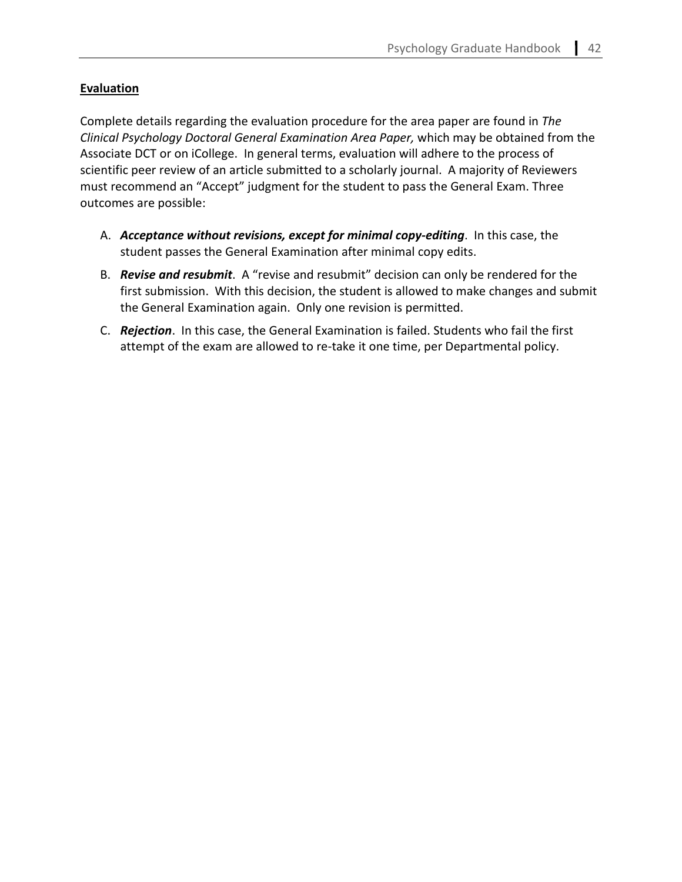**Evaluation**

Complete details regarding the evaluation procedure for the area paper are found in *The Clinical Psychology Doctoral General Examination Area Paper,* which may be obtained from the Associate DCT or on iCollege. In general terms, evaluation will adhere to the process of scientific peer review of an article submitted to a scholarly journal. A majority of Reviewers must recommend an "Accept" judgment for the student to pass the General Exam. Three outcomes are possible:

A. ***Acceptance without revisions, except for minimal copy-editing***. In this case, the student passes the General Examination after minimal copy edits.

B. ***Revise and resubmit***. A "revise and resubmit" decision can only be rendered for the first submission. With this decision, the student is allowed to make changes and submit the General Examination again. Only one revision is permitted.

C. ***Rejection***. In this case, the General Examination is failed. Students who fail the first attempt of the exam are allowed to re-take it one time, per Departmental policy.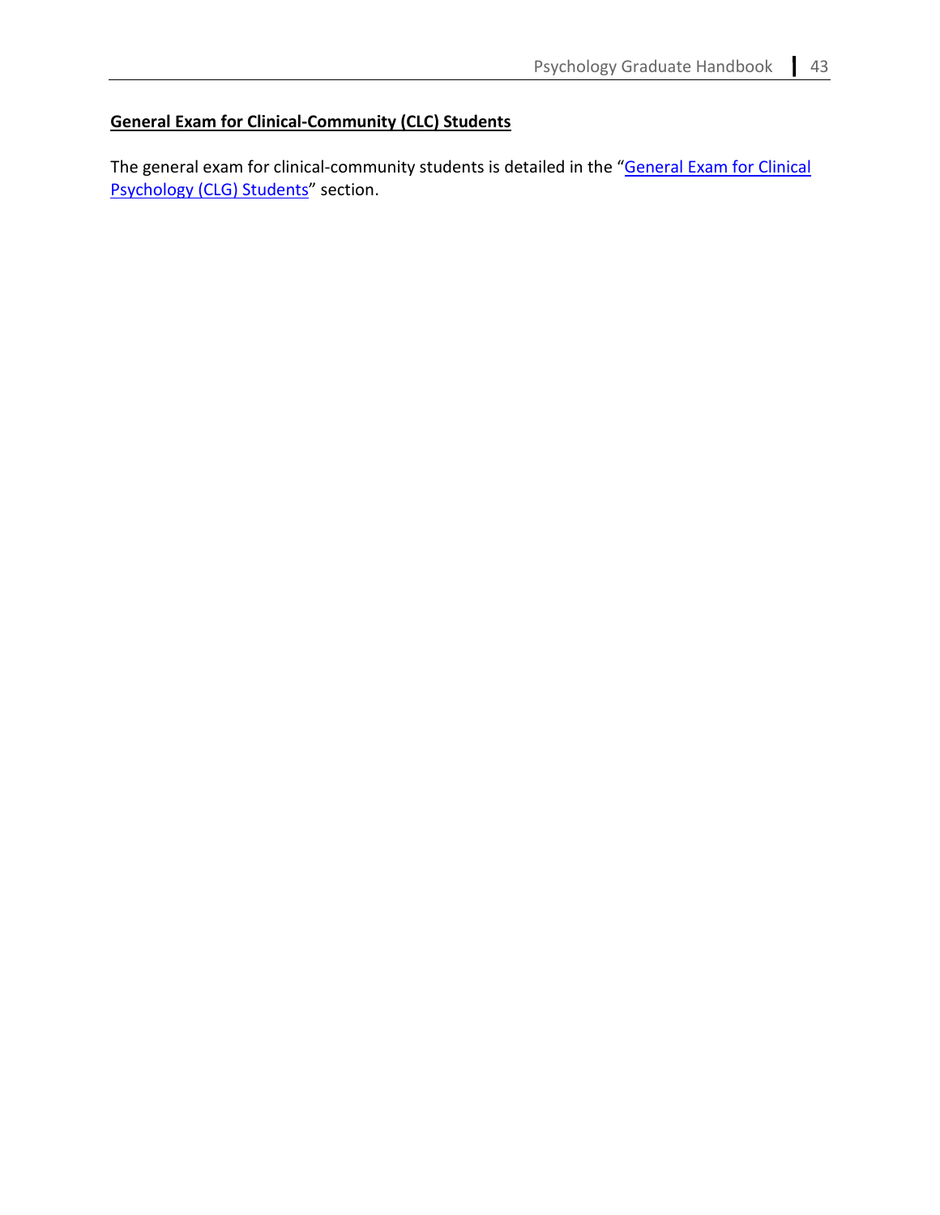## General Exam for Clinical-Community (CLC) Students

The general exam for clinical-community students is detailed in the "General Exam for Clinical Psychology (CLG) Students" section.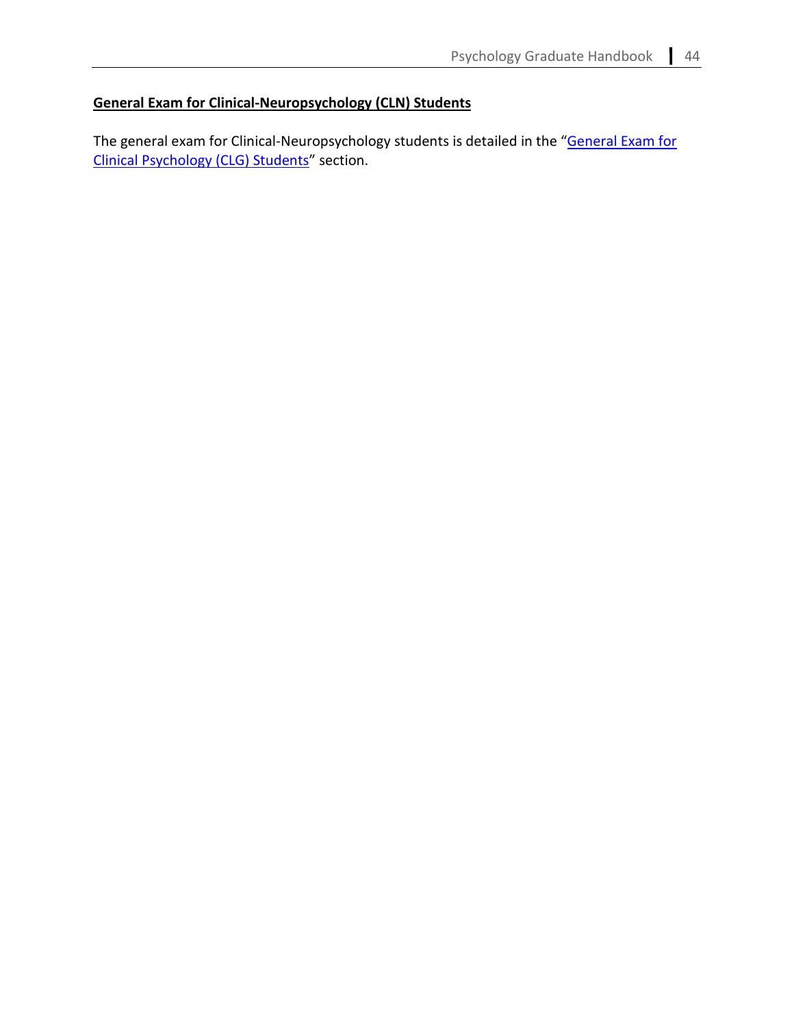## General Exam for Clinical-Neuropsychology (CLN) Students

The general exam for Clinical-Neuropsychology students is detailed in the "General Exam for Clinical Psychology (CLG) Students" section.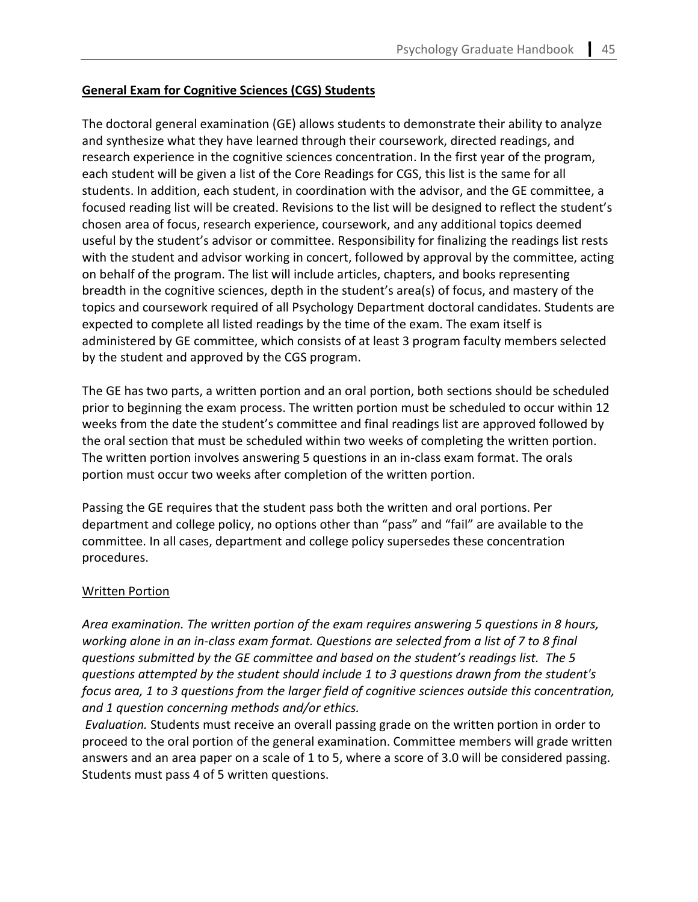## General Exam for Cognitive Sciences (CGS) Students

The doctoral general examination (GE) allows students to demonstrate their ability to analyze and synthesize what they have learned through their coursework, directed readings, and research experience in the cognitive sciences concentration. In the first year of the program, each student will be given a list of the Core Readings for CGS, this list is the same for all students. In addition, each student, in coordination with the advisor, and the GE committee, a focused reading list will be created. Revisions to the list will be designed to reflect the student's chosen area of focus, research experience, coursework, and any additional topics deemed useful by the student's advisor or committee. Responsibility for finalizing the readings list rests with the student and advisor working in concert, followed by approval by the committee, acting on behalf of the program. The list will include articles, chapters, and books representing breadth in the cognitive sciences, depth in the student's area(s) of focus, and mastery of the topics and coursework required of all Psychology Department doctoral candidates. Students are expected to complete all listed readings by the time of the exam. The exam itself is administered by GE committee, which consists of at least 3 program faculty members selected by the student and approved by the CGS program.

The GE has two parts, a written portion and an oral portion, both sections should be scheduled prior to beginning the exam process. The written portion must be scheduled to occur within 12 weeks from the date the student's committee and final readings list are approved followed by the oral section that must be scheduled within two weeks of completing the written portion. The written portion involves answering 5 questions in an in-class exam format. The orals portion must occur two weeks after completion of the written portion.

Passing the GE requires that the student pass both the written and oral portions. Per department and college policy, no options other than "pass" and "fail" are available to the committee. In all cases, department and college policy supersedes these concentration procedures.

### Written Portion

*Area examination. The written portion of the exam requires answering 5 questions in 8 hours, working alone in an in-class exam format. Questions are selected from a list of 7 to 8 final questions submitted by the GE committee and based on the student's readings list. The 5 questions attempted by the student should include 1 to 3 questions drawn from the student's focus area, 1 to 3 questions from the larger field of cognitive sciences outside this concentration, and 1 question concerning methods and/or ethics.*

*Evaluation.* Students must receive an overall passing grade on the written portion in order to proceed to the oral portion of the general examination. Committee members will grade written answers and an area paper on a scale of 1 to 5, where a score of 3.0 will be considered passing. Students must pass 4 of 5 written questions.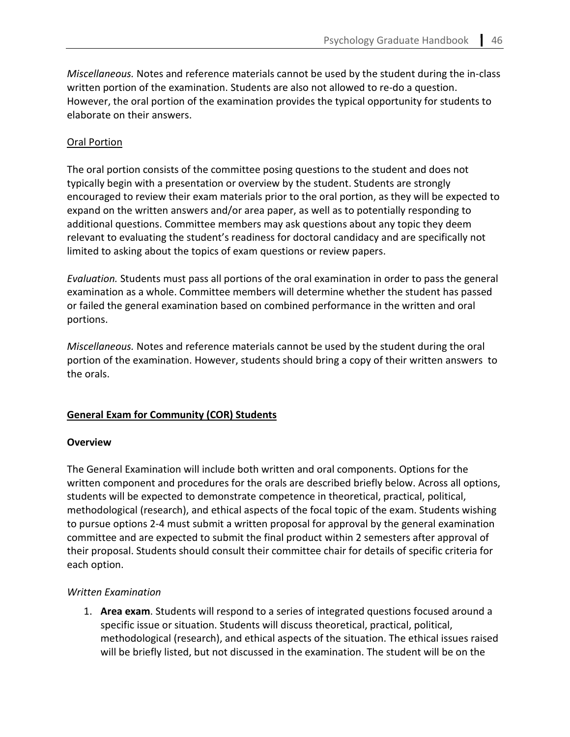*Miscellaneous.* Notes and reference materials cannot be used by the student during the in-class written portion of the examination. Students are also not allowed to re-do a question. However, the oral portion of the examination provides the typical opportunity for students to elaborate on their answers.

Oral Portion

The oral portion consists of the committee posing questions to the student and does not typically begin with a presentation or overview by the student. Students are strongly encouraged to review their exam materials prior to the oral portion, as they will be expected to expand on the written answers and/or area paper, as well as to potentially responding to additional questions. Committee members may ask questions about any topic they deem relevant to evaluating the student's readiness for doctoral candidacy and are specifically not limited to asking about the topics of exam questions or review papers.

*Evaluation.* Students must pass all portions of the oral examination in order to pass the general examination as a whole. Committee members will determine whether the student has passed or failed the general examination based on combined performance in the written and oral portions.

*Miscellaneous.* Notes and reference materials cannot be used by the student during the oral portion of the examination. However, students should bring a copy of their written answers to the orals.

## General Exam for Community (COR) Students

### Overview

The General Examination will include both written and oral components. Options for the written component and procedures for the orals are described briefly below. Across all options, students will be expected to demonstrate competence in theoretical, practical, political, methodological (research), and ethical aspects of the focal topic of the exam. Students wishing to pursue options 2-4 must submit a written proposal for approval by the general examination committee and are expected to submit the final product within 2 semesters after approval of their proposal. Students should consult their committee chair for details of specific criteria for each option.

*Written Examination*

1. **Area exam**. Students will respond to a series of integrated questions focused around a specific issue or situation. Students will discuss theoretical, practical, political, methodological (research), and ethical aspects of the situation. The ethical issues raised will be briefly listed, but not discussed in the examination. The student will be on the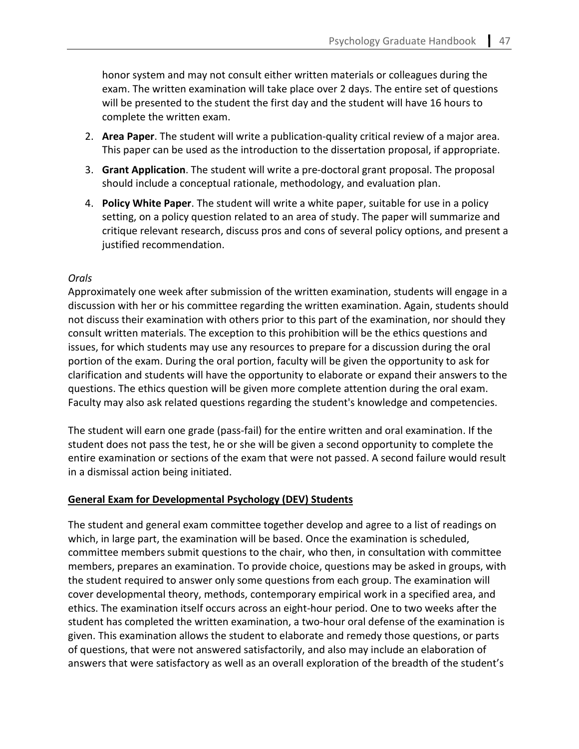honor system and may not consult either written materials or colleagues during the exam. The written examination will take place over 2 days. The entire set of questions will be presented to the student the first day and the student will have 16 hours to complete the written exam.

2. **Area Paper**. The student will write a publication-quality critical review of a major area. This paper can be used as the introduction to the dissertation proposal, if appropriate.
3. **Grant Application**. The student will write a pre-doctoral grant proposal. The proposal should include a conceptual rationale, methodology, and evaluation plan.
4. **Policy White Paper**. The student will write a white paper, suitable for use in a policy setting, on a policy question related to an area of study. The paper will summarize and critique relevant research, discuss pros and cons of several policy options, and present a justified recommendation.

*Orals*

Approximately one week after submission of the written examination, students will engage in a discussion with her or his committee regarding the written examination. Again, students should not discuss their examination with others prior to this part of the examination, nor should they consult written materials. The exception to this prohibition will be the ethics questions and issues, for which students may use any resources to prepare for a discussion during the oral portion of the exam. During the oral portion, faculty will be given the opportunity to ask for clarification and students will have the opportunity to elaborate or expand their answers to the questions. The ethics question will be given more complete attention during the oral exam. Faculty may also ask related questions regarding the student's knowledge and competencies.

The student will earn one grade (pass-fail) for the entire written and oral examination. If the student does not pass the test, he or she will be given a second opportunity to complete the entire examination or sections of the exam that were not passed. A second failure would result in a dismissal action being initiated.

**General Exam for Developmental Psychology (DEV) Students**

The student and general exam committee together develop and agree to a list of readings on which, in large part, the examination will be based. Once the examination is scheduled, committee members submit questions to the chair, who then, in consultation with committee members, prepares an examination. To provide choice, questions may be asked in groups, with the student required to answer only some questions from each group. The examination will cover developmental theory, methods, contemporary empirical work in a specified area, and ethics. The examination itself occurs across an eight-hour period. One to two weeks after the student has completed the written examination, a two-hour oral defense of the examination is given. This examination allows the student to elaborate and remedy those questions, or parts of questions, that were not answered satisfactorily, and also may include an elaboration of answers that were satisfactory as well as an overall exploration of the breadth of the student's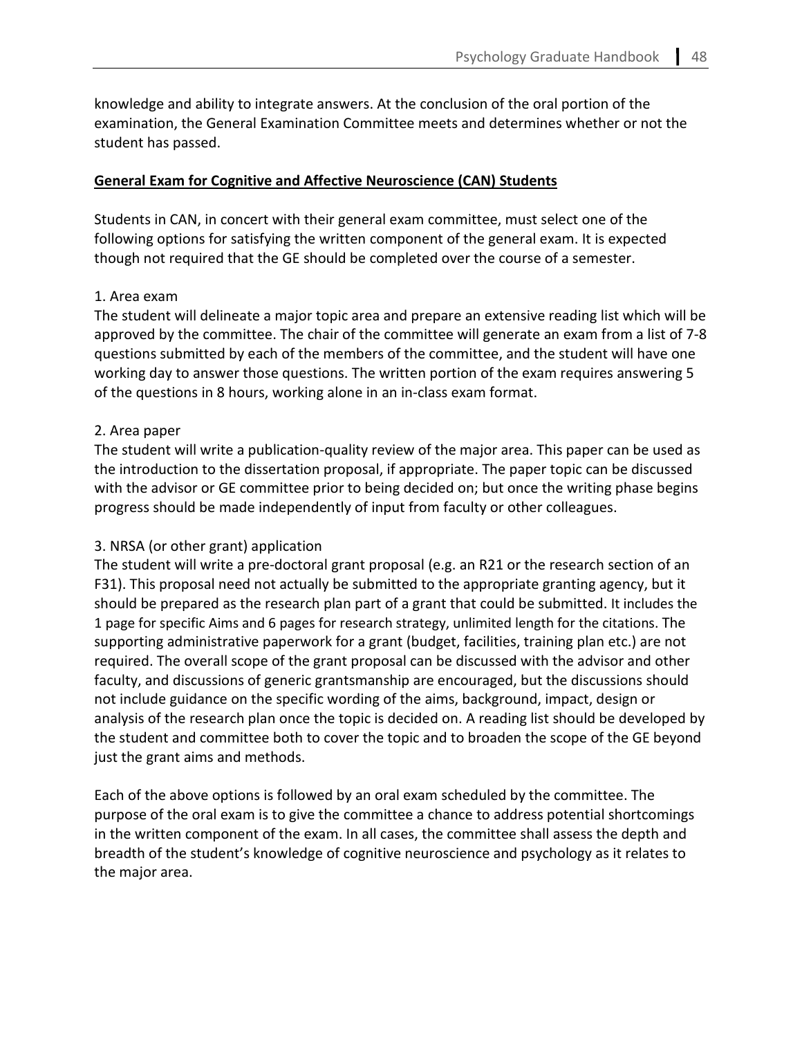knowledge and ability to integrate answers. At the conclusion of the oral portion of the examination, the General Examination Committee meets and determines whether or not the student has passed.

## General Exam for Cognitive and Affective Neuroscience (CAN) Students

Students in CAN, in concert with their general exam committee, must select one of the following options for satisfying the written component of the general exam. It is expected though not required that the GE should be completed over the course of a semester.

1. Area exam
The student will delineate a major topic area and prepare an extensive reading list which will be approved by the committee. The chair of the committee will generate an exam from a list of 7-8 questions submitted by each of the members of the committee, and the student will have one working day to answer those questions. The written portion of the exam requires answering 5 of the questions in 8 hours, working alone in an in-class exam format.

2. Area paper
The student will write a publication-quality review of the major area. This paper can be used as the introduction to the dissertation proposal, if appropriate. The paper topic can be discussed with the advisor or GE committee prior to being decided on; but once the writing phase begins progress should be made independently of input from faculty or other colleagues.

3. NRSA (or other grant) application
The student will write a pre-doctoral grant proposal (e.g. an R21 or the research section of an F31). This proposal need not actually be submitted to the appropriate granting agency, but it should be prepared as the research plan part of a grant that could be submitted. It includes the 1 page for specific Aims and 6 pages for research strategy, unlimited length for the citations. The supporting administrative paperwork for a grant (budget, facilities, training plan etc.) are not required. The overall scope of the grant proposal can be discussed with the advisor and other faculty, and discussions of generic grantsmanship are encouraged, but the discussions should not include guidance on the specific wording of the aims, background, impact, design or analysis of the research plan once the topic is decided on. A reading list should be developed by the student and committee both to cover the topic and to broaden the scope of the GE beyond just the grant aims and methods.

Each of the above options is followed by an oral exam scheduled by the committee. The purpose of the oral exam is to give the committee a chance to address potential shortcomings in the written component of the exam. In all cases, the committee shall assess the depth and breadth of the student's knowledge of cognitive neuroscience and psychology as it relates to the major area.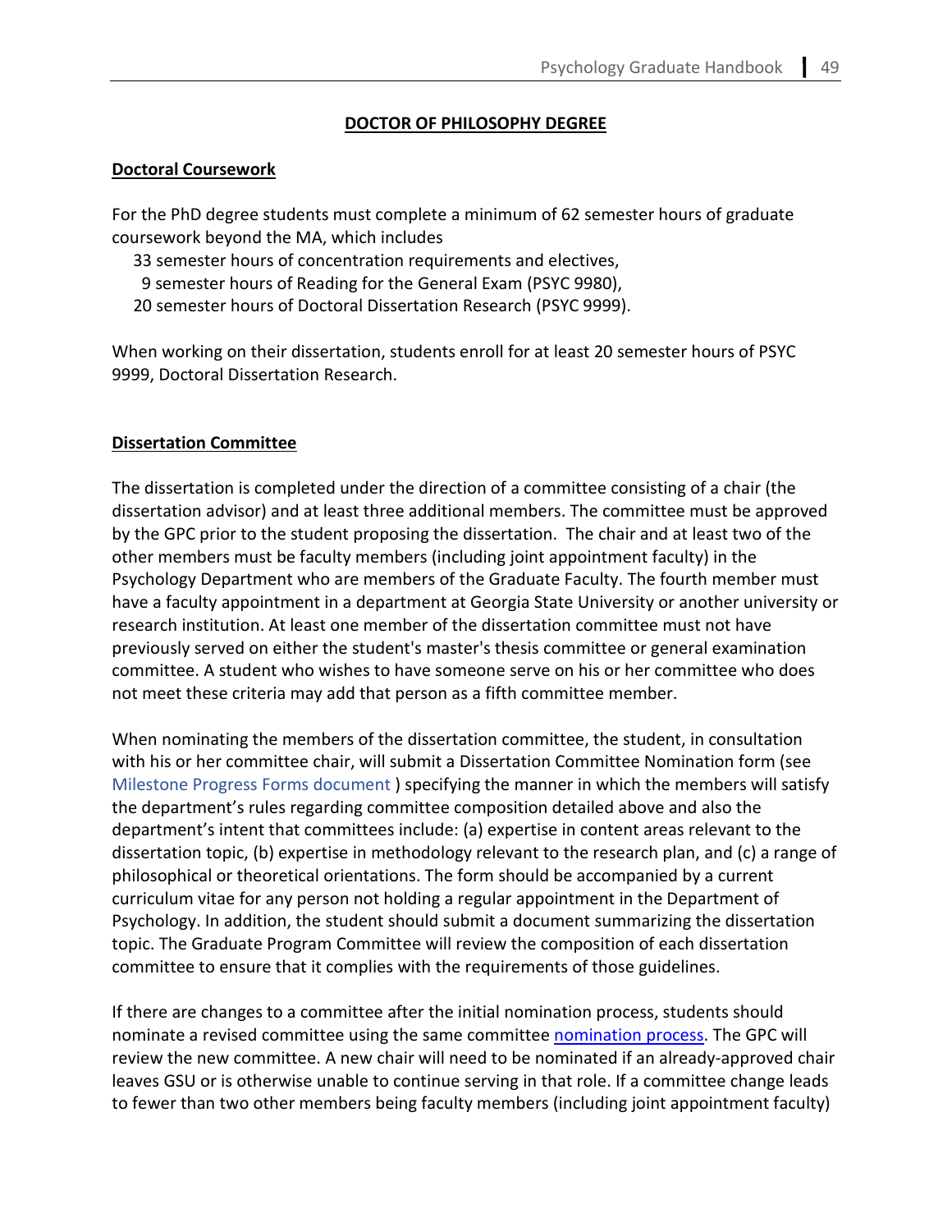## DOCTOR OF PHILOSOPHY DEGREE

### Doctoral Coursework

For the PhD degree students must complete a minimum of 62 semester hours of graduate coursework beyond the MA, which includes

- 33 semester hours of concentration requirements and electives,
- 9 semester hours of Reading for the General Exam (PSYC 9980),
- 20 semester hours of Doctoral Dissertation Research (PSYC 9999).

When working on their dissertation, students enroll for at least 20 semester hours of PSYC 9999, Doctoral Dissertation Research.

### Dissertation Committee

The dissertation is completed under the direction of a committee consisting of a chair (the dissertation advisor) and at least three additional members. The committee must be approved by the GPC prior to the student proposing the dissertation. The chair and at least two of the other members must be faculty members (including joint appointment faculty) in the Psychology Department who are members of the Graduate Faculty. The fourth member must have a faculty appointment in a department at Georgia State University or another university or research institution. At least one member of the dissertation committee must not have previously served on either the student's master's thesis committee or general examination committee. A student who wishes to have someone serve on his or her committee who does not meet these criteria may add that person as a fifth committee member.

When nominating the members of the dissertation committee, the student, in consultation with his or her committee chair, will submit a Dissertation Committee Nomination form (see Milestone Progress Forms document ) specifying the manner in which the members will satisfy the department's rules regarding committee composition detailed above and also the department's intent that committees include: (a) expertise in content areas relevant to the dissertation topic, (b) expertise in methodology relevant to the research plan, and (c) a range of philosophical or theoretical orientations. The form should be accompanied by a current curriculum vitae for any person not holding a regular appointment in the Department of Psychology. In addition, the student should submit a document summarizing the dissertation topic. The Graduate Program Committee will review the composition of each dissertation committee to ensure that it complies with the requirements of those guidelines.

If there are changes to a committee after the initial nomination process, students should nominate a revised committee using the same committee nomination process. The GPC will review the new committee. A new chair will need to be nominated if an already-approved chair leaves GSU or is otherwise unable to continue serving in that role. If a committee change leads to fewer than two other members being faculty members (including joint appointment faculty)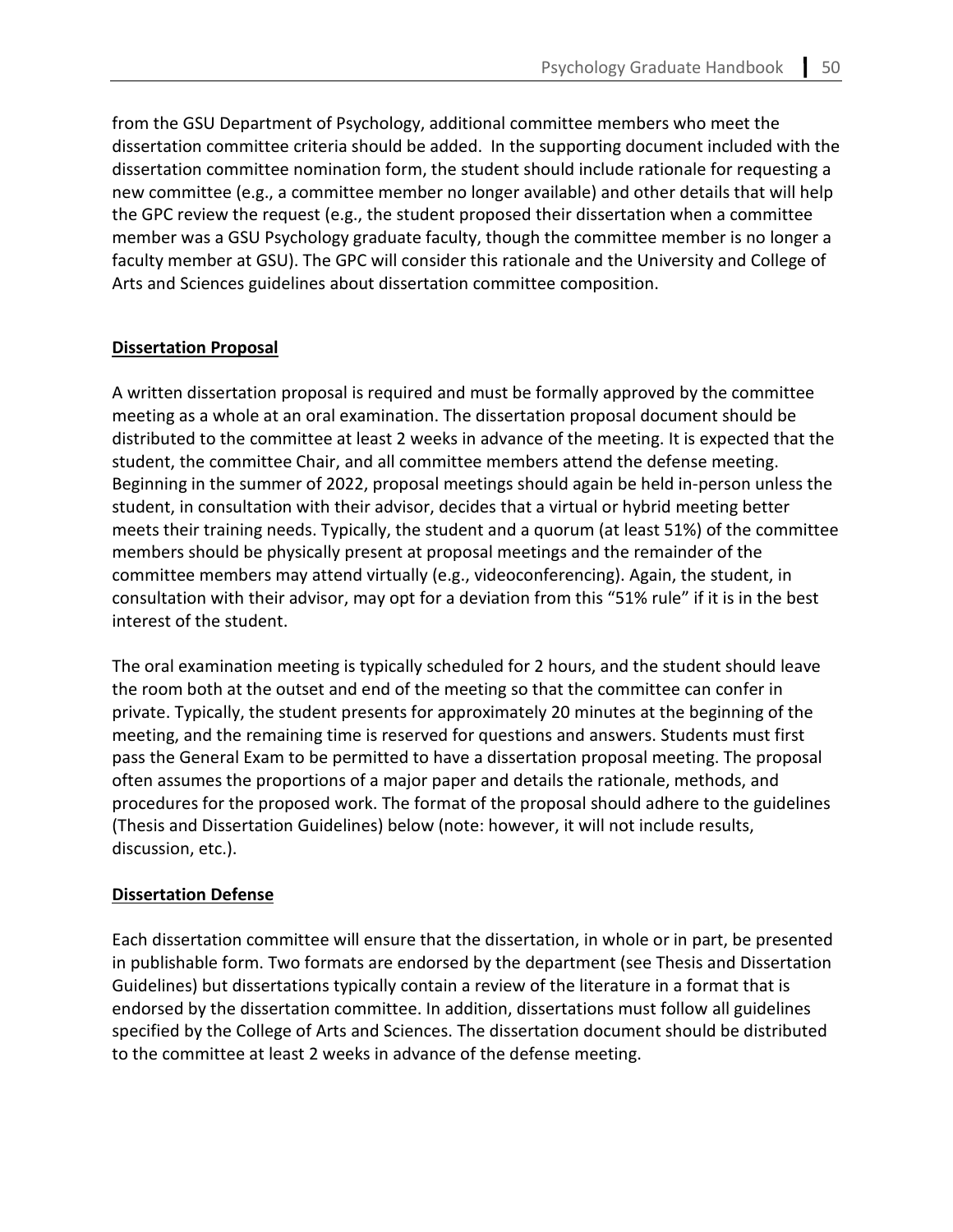from the GSU Department of Psychology, additional committee members who meet the dissertation committee criteria should be added.  In the supporting document included with the dissertation committee nomination form, the student should include rationale for requesting a new committee (e.g., a committee member no longer available) and other details that will help the GPC review the request (e.g., the student proposed their dissertation when a committee member was a GSU Psychology graduate faculty, though the committee member is no longer a faculty member at GSU). The GPC will consider this rationale and the University and College of Arts and Sciences guidelines about dissertation committee composition.

## <u>**Dissertation Proposal**</u>

A written dissertation proposal is required and must be formally approved by the committee meeting as a whole at an oral examination. The dissertation proposal document should be distributed to the committee at least 2 weeks in advance of the meeting. It is expected that the student, the committee Chair, and all committee members attend the defense meeting. Beginning in the summer of 2022, proposal meetings should again be held in-person unless the student, in consultation with their advisor, decides that a virtual or hybrid meeting better meets their training needs. Typically, the student and a quorum (at least 51%) of the committee members should be physically present at proposal meetings and the remainder of the committee members may attend virtually (e.g., videoconferencing). Again, the student, in consultation with their advisor, may opt for a deviation from this "51% rule" if it is in the best interest of the student.

The oral examination meeting is typically scheduled for 2 hours, and the student should leave the room both at the outset and end of the meeting so that the committee can confer in private. Typically, the student presents for approximately 20 minutes at the beginning of the meeting, and the remaining time is reserved for questions and answers. Students must first pass the General Exam to be permitted to have a dissertation proposal meeting. The proposal often assumes the proportions of a major paper and details the rationale, methods, and procedures for the proposed work. The format of the proposal should adhere to the guidelines (Thesis and Dissertation Guidelines) below (note: however, it will not include results, discussion, etc.).

## <u>**Dissertation Defense**</u>

Each dissertation committee will ensure that the dissertation, in whole or in part, be presented in publishable form. Two formats are endorsed by the department (see Thesis and Dissertation Guidelines) but dissertations typically contain a review of the literature in a format that is endorsed by the dissertation committee. In addition, dissertations must follow all guidelines specified by the College of Arts and Sciences. The dissertation document should be distributed to the committee at least 2 weeks in advance of the defense meeting.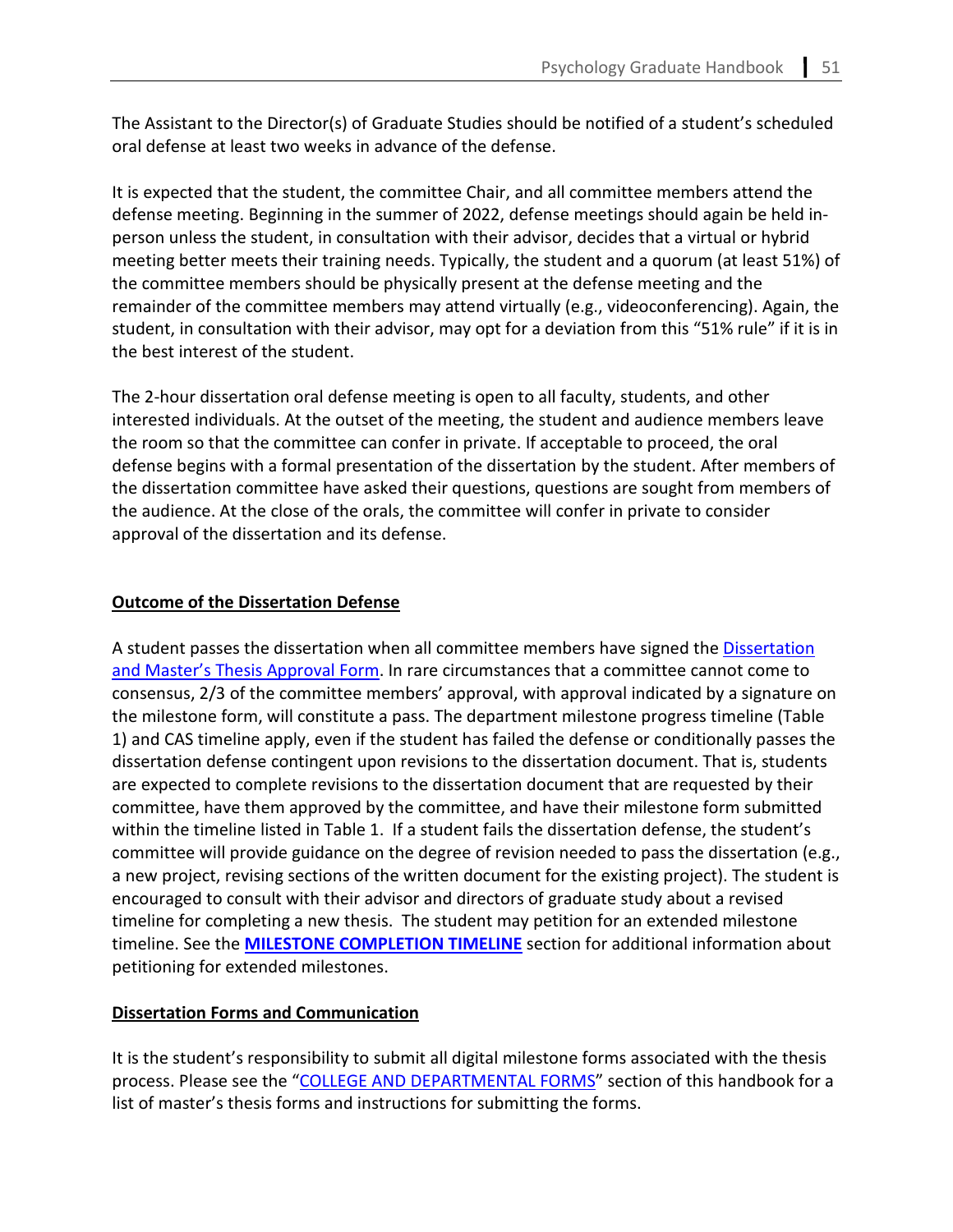The Assistant to the Director(s) of Graduate Studies should be notified of a student's scheduled oral defense at least two weeks in advance of the defense.

It is expected that the student, the committee Chair, and all committee members attend the defense meeting. Beginning in the summer of 2022, defense meetings should again be held in-person unless the student, in consultation with their advisor, decides that a virtual or hybrid meeting better meets their training needs. Typically, the student and a quorum (at least 51%) of the committee members should be physically present at the defense meeting and the remainder of the committee members may attend virtually (e.g., videoconferencing). Again, the student, in consultation with their advisor, may opt for a deviation from this "51% rule" if it is in the best interest of the student.

The 2-hour dissertation oral defense meeting is open to all faculty, students, and other interested individuals. At the outset of the meeting, the student and audience members leave the room so that the committee can confer in private. If acceptable to proceed, the oral defense begins with a formal presentation of the dissertation by the student. After members of the dissertation committee have asked their questions, questions are sought from members of the audience. At the close of the orals, the committee will confer in private to consider approval of the dissertation and its defense.

## Outcome of the Dissertation Defense

A student passes the dissertation when all committee members have signed the Dissertation and Master's Thesis Approval Form. In rare circumstances that a committee cannot come to consensus, 2/3 of the committee members' approval, with approval indicated by a signature on the milestone form, will constitute a pass. The department milestone progress timeline (Table 1) and CAS timeline apply, even if the student has failed the defense or conditionally passes the dissertation defense contingent upon revisions to the dissertation document. That is, students are expected to complete revisions to the dissertation document that are requested by their committee, have them approved by the committee, and have their milestone form submitted within the timeline listed in Table 1. If a student fails the dissertation defense, the student's committee will provide guidance on the degree of revision needed to pass the dissertation (e.g., a new project, revising sections of the written document for the existing project). The student is encouraged to consult with their advisor and directors of graduate study about a revised timeline for completing a new thesis. The student may petition for an extended milestone timeline. See the **MILESTONE COMPLETION TIMELINE** section for additional information about petitioning for extended milestones.

## Dissertation Forms and Communication

It is the student's responsibility to submit all digital milestone forms associated with the thesis process. Please see the "COLLEGE AND DEPARTMENTAL FORMS" section of this handbook for a list of master's thesis forms and instructions for submitting the forms.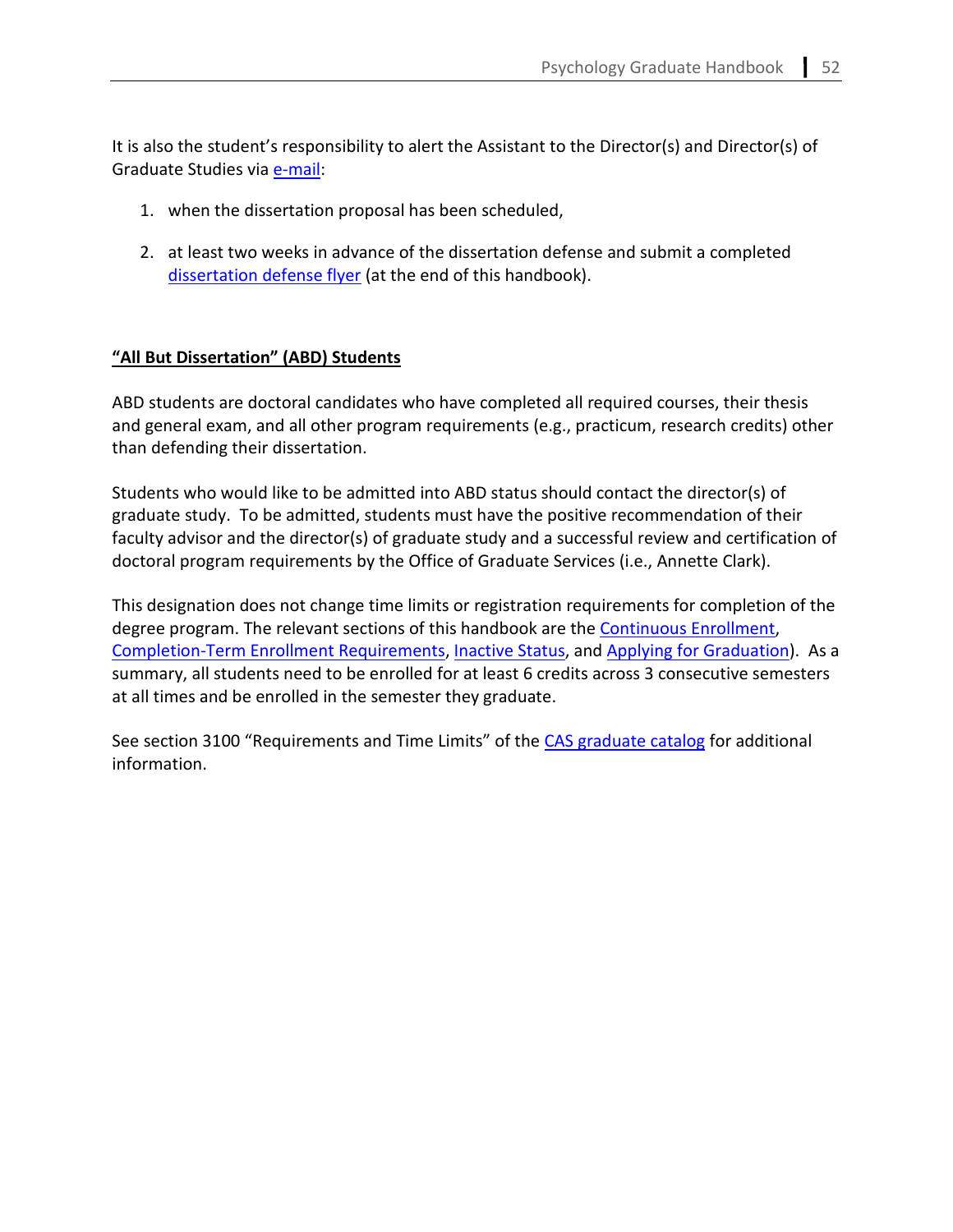It is also the student's responsibility to alert the Assistant to the Director(s) and Director(s) of Graduate Studies via e-mail:

1. when the dissertation proposal has been scheduled,
2. at least two weeks in advance of the dissertation defense and submit a completed dissertation defense flyer (at the end of this handbook).

## "All But Dissertation" (ABD) Students

ABD students are doctoral candidates who have completed all required courses, their thesis and general exam, and all other program requirements (e.g., practicum, research credits) other than defending their dissertation.

Students who would like to be admitted into ABD status should contact the director(s) of graduate study. To be admitted, students must have the positive recommendation of their faculty advisor and the director(s) of graduate study and a successful review and certification of doctoral program requirements by the Office of Graduate Services (i.e., Annette Clark).

This designation does not change time limits or registration requirements for completion of the degree program. The relevant sections of this handbook are the Continuous Enrollment, Completion-Term Enrollment Requirements, Inactive Status, and Applying for Graduation). As a summary, all students need to be enrolled for at least 6 credits across 3 consecutive semesters at all times and be enrolled in the semester they graduate.

See section 3100 "Requirements and Time Limits" of the CAS graduate catalog for additional information.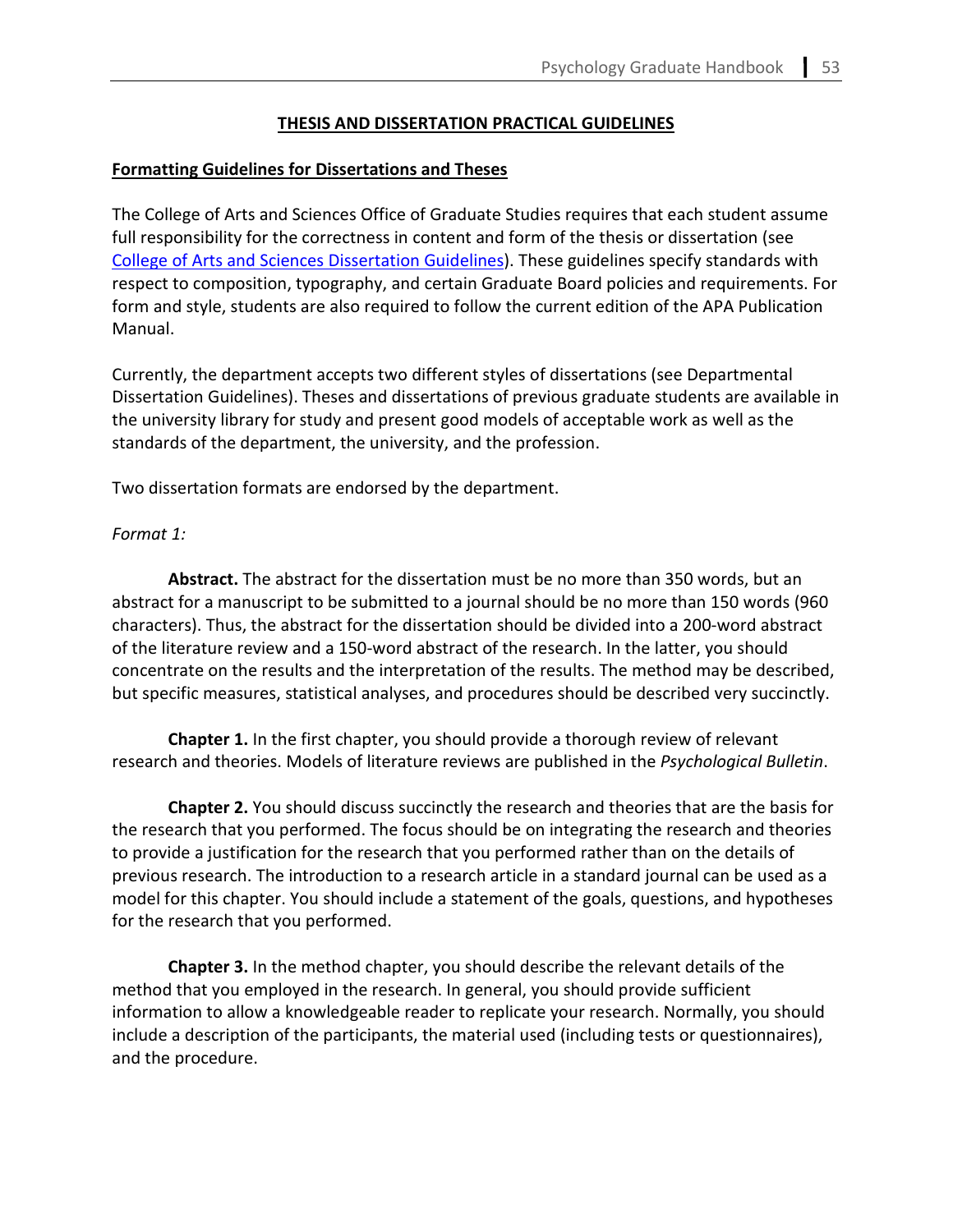## THESIS AND DISSERTATION PRACTICAL GUIDELINES

### Formatting Guidelines for Dissertations and Theses

The College of Arts and Sciences Office of Graduate Studies requires that each student assume full responsibility for the correctness in content and form of the thesis or dissertation (see College of Arts and Sciences Dissertation Guidelines). These guidelines specify standards with respect to composition, typography, and certain Graduate Board policies and requirements. For form and style, students are also required to follow the current edition of the APA Publication Manual.

Currently, the department accepts two different styles of dissertations (see Departmental Dissertation Guidelines). Theses and dissertations of previous graduate students are available in the university library for study and present good models of acceptable work as well as the standards of the department, the university, and the profession.

Two dissertation formats are endorsed by the department.

*Format 1:*

**Abstract.** The abstract for the dissertation must be no more than 350 words, but an abstract for a manuscript to be submitted to a journal should be no more than 150 words (960 characters). Thus, the abstract for the dissertation should be divided into a 200-word abstract of the literature review and a 150-word abstract of the research. In the latter, you should concentrate on the results and the interpretation of the results. The method may be described, but specific measures, statistical analyses, and procedures should be described very succinctly.

**Chapter 1.** In the first chapter, you should provide a thorough review of relevant research and theories. Models of literature reviews are published in the *Psychological Bulletin*.

**Chapter 2.** You should discuss succinctly the research and theories that are the basis for the research that you performed. The focus should be on integrating the research and theories to provide a justification for the research that you performed rather than on the details of previous research. The introduction to a research article in a standard journal can be used as a model for this chapter. You should include a statement of the goals, questions, and hypotheses for the research that you performed.

**Chapter 3.** In the method chapter, you should describe the relevant details of the method that you employed in the research. In general, you should provide sufficient information to allow a knowledgeable reader to replicate your research. Normally, you should include a description of the participants, the material used (including tests or questionnaires), and the procedure.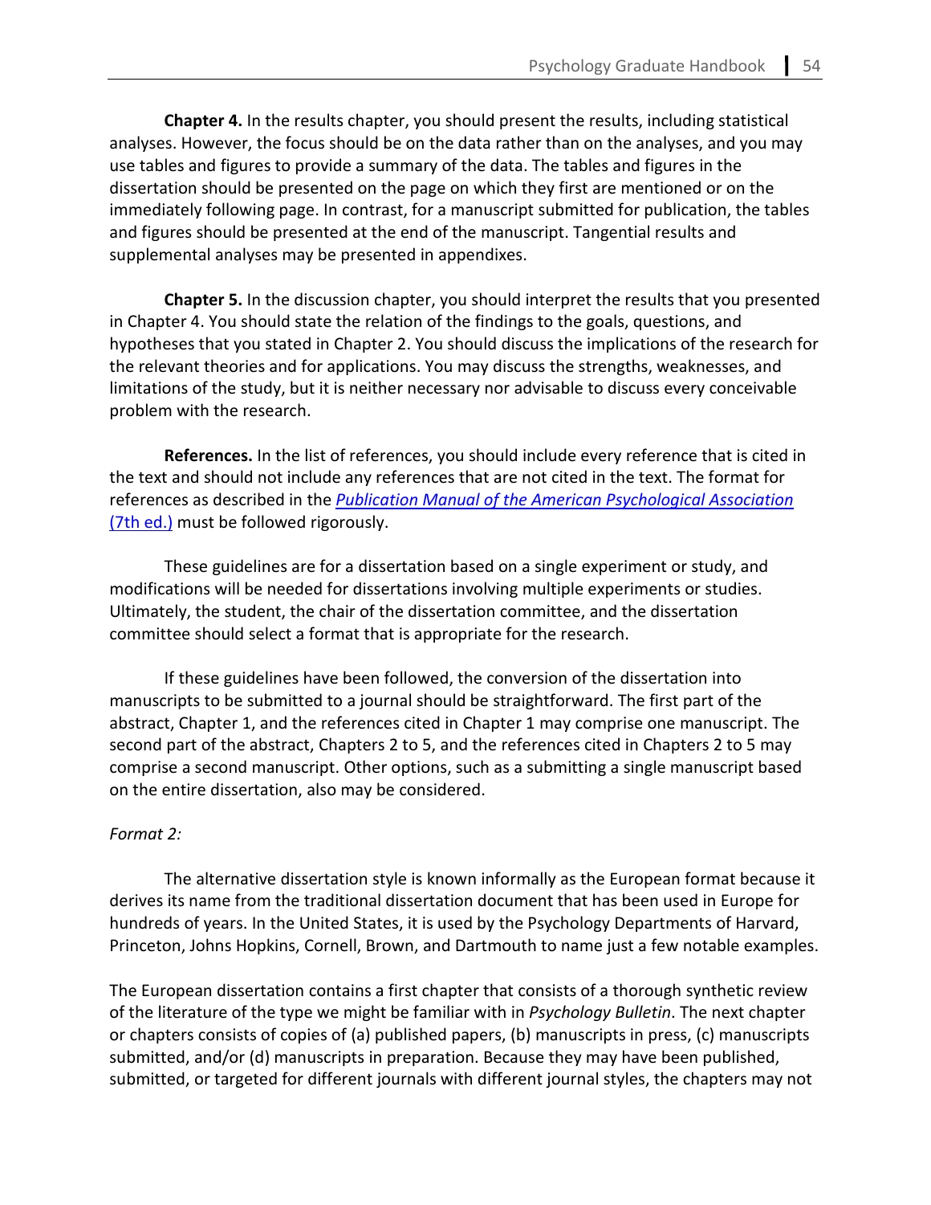**Chapter 4.** In the results chapter, you should present the results, including statistical analyses. However, the focus should be on the data rather than on the analyses, and you may use tables and figures to provide a summary of the data. The tables and figures in the dissertation should be presented on the page on which they first are mentioned or on the immediately following page. In contrast, for a manuscript submitted for publication, the tables and figures should be presented at the end of the manuscript. Tangential results and supplemental analyses may be presented in appendixes.

**Chapter 5.** In the discussion chapter, you should interpret the results that you presented in Chapter 4. You should state the relation of the findings to the goals, questions, and hypotheses that you stated in Chapter 2. You should discuss the implications of the research for the relevant theories and for applications. You may discuss the strengths, weaknesses, and limitations of the study, but it is neither necessary nor advisable to discuss every conceivable problem with the research.

**References.** In the list of references, you should include every reference that is cited in the text and should not include any references that are not cited in the text. The format for references as described in the *Publication Manual of the American Psychological Association* (7th ed.) must be followed rigorously.

These guidelines are for a dissertation based on a single experiment or study, and modifications will be needed for dissertations involving multiple experiments or studies. Ultimately, the student, the chair of the dissertation committee, and the dissertation committee should select a format that is appropriate for the research.

If these guidelines have been followed, the conversion of the dissertation into manuscripts to be submitted to a journal should be straightforward. The first part of the abstract, Chapter 1, and the references cited in Chapter 1 may comprise one manuscript. The second part of the abstract, Chapters 2 to 5, and the references cited in Chapters 2 to 5 may comprise a second manuscript. Other options, such as a submitting a single manuscript based on the entire dissertation, also may be considered.

*Format 2:*

The alternative dissertation style is known informally as the European format because it derives its name from the traditional dissertation document that has been used in Europe for hundreds of years. In the United States, it is used by the Psychology Departments of Harvard, Princeton, Johns Hopkins, Cornell, Brown, and Dartmouth to name just a few notable examples.

The European dissertation contains a first chapter that consists of a thorough synthetic review of the literature of the type we might be familiar with in *Psychology Bulletin*. The next chapter or chapters consists of copies of (a) published papers, (b) manuscripts in press, (c) manuscripts submitted, and/or (d) manuscripts in preparation. Because they may have been published, submitted, or targeted for different journals with different journal styles, the chapters may not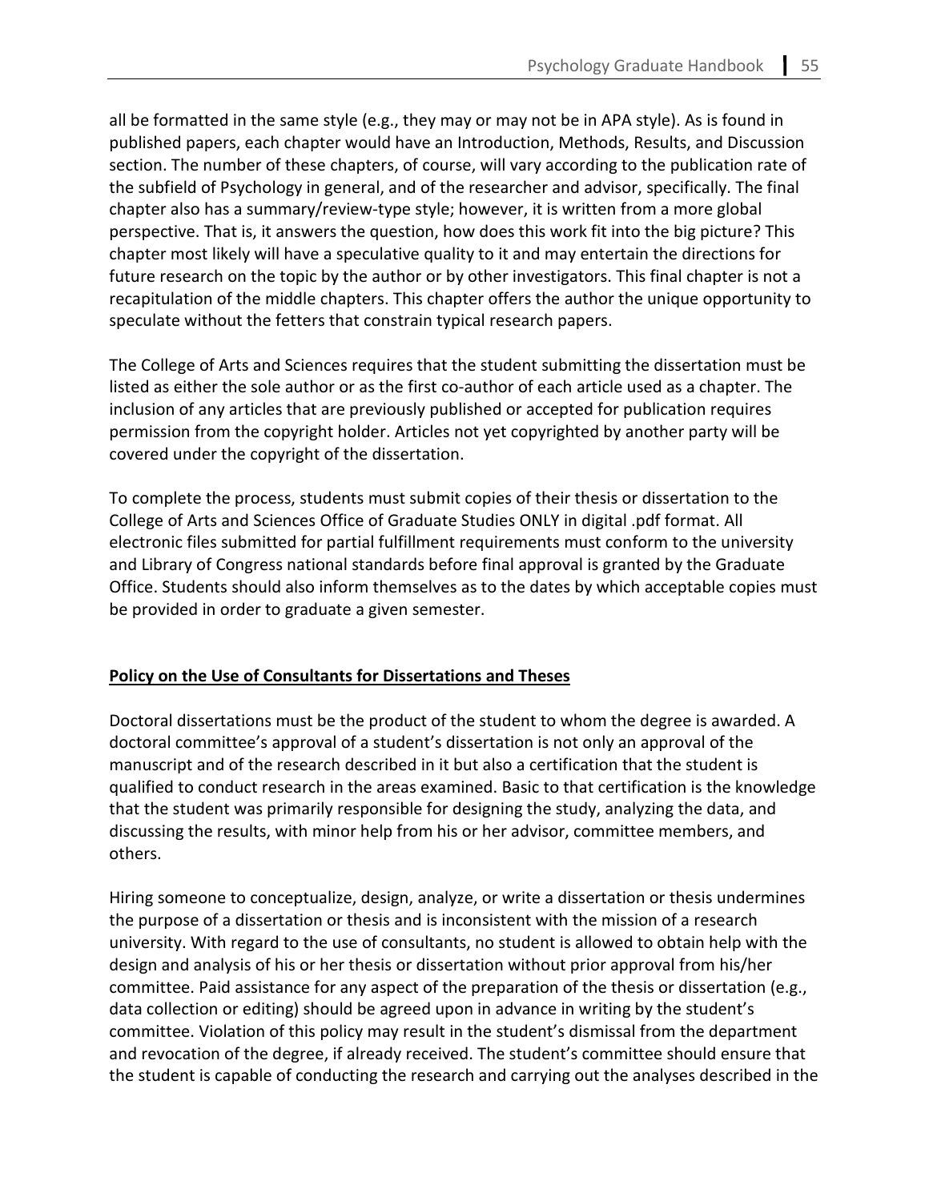all be formatted in the same style (e.g., they may or may not be in APA style). As is found in published papers, each chapter would have an Introduction, Methods, Results, and Discussion section. The number of these chapters, of course, will vary according to the publication rate of the subfield of Psychology in general, and of the researcher and advisor, specifically. The final chapter also has a summary/review-type style; however, it is written from a more global perspective. That is, it answers the question, how does this work fit into the big picture? This chapter most likely will have a speculative quality to it and may entertain the directions for future research on the topic by the author or by other investigators. This final chapter is not a recapitulation of the middle chapters. This chapter offers the author the unique opportunity to speculate without the fetters that constrain typical research papers.

The College of Arts and Sciences requires that the student submitting the dissertation must be listed as either the sole author or as the first co-author of each article used as a chapter. The inclusion of any articles that are previously published or accepted for publication requires permission from the copyright holder. Articles not yet copyrighted by another party will be covered under the copyright of the dissertation.

To complete the process, students must submit copies of their thesis or dissertation to the College of Arts and Sciences Office of Graduate Studies ONLY in digital .pdf format. All electronic files submitted for partial fulfillment requirements must conform to the university and Library of Congress national standards before final approval is granted by the Graduate Office. Students should also inform themselves as to the dates by which acceptable copies must be provided in order to graduate a given semester.

## Policy on the Use of Consultants for Dissertations and Theses

Doctoral dissertations must be the product of the student to whom the degree is awarded. A doctoral committee's approval of a student's dissertation is not only an approval of the manuscript and of the research described in it but also a certification that the student is qualified to conduct research in the areas examined. Basic to that certification is the knowledge that the student was primarily responsible for designing the study, analyzing the data, and discussing the results, with minor help from his or her advisor, committee members, and others.

Hiring someone to conceptualize, design, analyze, or write a dissertation or thesis undermines the purpose of a dissertation or thesis and is inconsistent with the mission of a research university. With regard to the use of consultants, no student is allowed to obtain help with the design and analysis of his or her thesis or dissertation without prior approval from his/her committee. Paid assistance for any aspect of the preparation of the thesis or dissertation (e.g., data collection or editing) should be agreed upon in advance in writing by the student's committee. Violation of this policy may result in the student's dismissal from the department and revocation of the degree, if already received. The student's committee should ensure that the student is capable of conducting the research and carrying out the analyses described in the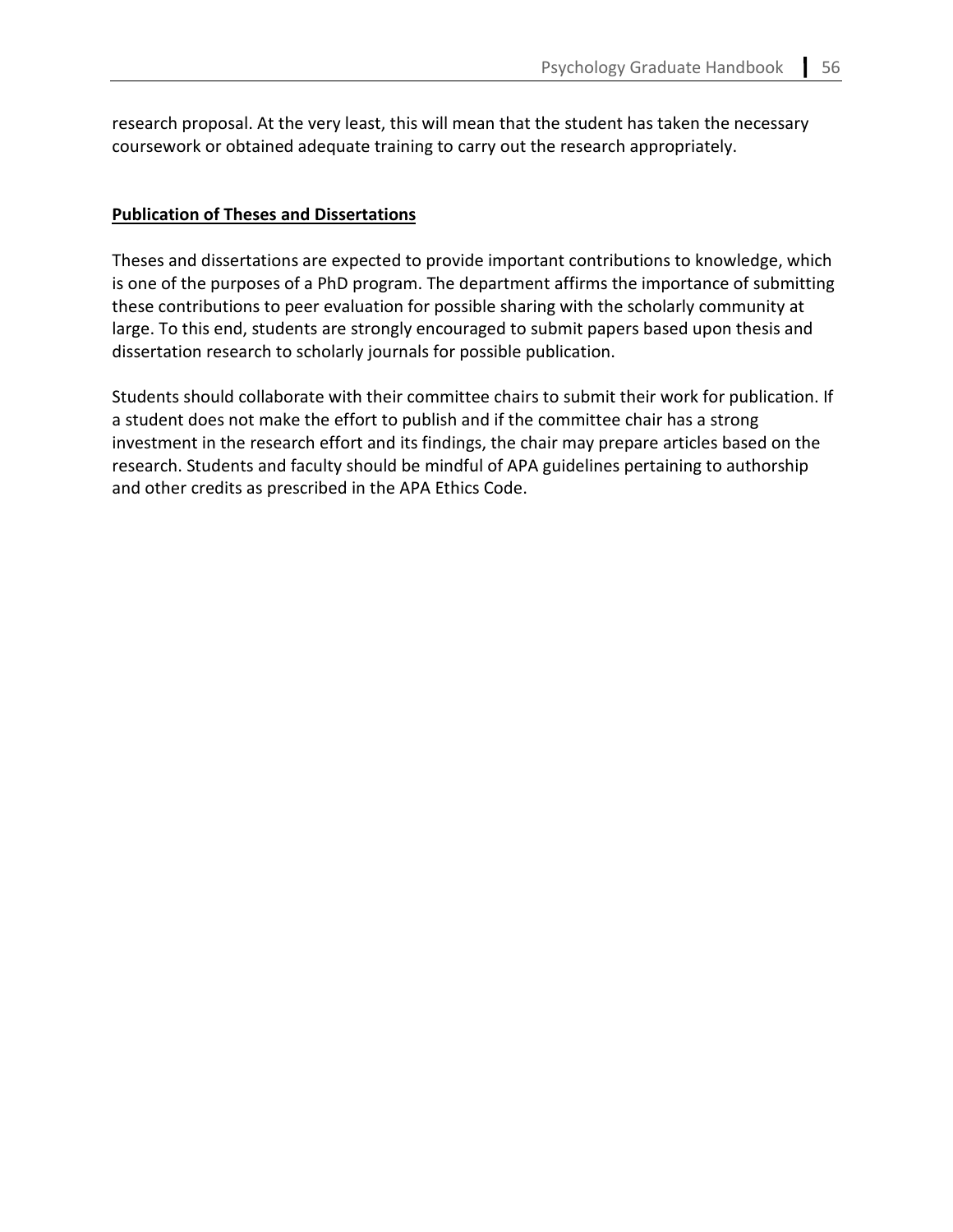research proposal. At the very least, this will mean that the student has taken the necessary coursework or obtained adequate training to carry out the research appropriately.

## Publication of Theses and Dissertations

Theses and dissertations are expected to provide important contributions to knowledge, which is one of the purposes of a PhD program. The department affirms the importance of submitting these contributions to peer evaluation for possible sharing with the scholarly community at large. To this end, students are strongly encouraged to submit papers based upon thesis and dissertation research to scholarly journals for possible publication.

Students should collaborate with their committee chairs to submit their work for publication. If a student does not make the effort to publish and if the committee chair has a strong investment in the research effort and its findings, the chair may prepare articles based on the research. Students and faculty should be mindful of APA guidelines pertaining to authorship and other credits as prescribed in the APA Ethics Code.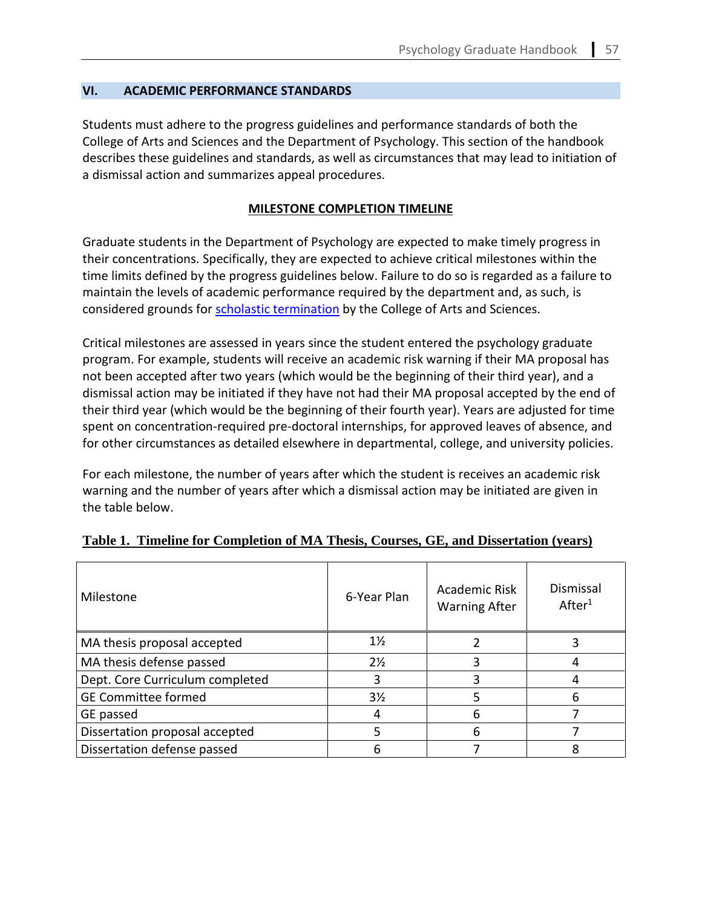## VI. ACADEMIC PERFORMANCE STANDARDS

Students must adhere to the progress guidelines and performance standards of both the College of Arts and Sciences and the Department of Psychology. This section of the handbook describes these guidelines and standards, as well as circumstances that may lead to initiation of a dismissal action and summarizes appeal procedures.

### MILESTONE COMPLETION TIMELINE

Graduate students in the Department of Psychology are expected to make timely progress in their concentrations. Specifically, they are expected to achieve critical milestones within the time limits defined by the progress guidelines below. Failure to do so is regarded as a failure to maintain the levels of academic performance required by the department and, as such, is considered grounds for scholastic termination by the College of Arts and Sciences.

Critical milestones are assessed in years since the student entered the psychology graduate program. For example, students will receive an academic risk warning if their MA proposal has not been accepted after two years (which would be the beginning of their third year), and a dismissal action may be initiated if they have not had their MA proposal accepted by the end of their third year (which would be the beginning of their fourth year). Years are adjusted for time spent on concentration-required pre-doctoral internships, for approved leaves of absence, and for other circumstances as detailed elsewhere in departmental, college, and university policies.

For each milestone, the number of years after which the student is receives an academic risk warning and the number of years after which a dismissal action may be initiated are given in the table below.

**Table 1. Timeline for Completion of MA Thesis, Courses, GE, and Dissertation (years)**

| Milestone | 6-Year Plan | Academic Risk Warning After | Dismissal After[1] |
|---|---|---|---|
| MA thesis proposal accepted | 1½ | 2 | 3 |
| MA thesis defense passed | 2½ | 3 | 4 |
| Dept. Core Curriculum completed | 3 | 3 | 4 |
| GE Committee formed | 3½ | 5 | 6 |
| GE passed | 4 | 6 | 7 |
| Dissertation proposal accepted | 5 | 6 | 7 |
| Dissertation defense passed | 6 | 7 | 8 |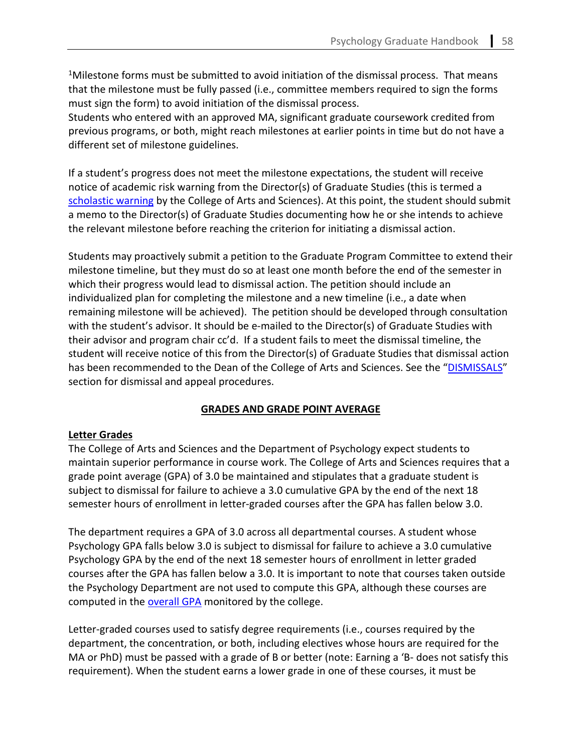[1]Milestone forms must be submitted to avoid initiation of the dismissal process. That means that the milestone must be fully passed (i.e., committee members required to sign the forms must sign the form) to avoid initiation of the dismissal process.
Students who entered with an approved MA, significant graduate coursework credited from previous programs, or both, might reach milestones at earlier points in time but do not have a different set of milestone guidelines.

If a student's progress does not meet the milestone expectations, the student will receive notice of academic risk warning from the Director(s) of Graduate Studies (this is termed a scholastic warning by the College of Arts and Sciences). At this point, the student should submit a memo to the Director(s) of Graduate Studies documenting how he or she intends to achieve the relevant milestone before reaching the criterion for initiating a dismissal action.

Students may proactively submit a petition to the Graduate Program Committee to extend their milestone timeline, but they must do so at least one month before the end of the semester in which their progress would lead to dismissal action. The petition should include an individualized plan for completing the milestone and a new timeline (i.e., a date when remaining milestone will be achieved). The petition should be developed through consultation with the student's advisor. It should be e-mailed to the Director(s) of Graduate Studies with their advisor and program chair cc'd. If a student fails to meet the dismissal timeline, the student will receive notice of this from the Director(s) of Graduate Studies that dismissal action has been recommended to the Dean of the College of Arts and Sciences. See the "DISMISSALS" section for dismissal and appeal procedures.

## GRADES AND GRADE POINT AVERAGE

### Letter Grades

The College of Arts and Sciences and the Department of Psychology expect students to maintain superior performance in course work. The College of Arts and Sciences requires that a grade point average (GPA) of 3.0 be maintained and stipulates that a graduate student is subject to dismissal for failure to achieve a 3.0 cumulative GPA by the end of the next 18 semester hours of enrollment in letter-graded courses after the GPA has fallen below 3.0.

The department requires a GPA of 3.0 across all departmental courses. A student whose Psychology GPA falls below 3.0 is subject to dismissal for failure to achieve a 3.0 cumulative Psychology GPA by the end of the next 18 semester hours of enrollment in letter graded courses after the GPA has fallen below a 3.0. It is important to note that courses taken outside the Psychology Department are not used to compute this GPA, although these courses are computed in the overall GPA monitored by the college.

Letter-graded courses used to satisfy degree requirements (i.e., courses required by the department, the concentration, or both, including electives whose hours are required for the MA or PhD) must be passed with a grade of B or better (note: Earning a 'B- does not satisfy this requirement). When the student earns a lower grade in one of these courses, it must be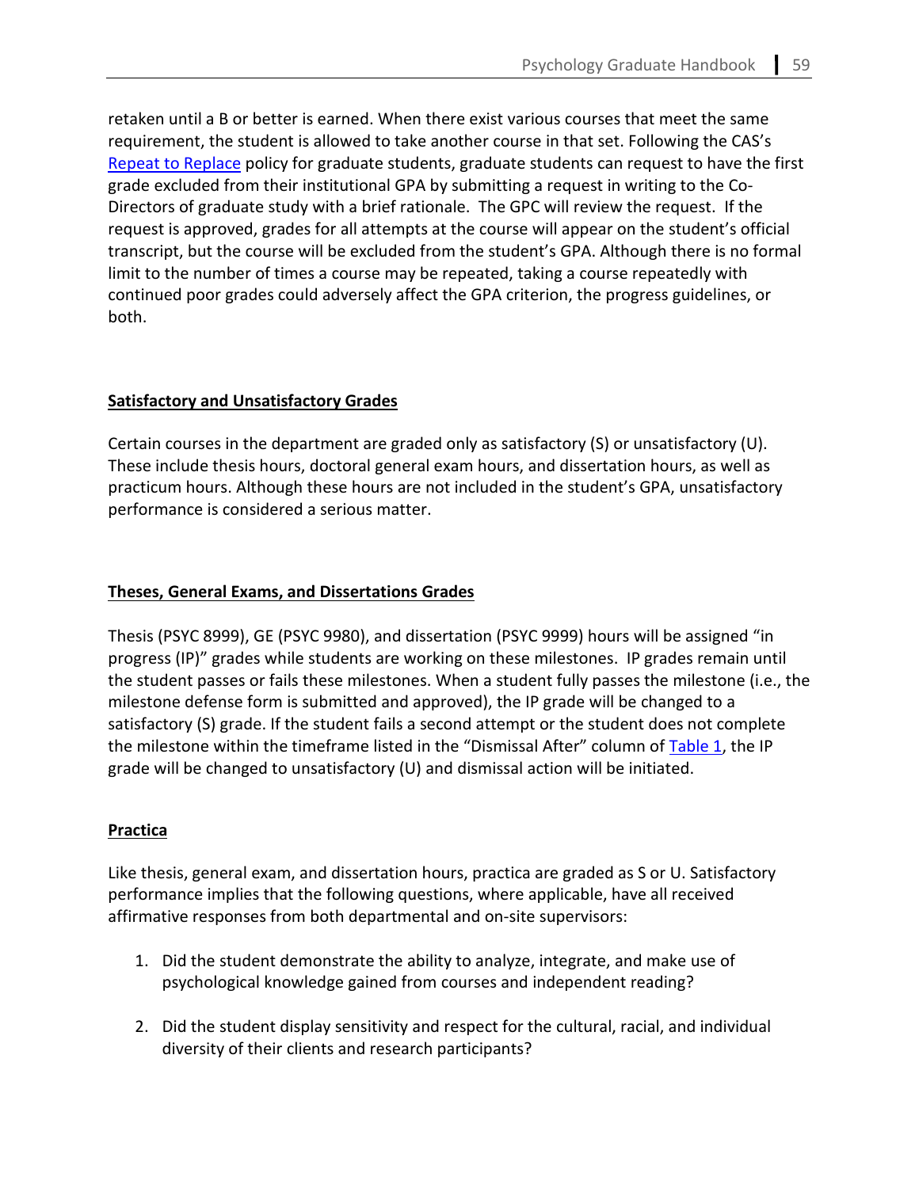retaken until a B or better is earned. When there exist various courses that meet the same requirement, the student is allowed to take another course in that set. Following the CAS's Repeat to Replace policy for graduate students, graduate students can request to have the first grade excluded from their institutional GPA by submitting a request in writing to the Co-Directors of graduate study with a brief rationale. The GPC will review the request. If the request is approved, grades for all attempts at the course will appear on the student's official transcript, but the course will be excluded from the student's GPA. Although there is no formal limit to the number of times a course may be repeated, taking a course repeatedly with continued poor grades could adversely affect the GPA criterion, the progress guidelines, or both.

### Satisfactory and Unsatisfactory Grades

Certain courses in the department are graded only as satisfactory (S) or unsatisfactory (U). These include thesis hours, doctoral general exam hours, and dissertation hours, as well as practicum hours. Although these hours are not included in the student's GPA, unsatisfactory performance is considered a serious matter.

### Theses, General Exams, and Dissertations Grades

Thesis (PSYC 8999), GE (PSYC 9980), and dissertation (PSYC 9999) hours will be assigned "in progress (IP)" grades while students are working on these milestones. IP grades remain until the student passes or fails these milestones. When a student fully passes the milestone (i.e., the milestone defense form is submitted and approved), the IP grade will be changed to a satisfactory (S) grade. If the student fails a second attempt or the student does not complete the milestone within the timeframe listed in the "Dismissal After" column of Table 1, the IP grade will be changed to unsatisfactory (U) and dismissal action will be initiated.

### Practica

Like thesis, general exam, and dissertation hours, practica are graded as S or U. Satisfactory performance implies that the following questions, where applicable, have all received affirmative responses from both departmental and on-site supervisors:

1. Did the student demonstrate the ability to analyze, integrate, and make use of psychological knowledge gained from courses and independent reading?

2. Did the student display sensitivity and respect for the cultural, racial, and individual diversity of their clients and research participants?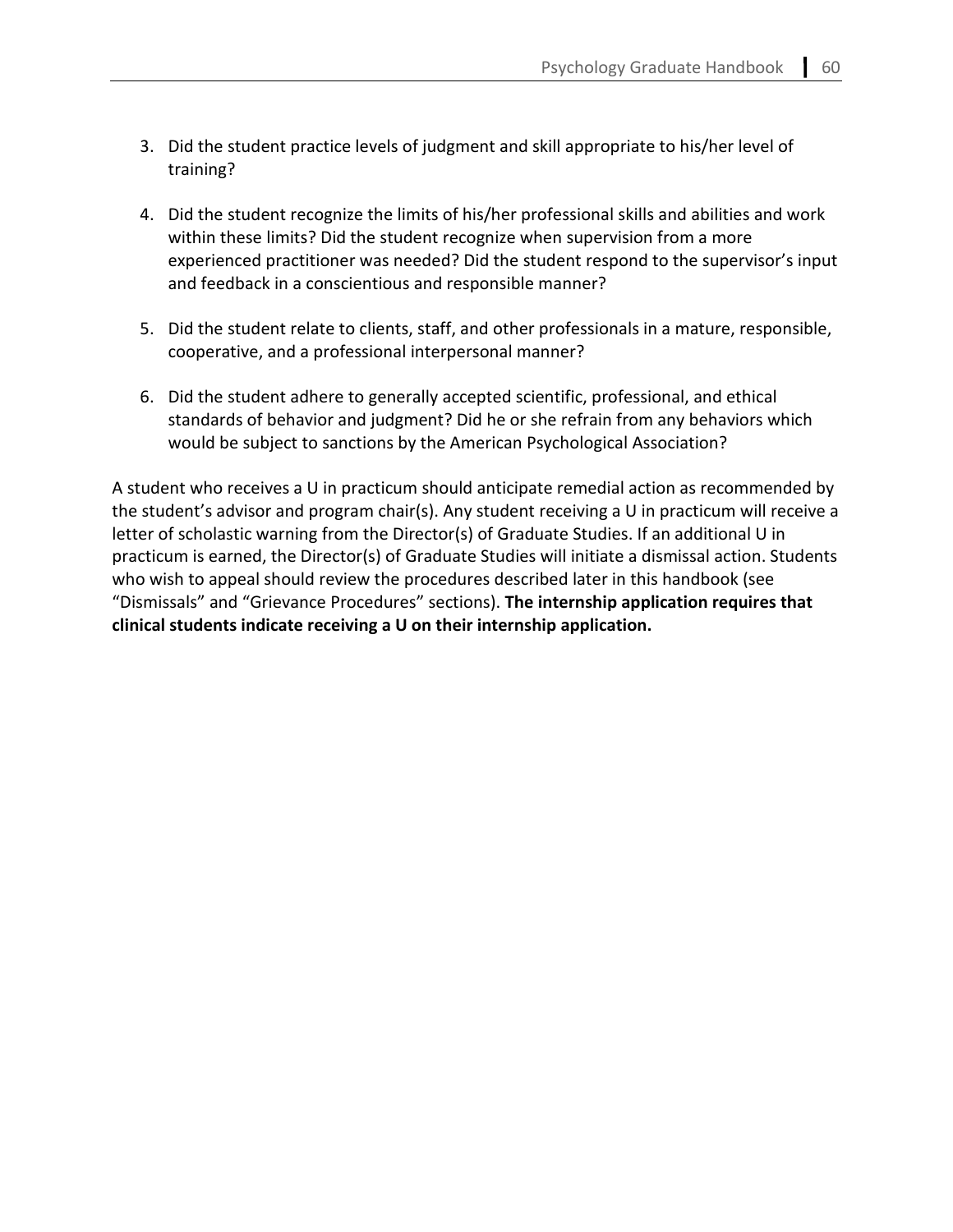3. Did the student practice levels of judgment and skill appropriate to his/her level of training?

4. Did the student recognize the limits of his/her professional skills and abilities and work within these limits? Did the student recognize when supervision from a more experienced practitioner was needed? Did the student respond to the supervisor's input and feedback in a conscientious and responsible manner?

5. Did the student relate to clients, staff, and other professionals in a mature, responsible, cooperative, and a professional interpersonal manner?

6. Did the student adhere to generally accepted scientific, professional, and ethical standards of behavior and judgment? Did he or she refrain from any behaviors which would be subject to sanctions by the American Psychological Association?

A student who receives a U in practicum should anticipate remedial action as recommended by the student's advisor and program chair(s). Any student receiving a U in practicum will receive a letter of scholastic warning from the Director(s) of Graduate Studies. If an additional U in practicum is earned, the Director(s) of Graduate Studies will initiate a dismissal action. Students who wish to appeal should review the procedures described later in this handbook (see "Dismissals" and "Grievance Procedures" sections). **The internship application requires that clinical students indicate receiving a U on their internship application.**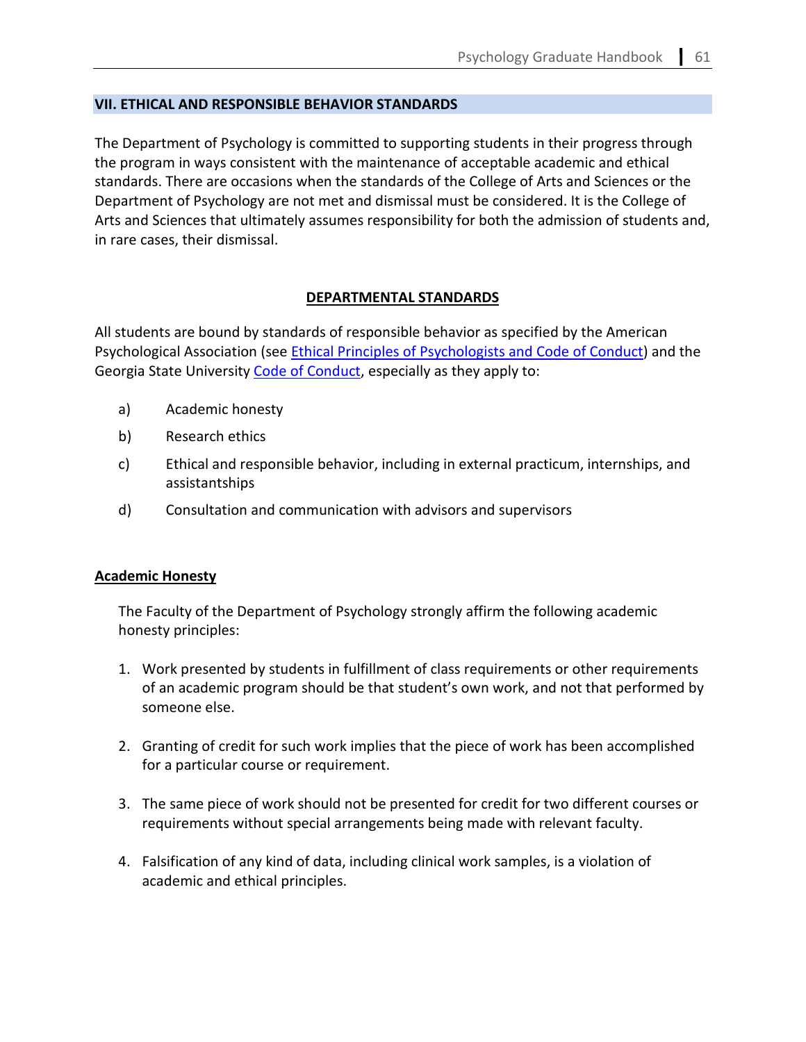## VII. ETHICAL AND RESPONSIBLE BEHAVIOR STANDARDS

The Department of Psychology is committed to supporting students in their progress through the program in ways consistent with the maintenance of acceptable academic and ethical standards. There are occasions when the standards of the College of Arts and Sciences or the Department of Psychology are not met and dismissal must be considered. It is the College of Arts and Sciences that ultimately assumes responsibility for both the admission of students and, in rare cases, their dismissal.

### DEPARTMENTAL STANDARDS

All students are bound by standards of responsible behavior as specified by the American Psychological Association (see Ethical Principles of Psychologists and Code of Conduct) and the Georgia State University Code of Conduct, especially as they apply to:

a) Academic honesty

b) Research ethics

c) Ethical and responsible behavior, including in external practicum, internships, and assistantships

d) Consultation and communication with advisors and supervisors

#### Academic Honesty

The Faculty of the Department of Psychology strongly affirm the following academic honesty principles:

1. Work presented by students in fulfillment of class requirements or other requirements of an academic program should be that student's own work, and not that performed by someone else.

2. Granting of credit for such work implies that the piece of work has been accomplished for a particular course or requirement.

3. The same piece of work should not be presented for credit for two different courses or requirements without special arrangements being made with relevant faculty.

4. Falsification of any kind of data, including clinical work samples, is a violation of academic and ethical principles.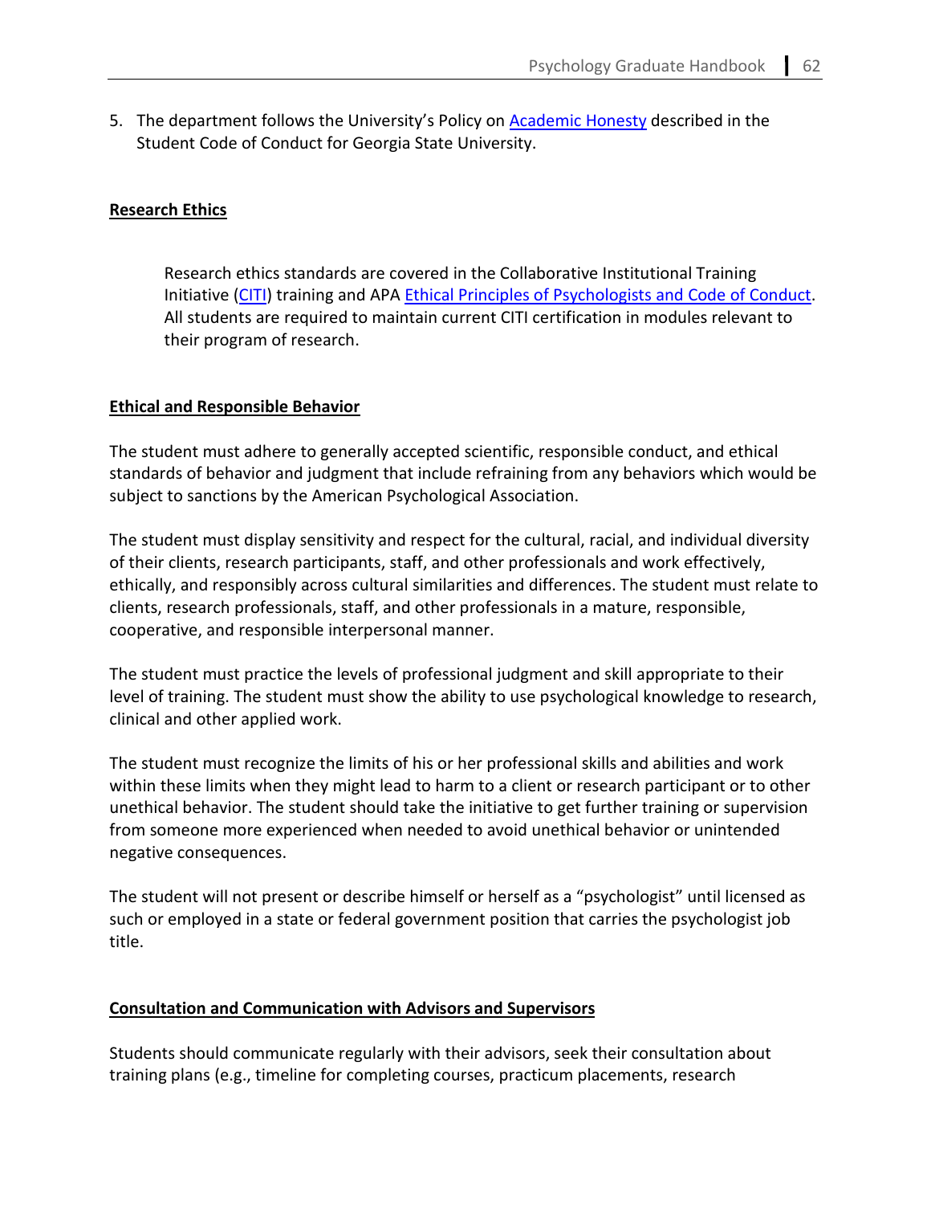5. The department follows the University's Policy on Academic Honesty described in the Student Code of Conduct for Georgia State University.

**Research Ethics**

Research ethics standards are covered in the Collaborative Institutional Training Initiative (CITI) training and APA Ethical Principles of Psychologists and Code of Conduct. All students are required to maintain current CITI certification in modules relevant to their program of research.

**Ethical and Responsible Behavior**

The student must adhere to generally accepted scientific, responsible conduct, and ethical standards of behavior and judgment that include refraining from any behaviors which would be subject to sanctions by the American Psychological Association.

The student must display sensitivity and respect for the cultural, racial, and individual diversity of their clients, research participants, staff, and other professionals and work effectively, ethically, and responsibly across cultural similarities and differences. The student must relate to clients, research professionals, staff, and other professionals in a mature, responsible, cooperative, and responsible interpersonal manner.

The student must practice the levels of professional judgment and skill appropriate to their level of training. The student must show the ability to use psychological knowledge to research, clinical and other applied work.

The student must recognize the limits of his or her professional skills and abilities and work within these limits when they might lead to harm to a client or research participant or to other unethical behavior. The student should take the initiative to get further training or supervision from someone more experienced when needed to avoid unethical behavior or unintended negative consequences.

The student will not present or describe himself or herself as a "psychologist" until licensed as such or employed in a state or federal government position that carries the psychologist job title.

**Consultation and Communication with Advisors and Supervisors**

Students should communicate regularly with their advisors, seek their consultation about training plans (e.g., timeline for completing courses, practicum placements, research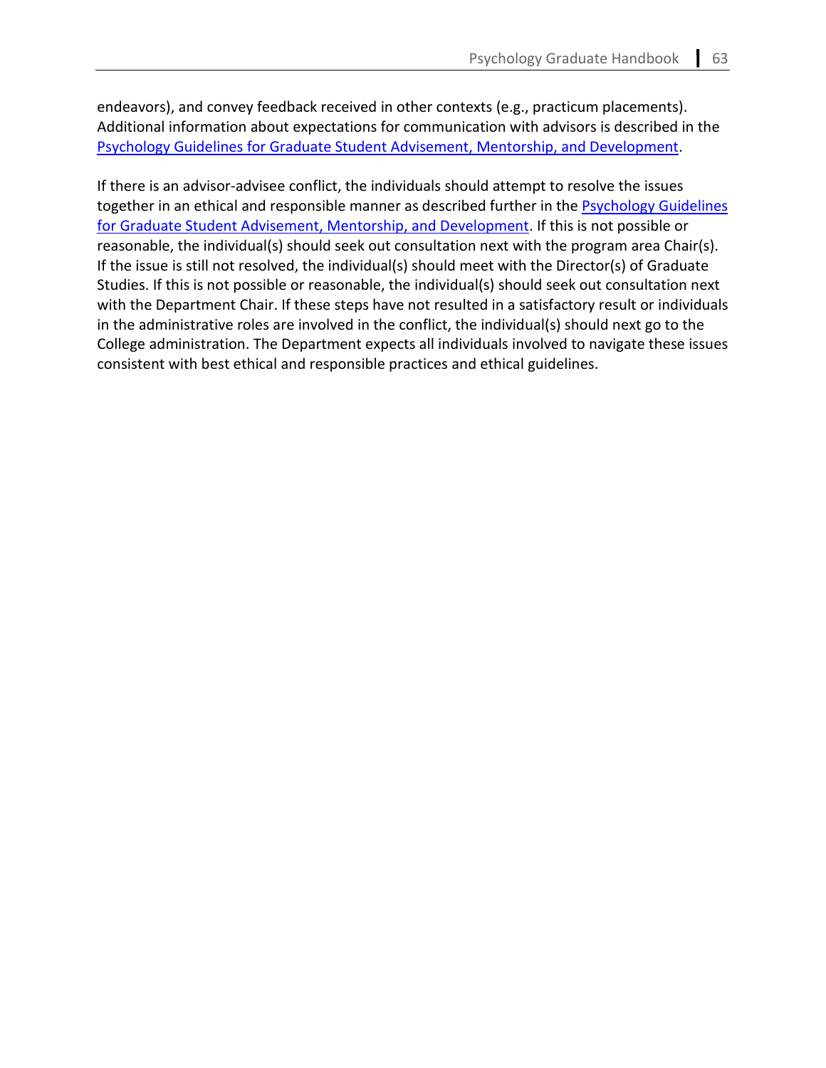endeavors), and convey feedback received in other contexts (e.g., practicum placements). Additional information about expectations for communication with advisors is described in the Psychology Guidelines for Graduate Student Advisement, Mentorship, and Development.

If there is an advisor-advisee conflict, the individuals should attempt to resolve the issues together in an ethical and responsible manner as described further in the Psychology Guidelines for Graduate Student Advisement, Mentorship, and Development. If this is not possible or reasonable, the individual(s) should seek out consultation next with the program area Chair(s). If the issue is still not resolved, the individual(s) should meet with the Director(s) of Graduate Studies. If this is not possible or reasonable, the individual(s) should seek out consultation next with the Department Chair. If these steps have not resulted in a satisfactory result or individuals in the administrative roles are involved in the conflict, the individual(s) should next go to the College administration. The Department expects all individuals involved to navigate these issues consistent with best ethical and responsible practices and ethical guidelines.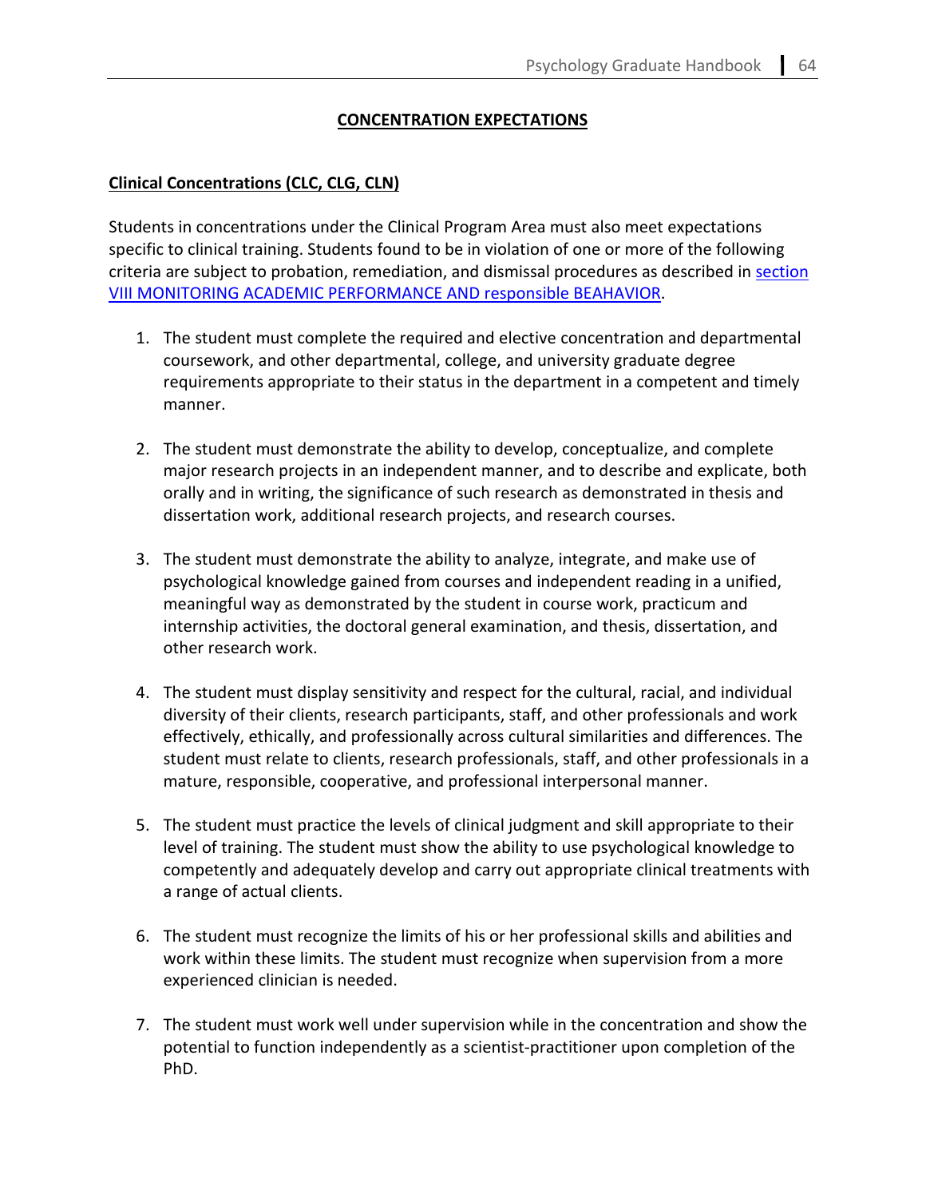## CONCENTRATION EXPECTATIONS

### Clinical Concentrations (CLC, CLG, CLN)

Students in concentrations under the Clinical Program Area must also meet expectations specific to clinical training. Students found to be in violation of one or more of the following criteria are subject to probation, remediation, and dismissal procedures as described in section VIII MONITORING ACADEMIC PERFORMANCE AND responsible BEAHAVIOR.

1. The student must complete the required and elective concentration and departmental coursework, and other departmental, college, and university graduate degree requirements appropriate to their status in the department in a competent and timely manner.

2. The student must demonstrate the ability to develop, conceptualize, and complete major research projects in an independent manner, and to describe and explicate, both orally and in writing, the significance of such research as demonstrated in thesis and dissertation work, additional research projects, and research courses.

3. The student must demonstrate the ability to analyze, integrate, and make use of psychological knowledge gained from courses and independent reading in a unified, meaningful way as demonstrated by the student in course work, practicum and internship activities, the doctoral general examination, and thesis, dissertation, and other research work.

4. The student must display sensitivity and respect for the cultural, racial, and individual diversity of their clients, research participants, staff, and other professionals and work effectively, ethically, and professionally across cultural similarities and differences. The student must relate to clients, research professionals, staff, and other professionals in a mature, responsible, cooperative, and professional interpersonal manner.

5. The student must practice the levels of clinical judgment and skill appropriate to their level of training. The student must show the ability to use psychological knowledge to competently and adequately develop and carry out appropriate clinical treatments with a range of actual clients.

6. The student must recognize the limits of his or her professional skills and abilities and work within these limits. The student must recognize when supervision from a more experienced clinician is needed.

7. The student must work well under supervision while in the concentration and show the potential to function independently as a scientist-practitioner upon completion of the PhD.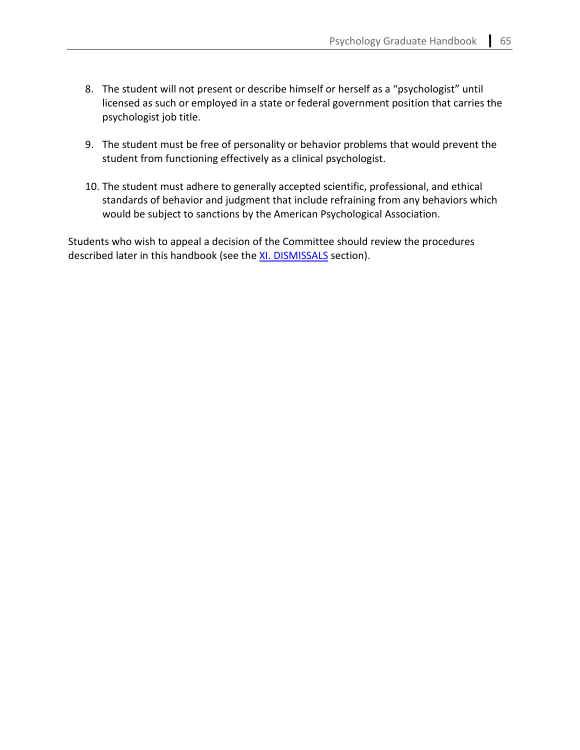8. The student will not present or describe himself or herself as a “psychologist” until licensed as such or employed in a state or federal government position that carries the psychologist job title.

9. The student must be free of personality or behavior problems that would prevent the student from functioning effectively as a clinical psychologist.

10. The student must adhere to generally accepted scientific, professional, and ethical standards of behavior and judgment that include refraining from any behaviors which would be subject to sanctions by the American Psychological Association.

Students who wish to appeal a decision of the Committee should review the procedures described later in this handbook (see the XI. DISMISSALS section).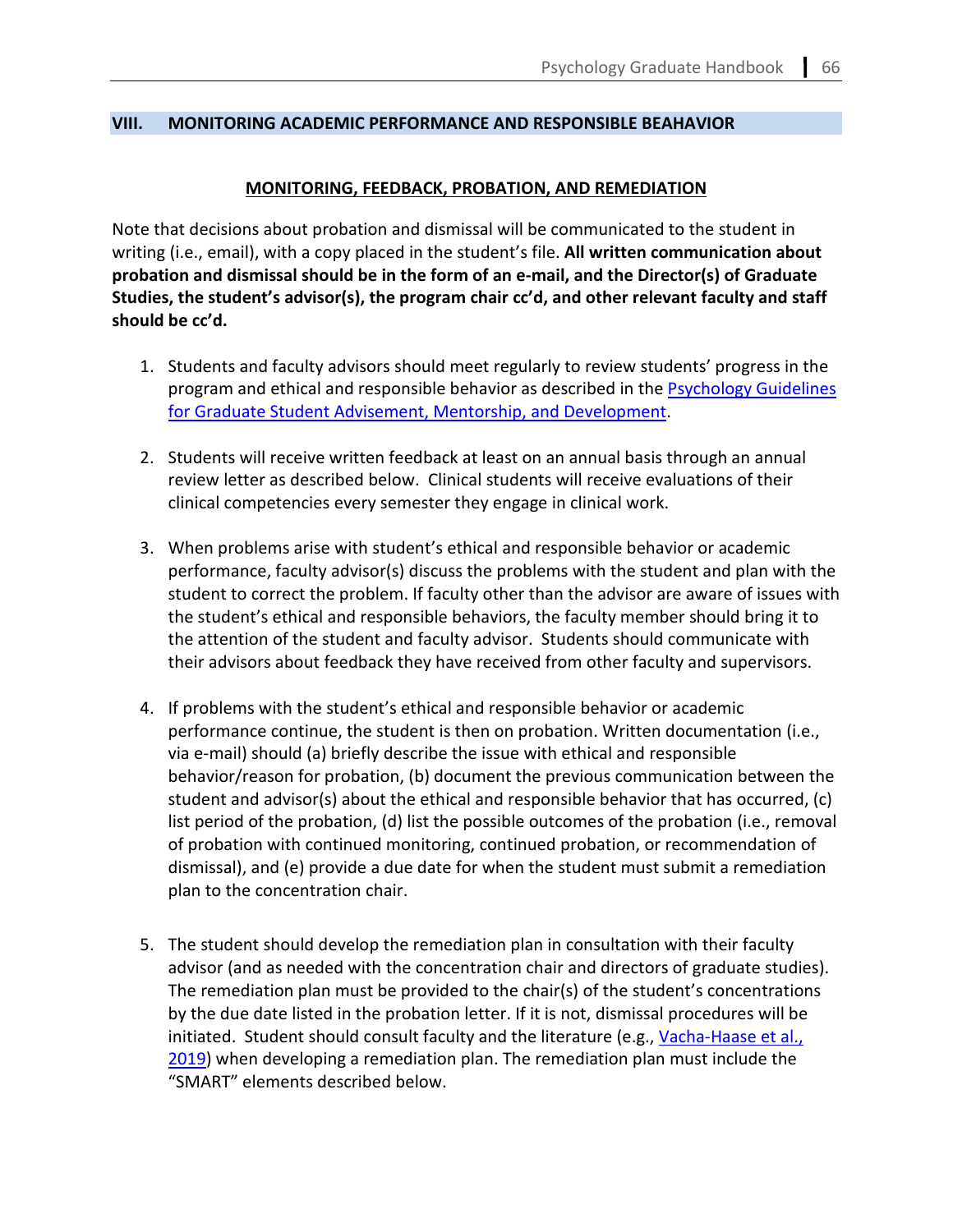## VIII. MONITORING ACADEMIC PERFORMANCE AND RESPONSIBLE BEAHAVIOR

### MONITORING, FEEDBACK, PROBATION, AND REMEDIATION

Note that decisions about probation and dismissal will be communicated to the student in writing (i.e., email), with a copy placed in the student's file. **All written communication about probation and dismissal should be in the form of an e-mail, and the Director(s) of Graduate Studies, the student's advisor(s), the program chair cc'd, and other relevant faculty and staff should be cc'd.**

1. Students and faculty advisors should meet regularly to review students' progress in the program and ethical and responsible behavior as described in the Psychology Guidelines for Graduate Student Advisement, Mentorship, and Development.

2. Students will receive written feedback at least on an annual basis through an annual review letter as described below. Clinical students will receive evaluations of their clinical competencies every semester they engage in clinical work.

3. When problems arise with student's ethical and responsible behavior or academic performance, faculty advisor(s) discuss the problems with the student and plan with the student to correct the problem. If faculty other than the advisor are aware of issues with the student's ethical and responsible behaviors, the faculty member should bring it to the attention of the student and faculty advisor. Students should communicate with their advisors about feedback they have received from other faculty and supervisors.

4. If problems with the student's ethical and responsible behavior or academic performance continue, the student is then on probation. Written documentation (i.e., via e-mail) should (a) briefly describe the issue with ethical and responsible behavior/reason for probation, (b) document the previous communication between the student and advisor(s) about the ethical and responsible behavior that has occurred, (c) list period of the probation, (d) list the possible outcomes of the probation (i.e., removal of probation with continued monitoring, continued probation, or recommendation of dismissal), and (e) provide a due date for when the student must submit a remediation plan to the concentration chair.

5. The student should develop the remediation plan in consultation with their faculty advisor (and as needed with the concentration chair and directors of graduate studies). The remediation plan must be provided to the chair(s) of the student's concentrations by the due date listed in the probation letter. If it is not, dismissal procedures will be initiated. Student should consult faculty and the literature (e.g., Vacha-Haase et al., 2019) when developing a remediation plan. The remediation plan must include the "SMART" elements described below.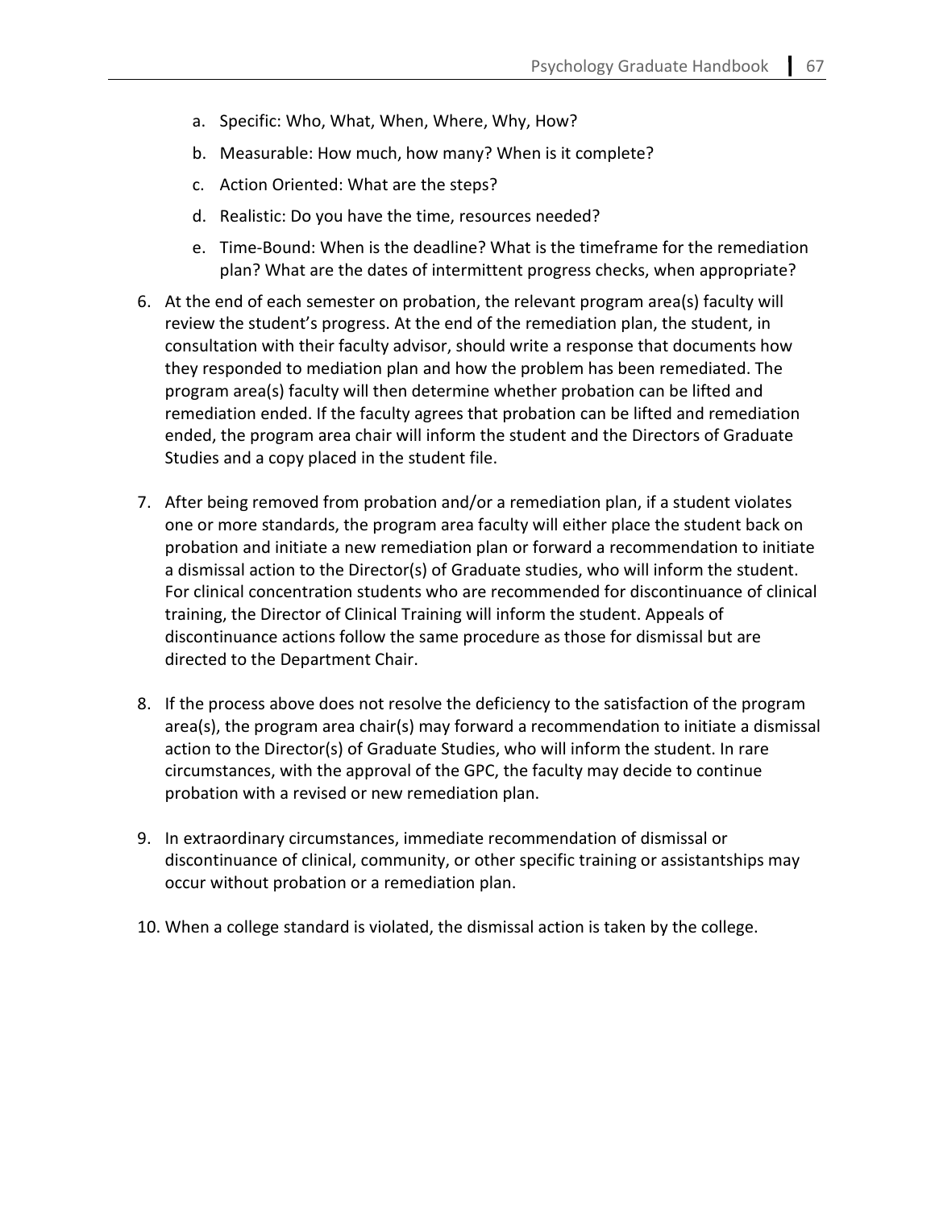a. Specific: Who, What, When, Where, Why, How?
  b. Measurable: How much, how many? When is it complete?
  c. Action Oriented: What are the steps?
  d. Realistic: Do you have the time, resources needed?
  e. Time-Bound: When is the deadline? What is the timeframe for the remediation plan? What are the dates of intermittent progress checks, when appropriate?

6. At the end of each semester on probation, the relevant program area(s) faculty will review the student's progress. At the end of the remediation plan, the student, in consultation with their faculty advisor, should write a response that documents how they responded to mediation plan and how the problem has been remediated. The program area(s) faculty will then determine whether probation can be lifted and remediation ended. If the faculty agrees that probation can be lifted and remediation ended, the program area chair will inform the student and the Directors of Graduate Studies and a copy placed in the student file.

7. After being removed from probation and/or a remediation plan, if a student violates one or more standards, the program area faculty will either place the student back on probation and initiate a new remediation plan or forward a recommendation to initiate a dismissal action to the Director(s) of Graduate studies, who will inform the student. For clinical concentration students who are recommended for discontinuance of clinical training, the Director of Clinical Training will inform the student. Appeals of discontinuance actions follow the same procedure as those for dismissal but are directed to the Department Chair.

8. If the process above does not resolve the deficiency to the satisfaction of the program area(s), the program area chair(s) may forward a recommendation to initiate a dismissal action to the Director(s) of Graduate Studies, who will inform the student. In rare circumstances, with the approval of the GPC, the faculty may decide to continue probation with a revised or new remediation plan.

9. In extraordinary circumstances, immediate recommendation of dismissal or discontinuance of clinical, community, or other specific training or assistantships may occur without probation or a remediation plan.

10. When a college standard is violated, the dismissal action is taken by the college.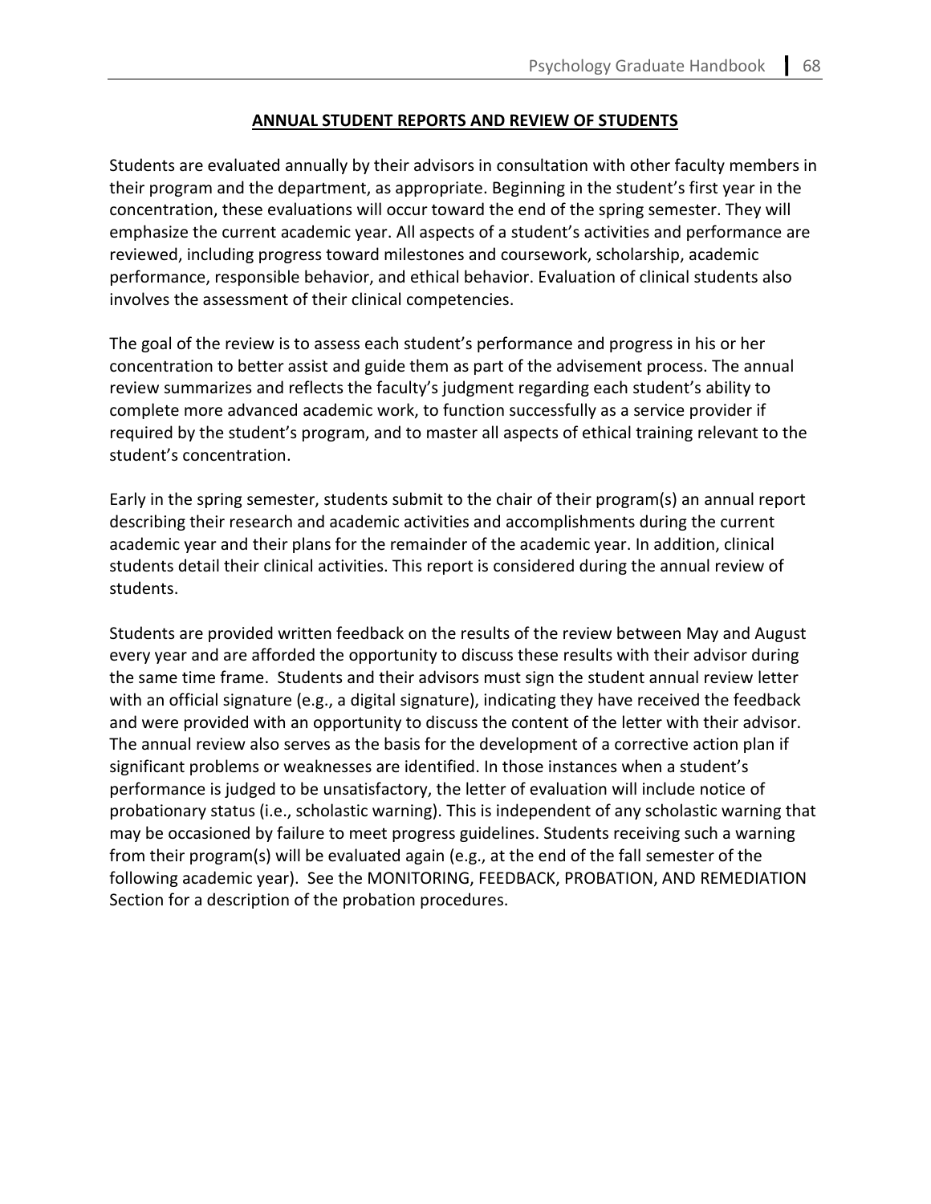## ANNUAL STUDENT REPORTS AND REVIEW OF STUDENTS

Students are evaluated annually by their advisors in consultation with other faculty members in their program and the department, as appropriate. Beginning in the student's first year in the concentration, these evaluations will occur toward the end of the spring semester. They will emphasize the current academic year. All aspects of a student's activities and performance are reviewed, including progress toward milestones and coursework, scholarship, academic performance, responsible behavior, and ethical behavior. Evaluation of clinical students also involves the assessment of their clinical competencies.

The goal of the review is to assess each student's performance and progress in his or her concentration to better assist and guide them as part of the advisement process. The annual review summarizes and reflects the faculty's judgment regarding each student's ability to complete more advanced academic work, to function successfully as a service provider if required by the student's program, and to master all aspects of ethical training relevant to the student's concentration.

Early in the spring semester, students submit to the chair of their program(s) an annual report describing their research and academic activities and accomplishments during the current academic year and their plans for the remainder of the academic year. In addition, clinical students detail their clinical activities. This report is considered during the annual review of students.

Students are provided written feedback on the results of the review between May and August every year and are afforded the opportunity to discuss these results with their advisor during the same time frame. Students and their advisors must sign the student annual review letter with an official signature (e.g., a digital signature), indicating they have received the feedback and were provided with an opportunity to discuss the content of the letter with their advisor. The annual review also serves as the basis for the development of a corrective action plan if significant problems or weaknesses are identified. In those instances when a student's performance is judged to be unsatisfactory, the letter of evaluation will include notice of probationary status (i.e., scholastic warning). This is independent of any scholastic warning that may be occasioned by failure to meet progress guidelines. Students receiving such a warning from their program(s) will be evaluated again (e.g., at the end of the fall semester of the following academic year). See the MONITORING, FEEDBACK, PROBATION, AND REMEDIATION Section for a description of the probation procedures.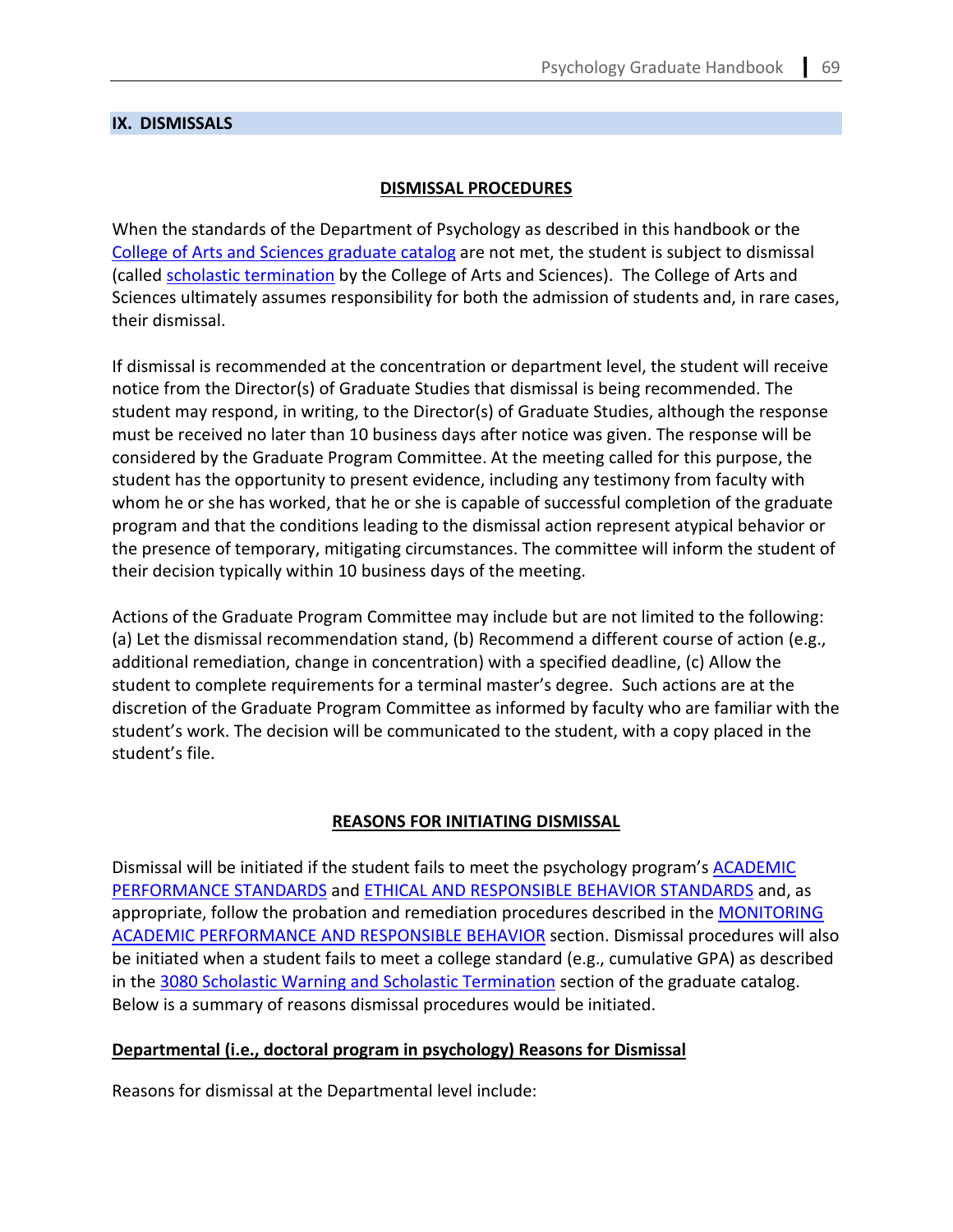## IX. DISMISSALS

### DISMISSAL PROCEDURES

When the standards of the Department of Psychology as described in this handbook or the College of Arts and Sciences graduate catalog are not met, the student is subject to dismissal (called scholastic termination by the College of Arts and Sciences). The College of Arts and Sciences ultimately assumes responsibility for both the admission of students and, in rare cases, their dismissal.

If dismissal is recommended at the concentration or department level, the student will receive notice from the Director(s) of Graduate Studies that dismissal is being recommended. The student may respond, in writing, to the Director(s) of Graduate Studies, although the response must be received no later than 10 business days after notice was given. The response will be considered by the Graduate Program Committee. At the meeting called for this purpose, the student has the opportunity to present evidence, including any testimony from faculty with whom he or she has worked, that he or she is capable of successful completion of the graduate program and that the conditions leading to the dismissal action represent atypical behavior or the presence of temporary, mitigating circumstances. The committee will inform the student of their decision typically within 10 business days of the meeting.

Actions of the Graduate Program Committee may include but are not limited to the following: (a) Let the dismissal recommendation stand, (b) Recommend a different course of action (e.g., additional remediation, change in concentration) with a specified deadline, (c) Allow the student to complete requirements for a terminal master's degree. Such actions are at the discretion of the Graduate Program Committee as informed by faculty who are familiar with the student's work. The decision will be communicated to the student, with a copy placed in the student's file.

### REASONS FOR INITIATING DISMISSAL

Dismissal will be initiated if the student fails to meet the psychology program's ACADEMIC PERFORMANCE STANDARDS and ETHICAL AND RESPONSIBLE BEHAVIOR STANDARDS and, as appropriate, follow the probation and remediation procedures described in the MONITORING ACADEMIC PERFORMANCE AND RESPONSIBLE BEHAVIOR section. Dismissal procedures will also be initiated when a student fails to meet a college standard (e.g., cumulative GPA) as described in the 3080 Scholastic Warning and Scholastic Termination section of the graduate catalog. Below is a summary of reasons dismissal procedures would be initiated.

**Departmental (i.e., doctoral program in psychology) Reasons for Dismissal**

Reasons for dismissal at the Departmental level include: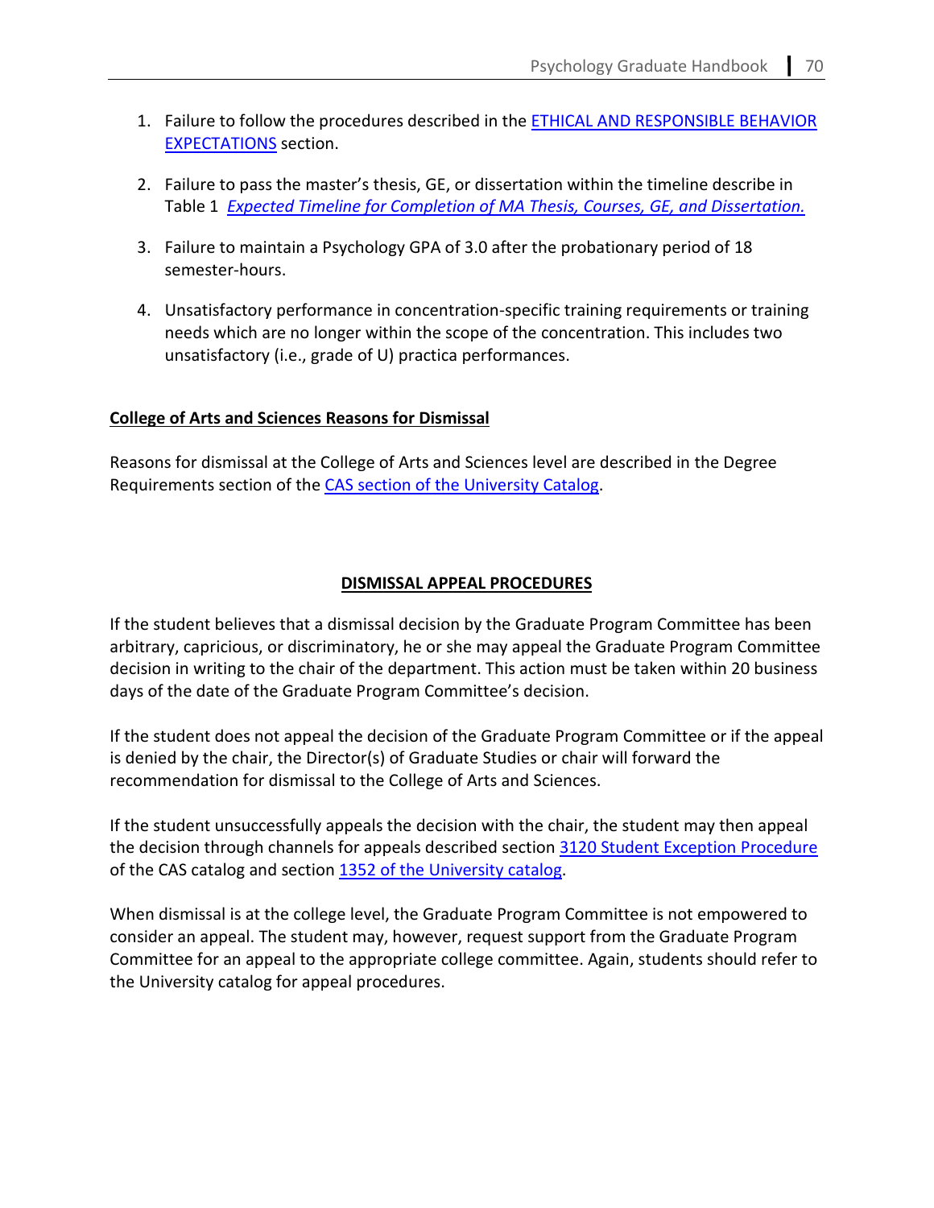1. Failure to follow the procedures described in the ETHICAL AND RESPONSIBLE BEHAVIOR EXPECTATIONS section.

2. Failure to pass the master's thesis, GE, or dissertation within the timeline describe in Table 1 *Expected Timeline for Completion of MA Thesis, Courses, GE, and Dissertation.*

3. Failure to maintain a Psychology GPA of 3.0 after the probationary period of 18 semester-hours.

4. Unsatisfactory performance in concentration-specific training requirements or training needs which are no longer within the scope of the concentration. This includes two unsatisfactory (i.e., grade of U) practica performances.

**College of Arts and Sciences Reasons for Dismissal**

Reasons for dismissal at the College of Arts and Sciences level are described in the Degree Requirements section of the CAS section of the University Catalog.

## DISMISSAL APPEAL PROCEDURES

If the student believes that a dismissal decision by the Graduate Program Committee has been arbitrary, capricious, or discriminatory, he or she may appeal the Graduate Program Committee decision in writing to the chair of the department. This action must be taken within 20 business days of the date of the Graduate Program Committee's decision.

If the student does not appeal the decision of the Graduate Program Committee or if the appeal is denied by the chair, the Director(s) of Graduate Studies or chair will forward the recommendation for dismissal to the College of Arts and Sciences.

If the student unsuccessfully appeals the decision with the chair, the student may then appeal the decision through channels for appeals described section 3120 Student Exception Procedure of the CAS catalog and section 1352 of the University catalog.

When dismissal is at the college level, the Graduate Program Committee is not empowered to consider an appeal. The student may, however, request support from the Graduate Program Committee for an appeal to the appropriate college committee. Again, students should refer to the University catalog for appeal procedures.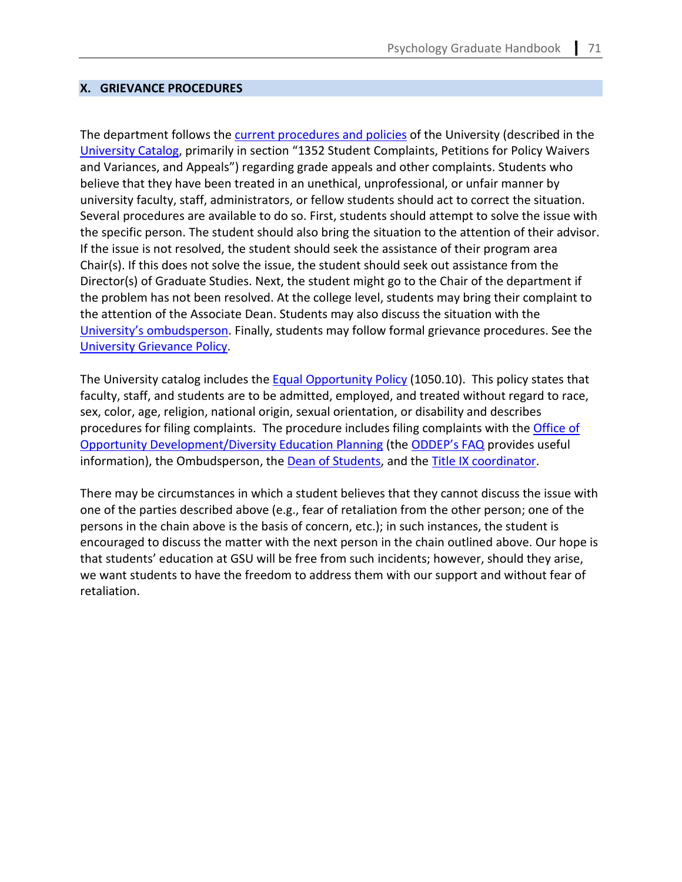## X. GRIEVANCE PROCEDURES

The department follows the current procedures and policies of the University (described in the University Catalog, primarily in section "1352 Student Complaints, Petitions for Policy Waivers and Variances, and Appeals") regarding grade appeals and other complaints. Students who believe that they have been treated in an unethical, unprofessional, or unfair manner by university faculty, staff, administrators, or fellow students should act to correct the situation. Several procedures are available to do so. First, students should attempt to solve the issue with the specific person. The student should also bring the situation to the attention of their advisor. If the issue is not resolved, the student should seek the assistance of their program area Chair(s). If this does not solve the issue, the student should seek out assistance from the Director(s) of Graduate Studies. Next, the student might go to the Chair of the department if the problem has not been resolved. At the college level, students may bring their complaint to the attention of the Associate Dean. Students may also discuss the situation with the University's ombudsperson. Finally, students may follow formal grievance procedures. See the University Grievance Policy.

The University catalog includes the Equal Opportunity Policy (1050.10). This policy states that faculty, staff, and students are to be admitted, employed, and treated without regard to race, sex, color, age, religion, national origin, sexual orientation, or disability and describes procedures for filing complaints. The procedure includes filing complaints with the Office of Opportunity Development/Diversity Education Planning (the ODDEP's FAQ provides useful information), the Ombudsperson, the Dean of Students, and the Title IX coordinator.

There may be circumstances in which a student believes that they cannot discuss the issue with one of the parties described above (e.g., fear of retaliation from the other person; one of the persons in the chain above is the basis of concern, etc.); in such instances, the student is encouraged to discuss the matter with the next person in the chain outlined above. Our hope is that students' education at GSU will be free from such incidents; however, should they arise, we want students to have the freedom to address them with our support and without fear of retaliation.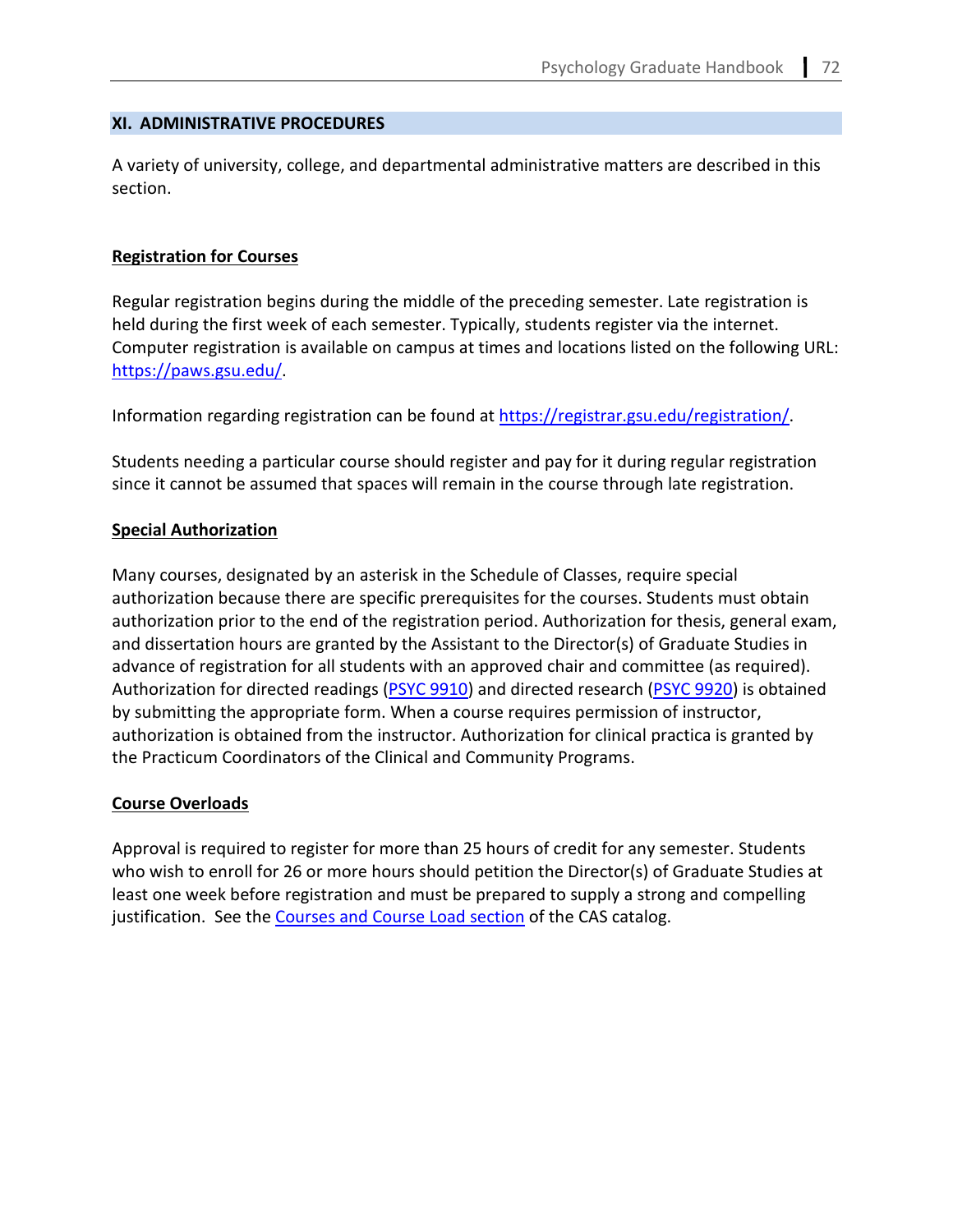## XI. ADMINISTRATIVE PROCEDURES

A variety of university, college, and departmental administrative matters are described in this section.

### Registration for Courses

Regular registration begins during the middle of the preceding semester. Late registration is held during the first week of each semester. Typically, students register via the internet. Computer registration is available on campus at times and locations listed on the following URL: https://paws.gsu.edu/.

Information regarding registration can be found at https://registrar.gsu.edu/registration/.

Students needing a particular course should register and pay for it during regular registration since it cannot be assumed that spaces will remain in the course through late registration.

### Special Authorization

Many courses, designated by an asterisk in the Schedule of Classes, require special authorization because there are specific prerequisites for the courses. Students must obtain authorization prior to the end of the registration period. Authorization for thesis, general exam, and dissertation hours are granted by the Assistant to the Director(s) of Graduate Studies in advance of registration for all students with an approved chair and committee (as required). Authorization for directed readings (PSYC 9910) and directed research (PSYC 9920) is obtained by submitting the appropriate form. When a course requires permission of instructor, authorization is obtained from the instructor. Authorization for clinical practica is granted by the Practicum Coordinators of the Clinical and Community Programs.

### Course Overloads

Approval is required to register for more than 25 hours of credit for any semester. Students who wish to enroll for 26 or more hours should petition the Director(s) of Graduate Studies at least one week before registration and must be prepared to supply a strong and compelling justification. See the Courses and Course Load section of the CAS catalog.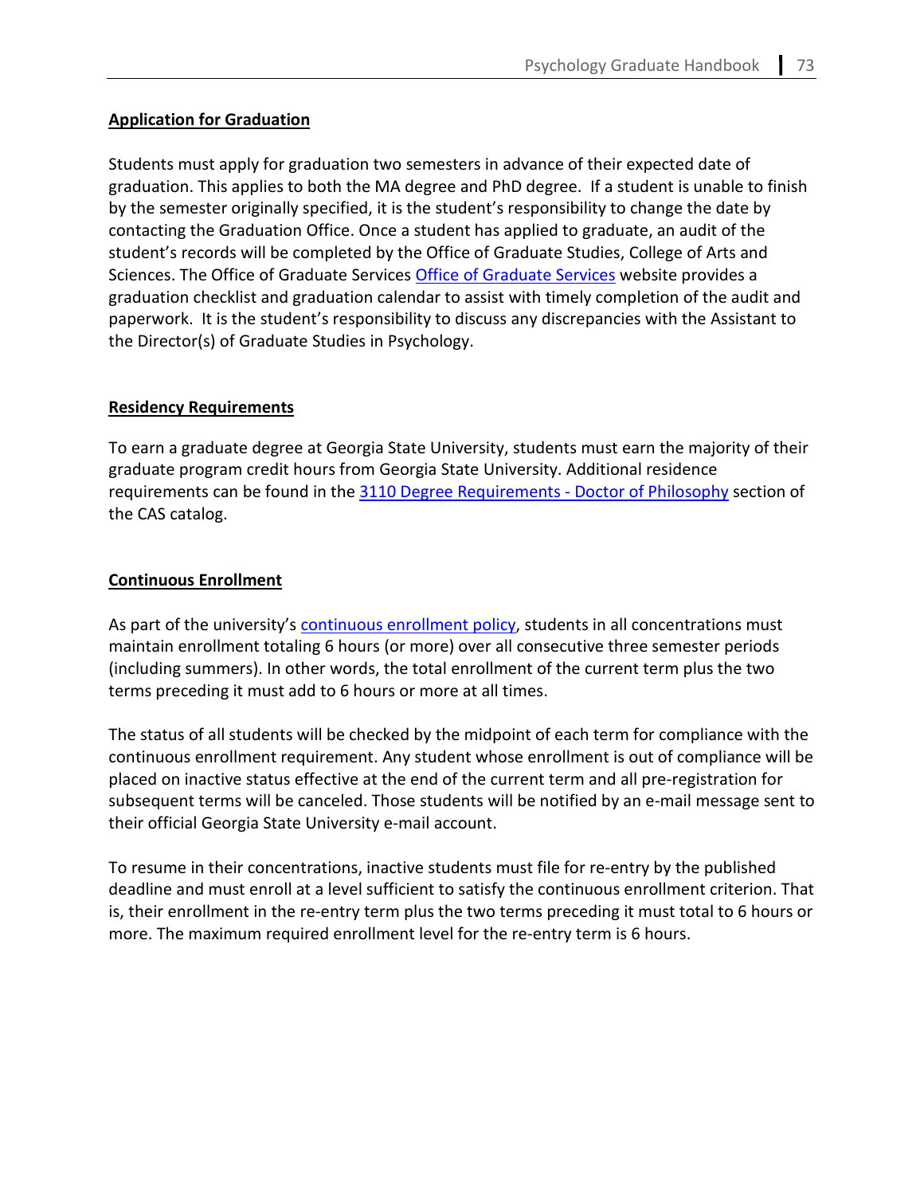**Application for Graduation**

Students must apply for graduation two semesters in advance of their expected date of graduation. This applies to both the MA degree and PhD degree. If a student is unable to finish by the semester originally specified, it is the student's responsibility to change the date by contacting the Graduation Office. Once a student has applied to graduate, an audit of the student's records will be completed by the Office of Graduate Studies, College of Arts and Sciences. The Office of Graduate Services Office of Graduate Services website provides a graduation checklist and graduation calendar to assist with timely completion of the audit and paperwork. It is the student's responsibility to discuss any discrepancies with the Assistant to the Director(s) of Graduate Studies in Psychology.

**Residency Requirements**

To earn a graduate degree at Georgia State University, students must earn the majority of their graduate program credit hours from Georgia State University. Additional residence requirements can be found in the 3110 Degree Requirements - Doctor of Philosophy section of the CAS catalog.

**Continuous Enrollment**

As part of the university's continuous enrollment policy, students in all concentrations must maintain enrollment totaling 6 hours (or more) over all consecutive three semester periods (including summers). In other words, the total enrollment of the current term plus the two terms preceding it must add to 6 hours or more at all times.

The status of all students will be checked by the midpoint of each term for compliance with the continuous enrollment requirement. Any student whose enrollment is out of compliance will be placed on inactive status effective at the end of the current term and all pre-registration for subsequent terms will be canceled. Those students will be notified by an e-mail message sent to their official Georgia State University e-mail account.

To resume in their concentrations, inactive students must file for re-entry by the published deadline and must enroll at a level sufficient to satisfy the continuous enrollment criterion. That is, their enrollment in the re-entry term plus the two terms preceding it must total to 6 hours or more. The maximum required enrollment level for the re-entry term is 6 hours.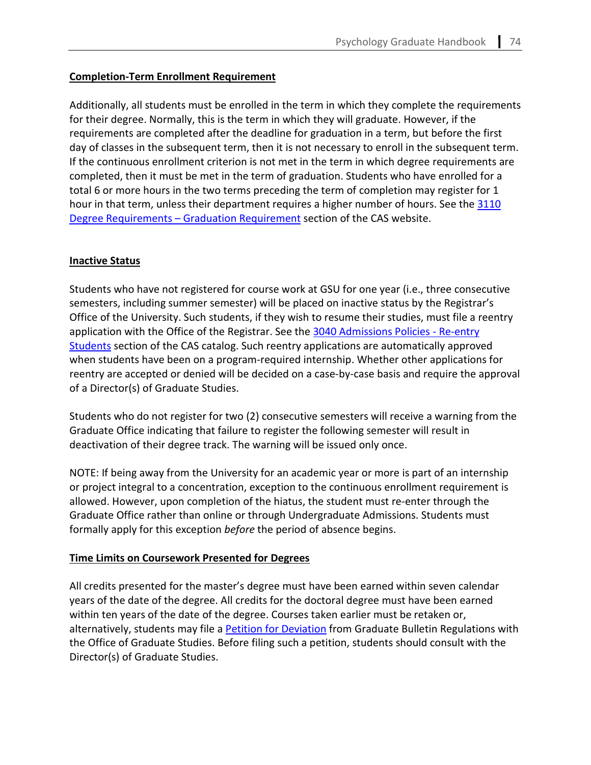**Completion-Term Enrollment Requirement**

Additionally, all students must be enrolled in the term in which they complete the requirements for their degree. Normally, this is the term in which they will graduate. However, if the requirements are completed after the deadline for graduation in a term, but before the first day of classes in the subsequent term, then it is not necessary to enroll in the subsequent term. If the continuous enrollment criterion is not met in the term in which degree requirements are completed, then it must be met in the term of graduation. Students who have enrolled for a total 6 or more hours in the two terms preceding the term of completion may register for 1 hour in that term, unless their department requires a higher number of hours. See the 3110 Degree Requirements – Graduation Requirement section of the CAS website.

**Inactive Status**

Students who have not registered for course work at GSU for one year (i.e., three consecutive semesters, including summer semester) will be placed on inactive status by the Registrar's Office of the University. Such students, if they wish to resume their studies, must file a reentry application with the Office of the Registrar. See the 3040 Admissions Policies - Re-entry Students section of the CAS catalog. Such reentry applications are automatically approved when students have been on a program-required internship. Whether other applications for reentry are accepted or denied will be decided on a case-by-case basis and require the approval of a Director(s) of Graduate Studies.

Students who do not register for two (2) consecutive semesters will receive a warning from the Graduate Office indicating that failure to register the following semester will result in deactivation of their degree track. The warning will be issued only once.

NOTE: If being away from the University for an academic year or more is part of an internship or project integral to a concentration, exception to the continuous enrollment requirement is allowed. However, upon completion of the hiatus, the student must re-enter through the Graduate Office rather than online or through Undergraduate Admissions. Students must formally apply for this exception *before* the period of absence begins.

**Time Limits on Coursework Presented for Degrees**

All credits presented for the master's degree must have been earned within seven calendar years of the date of the degree. All credits for the doctoral degree must have been earned within ten years of the date of the degree. Courses taken earlier must be retaken or, alternatively, students may file a Petition for Deviation from Graduate Bulletin Regulations with the Office of Graduate Studies. Before filing such a petition, students should consult with the Director(s) of Graduate Studies.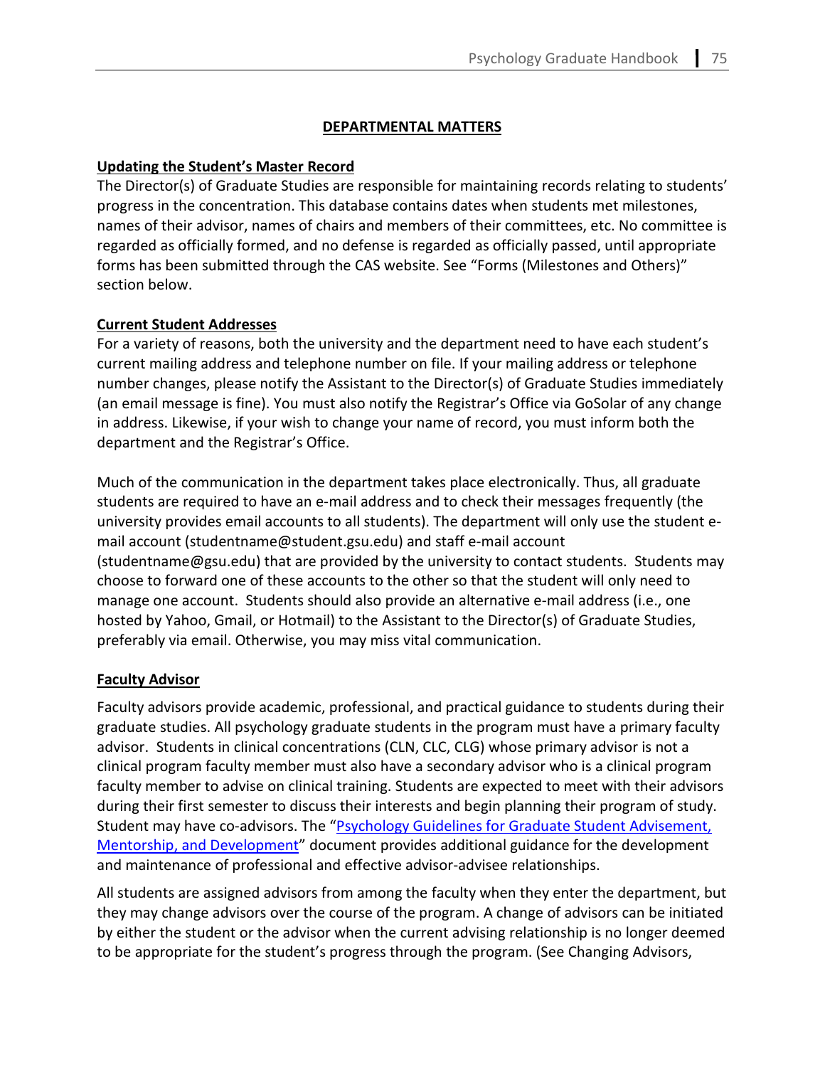## DEPARTMENTAL MATTERS

### Updating the Student's Master Record

The Director(s) of Graduate Studies are responsible for maintaining records relating to students' progress in the concentration. This database contains dates when students met milestones, names of their advisor, names of chairs and members of their committees, etc. No committee is regarded as officially formed, and no defense is regarded as officially passed, until appropriate forms has been submitted through the CAS website. See "Forms (Milestones and Others)" section below.

### Current Student Addresses

For a variety of reasons, both the university and the department need to have each student's current mailing address and telephone number on file. If your mailing address or telephone number changes, please notify the Assistant to the Director(s) of Graduate Studies immediately (an email message is fine). You must also notify the Registrar's Office via GoSolar of any change in address. Likewise, if your wish to change your name of record, you must inform both the department and the Registrar's Office.

Much of the communication in the department takes place electronically. Thus, all graduate students are required to have an e-mail address and to check their messages frequently (the university provides email accounts to all students). The department will only use the student e-mail account (studentname@student.gsu.edu) and staff e-mail account (studentname@gsu.edu) that are provided by the university to contact students. Students may choose to forward one of these accounts to the other so that the student will only need to manage one account. Students should also provide an alternative e-mail address (i.e., one hosted by Yahoo, Gmail, or Hotmail) to the Assistant to the Director(s) of Graduate Studies, preferably via email. Otherwise, you may miss vital communication.

### Faculty Advisor

Faculty advisors provide academic, professional, and practical guidance to students during their graduate studies. All psychology graduate students in the program must have a primary faculty advisor. Students in clinical concentrations (CLN, CLC, CLG) whose primary advisor is not a clinical program faculty member must also have a secondary advisor who is a clinical program faculty member to advise on clinical training. Students are expected to meet with their advisors during their first semester to discuss their interests and begin planning their program of study. Student may have co-advisors. The "Psychology Guidelines for Graduate Student Advisement, Mentorship, and Development" document provides additional guidance for the development and maintenance of professional and effective advisor-advisee relationships.

All students are assigned advisors from among the faculty when they enter the department, but they may change advisors over the course of the program. A change of advisors can be initiated by either the student or the advisor when the current advising relationship is no longer deemed to be appropriate for the student's progress through the program. (See Changing Advisors,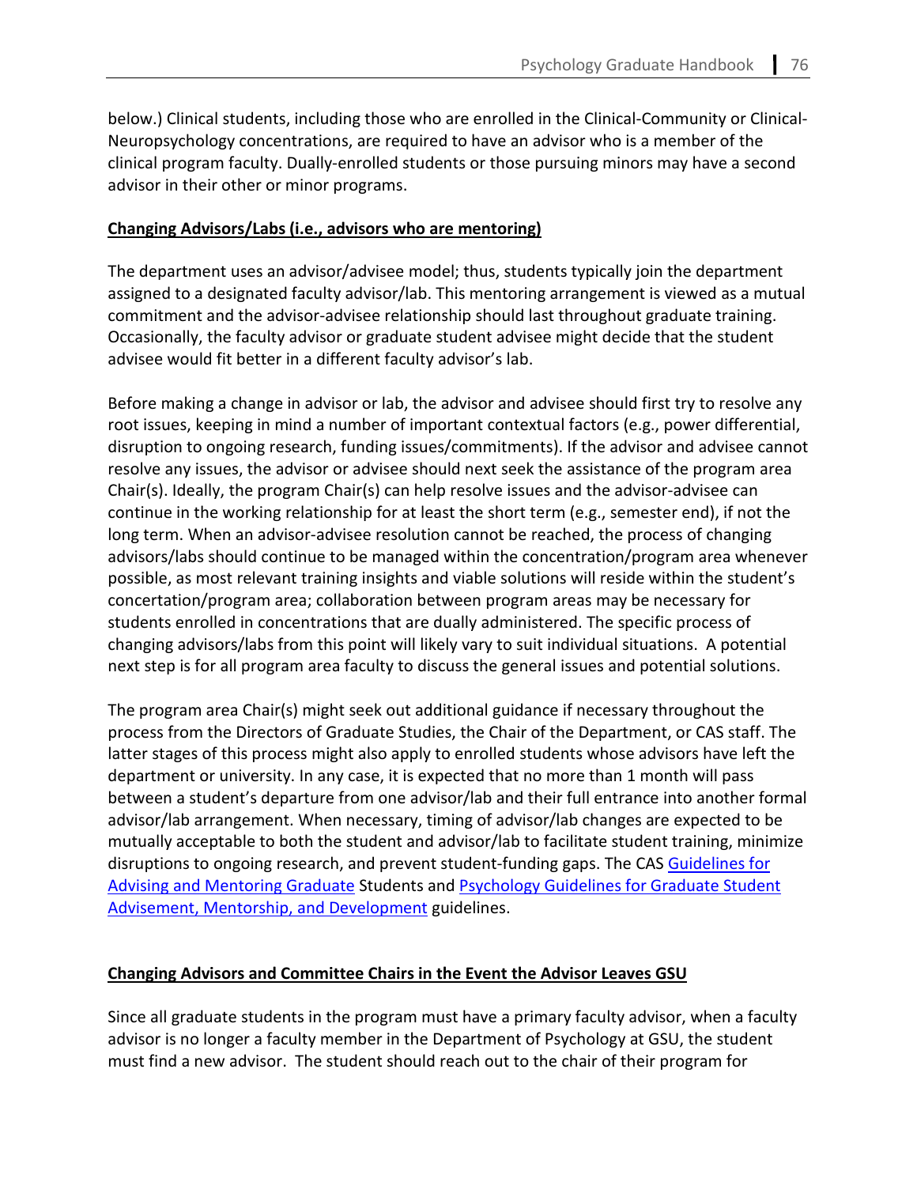below.) Clinical students, including those who are enrolled in the Clinical-Community or Clinical-Neuropsychology concentrations, are required to have an advisor who is a member of the clinical program faculty. Dually-enrolled students or those pursuing minors may have a second advisor in their other or minor programs.

**Changing Advisors/Labs (i.e., advisors who are mentoring)**

The department uses an advisor/advisee model; thus, students typically join the department assigned to a designated faculty advisor/lab. This mentoring arrangement is viewed as a mutual commitment and the advisor-advisee relationship should last throughout graduate training. Occasionally, the faculty advisor or graduate student advisee might decide that the student advisee would fit better in a different faculty advisor's lab.

Before making a change in advisor or lab, the advisor and advisee should first try to resolve any root issues, keeping in mind a number of important contextual factors (e.g., power differential, disruption to ongoing research, funding issues/commitments). If the advisor and advisee cannot resolve any issues, the advisor or advisee should next seek the assistance of the program area Chair(s). Ideally, the program Chair(s) can help resolve issues and the advisor-advisee can continue in the working relationship for at least the short term (e.g., semester end), if not the long term. When an advisor-advisee resolution cannot be reached, the process of changing advisors/labs should continue to be managed within the concentration/program area whenever possible, as most relevant training insights and viable solutions will reside within the student's concertation/program area; collaboration between program areas may be necessary for students enrolled in concentrations that are dually administered. The specific process of changing advisors/labs from this point will likely vary to suit individual situations. A potential next step is for all program area faculty to discuss the general issues and potential solutions.

The program area Chair(s) might seek out additional guidance if necessary throughout the process from the Directors of Graduate Studies, the Chair of the Department, or CAS staff. The latter stages of this process might also apply to enrolled students whose advisors have left the department or university. In any case, it is expected that no more than 1 month will pass between a student's departure from one advisor/lab and their full entrance into another formal advisor/lab arrangement. When necessary, timing of advisor/lab changes are expected to be mutually acceptable to both the student and advisor/lab to facilitate student training, minimize disruptions to ongoing research, and prevent student-funding gaps. The CAS Guidelines for Advising and Mentoring Graduate Students and Psychology Guidelines for Graduate Student Advisement, Mentorship, and Development guidelines.

**Changing Advisors and Committee Chairs in the Event the Advisor Leaves GSU**

Since all graduate students in the program must have a primary faculty advisor, when a faculty advisor is no longer a faculty member in the Department of Psychology at GSU, the student must find a new advisor. The student should reach out to the chair of their program for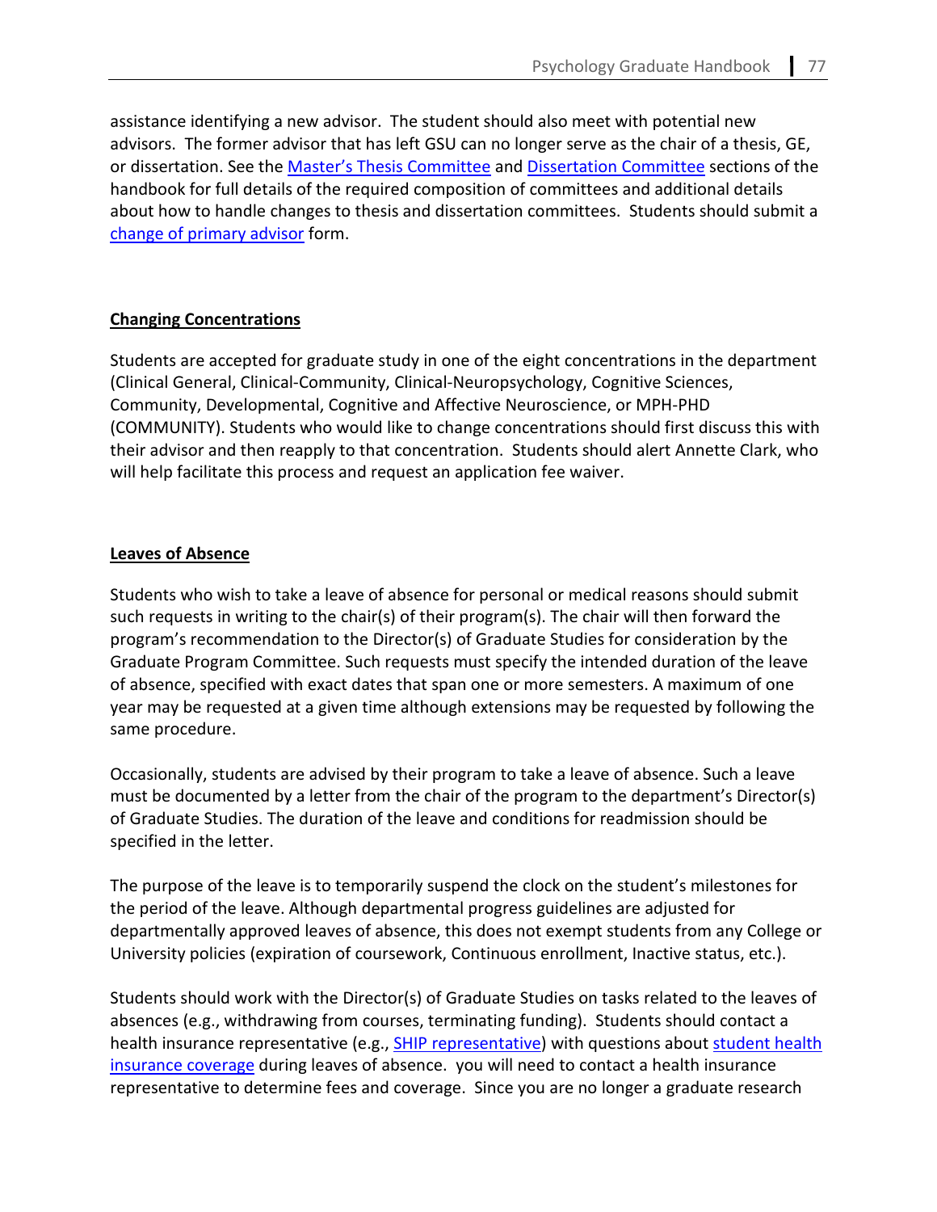assistance identifying a new advisor. The student should also meet with potential new advisors. The former advisor that has left GSU can no longer serve as the chair of a thesis, GE, or dissertation. See the [Master's Thesis Committee]() and [Dissertation Committee]() sections of the handbook for full details of the required composition of committees and additional details about how to handle changes to thesis and dissertation committees. Students should submit a [change of primary advisor]() form.

### Changing Concentrations

Students are accepted for graduate study in one of the eight concentrations in the department (Clinical General, Clinical-Community, Clinical-Neuropsychology, Cognitive Sciences, Community, Developmental, Cognitive and Affective Neuroscience, or MPH-PHD (COMMUNITY). Students who would like to change concentrations should first discuss this with their advisor and then reapply to that concentration. Students should alert Annette Clark, who will help facilitate this process and request an application fee waiver.

### Leaves of Absence

Students who wish to take a leave of absence for personal or medical reasons should submit such requests in writing to the chair(s) of their program(s). The chair will then forward the program's recommendation to the Director(s) of Graduate Studies for consideration by the Graduate Program Committee. Such requests must specify the intended duration of the leave of absence, specified with exact dates that span one or more semesters. A maximum of one year may be requested at a given time although extensions may be requested by following the same procedure.

Occasionally, students are advised by their program to take a leave of absence. Such a leave must be documented by a letter from the chair of the program to the department's Director(s) of Graduate Studies. The duration of the leave and conditions for readmission should be specified in the letter.

The purpose of the leave is to temporarily suspend the clock on the student's milestones for the period of the leave. Although departmental progress guidelines are adjusted for departmentally approved leaves of absence, this does not exempt students from any College or University policies (expiration of coursework, Continuous enrollment, Inactive status, etc.).

Students should work with the Director(s) of Graduate Studies on tasks related to the leaves of absences (e.g., withdrawing from courses, terminating funding). Students should contact a health insurance representative (e.g., [SHIP representative]()) with questions about [student health insurance coverage]() during leaves of absence. you will need to contact a health insurance representative to determine fees and coverage. Since you are no longer a graduate research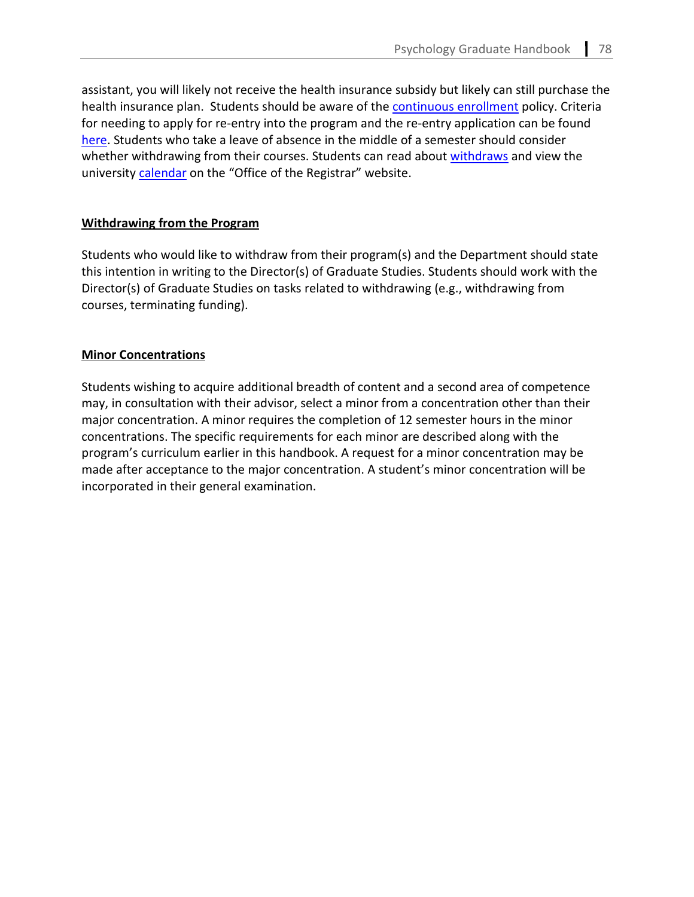assistant, you will likely not receive the health insurance subsidy but likely can still purchase the health insurance plan. Students should be aware of the continuous enrollment policy. Criteria for needing to apply for re-entry into the program and the re-entry application can be found here. Students who take a leave of absence in the middle of a semester should consider whether withdrawing from their courses. Students can read about withdraws and view the university calendar on the "Office of the Registrar" website.

## Withdrawing from the Program

Students who would like to withdraw from their program(s) and the Department should state this intention in writing to the Director(s) of Graduate Studies. Students should work with the Director(s) of Graduate Studies on tasks related to withdrawing (e.g., withdrawing from courses, terminating funding).

## Minor Concentrations

Students wishing to acquire additional breadth of content and a second area of competence may, in consultation with their advisor, select a minor from a concentration other than their major concentration. A minor requires the completion of 12 semester hours in the minor concentrations. The specific requirements for each minor are described along with the program's curriculum earlier in this handbook. A request for a minor concentration may be made after acceptance to the major concentration. A student's minor concentration will be incorporated in their general examination.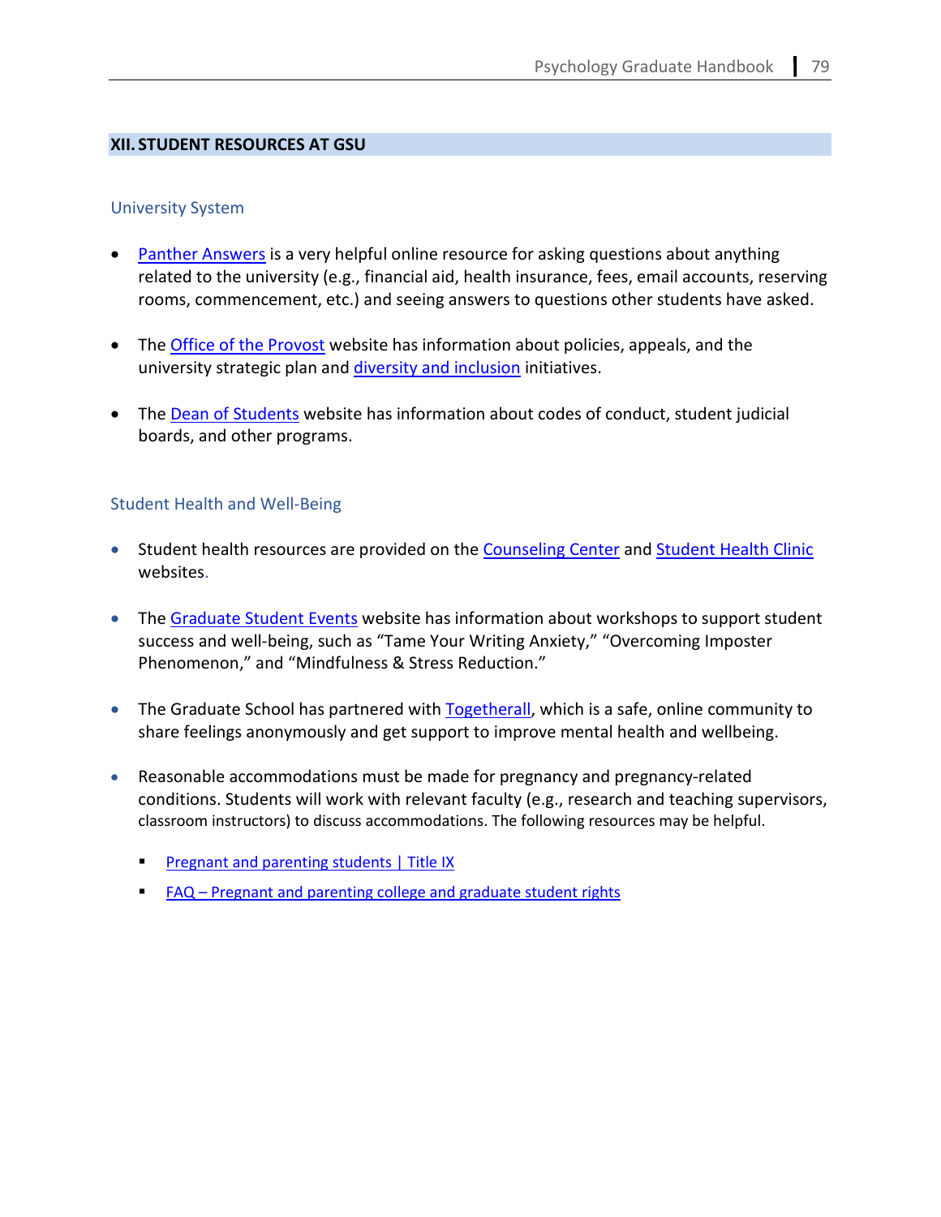## XII. STUDENT RESOURCES AT GSU

### University System

- Panther Answers is a very helpful online resource for asking questions about anything related to the university (e.g., financial aid, health insurance, fees, email accounts, reserving rooms, commencement, etc.) and seeing answers to questions other students have asked.

- The Office of the Provost website has information about policies, appeals, and the university strategic plan and diversity and inclusion initiatives.

- The Dean of Students website has information about codes of conduct, student judicial boards, and other programs.

### Student Health and Well-Being

- Student health resources are provided on the Counseling Center and Student Health Clinic websites.

- The Graduate Student Events website has information about workshops to support student success and well-being, such as "Tame Your Writing Anxiety," "Overcoming Imposter Phenomenon," and "Mindfulness & Stress Reduction."

- The Graduate School has partnered with Togetherall, which is a safe, online community to share feelings anonymously and get support to improve mental health and wellbeing.

- Reasonable accommodations must be made for pregnancy and pregnancy-related conditions. Students will work with relevant faculty (e.g., research and teaching supervisors, classroom instructors) to discuss accommodations. The following resources may be helpful.
  - Pregnant and parenting students | Title IX
  - FAQ – Pregnant and parenting college and graduate student rights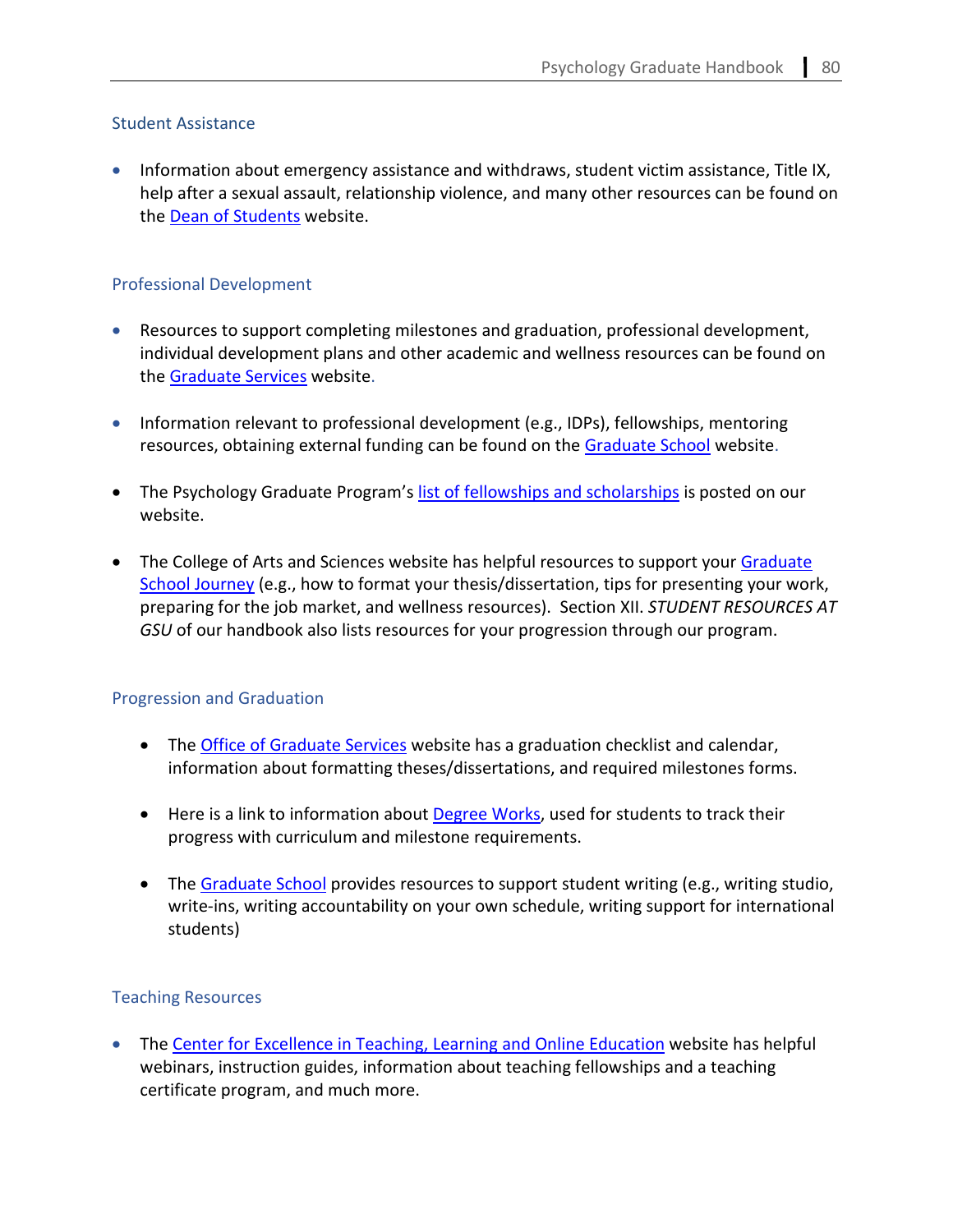### Student Assistance

- Information about emergency assistance and withdraws, student victim assistance, Title IX, help after a sexual assault, relationship violence, and many other resources can be found on the Dean of Students website.

### Professional Development

- Resources to support completing milestones and graduation, professional development, individual development plans and other academic and wellness resources can be found on the Graduate Services website.

- Information relevant to professional development (e.g., IDPs), fellowships, mentoring resources, obtaining external funding can be found on the Graduate School website.

- The Psychology Graduate Program's list of fellowships and scholarships is posted on our website.

- The College of Arts and Sciences website has helpful resources to support your Graduate School Journey (e.g., how to format your thesis/dissertation, tips for presenting your work, preparing for the job market, and wellness resources). Section XII. *STUDENT RESOURCES AT GSU* of our handbook also lists resources for your progression through our program.

### Progression and Graduation

- The Office of Graduate Services website has a graduation checklist and calendar, information about formatting theses/dissertations, and required milestones forms.

- Here is a link to information about Degree Works, used for students to track their progress with curriculum and milestone requirements.

- The Graduate School provides resources to support student writing (e.g., writing studio, write-ins, writing accountability on your own schedule, writing support for international students)

### Teaching Resources

- The Center for Excellence in Teaching, Learning and Online Education website has helpful webinars, instruction guides, information about teaching fellowships and a teaching certificate program, and much more.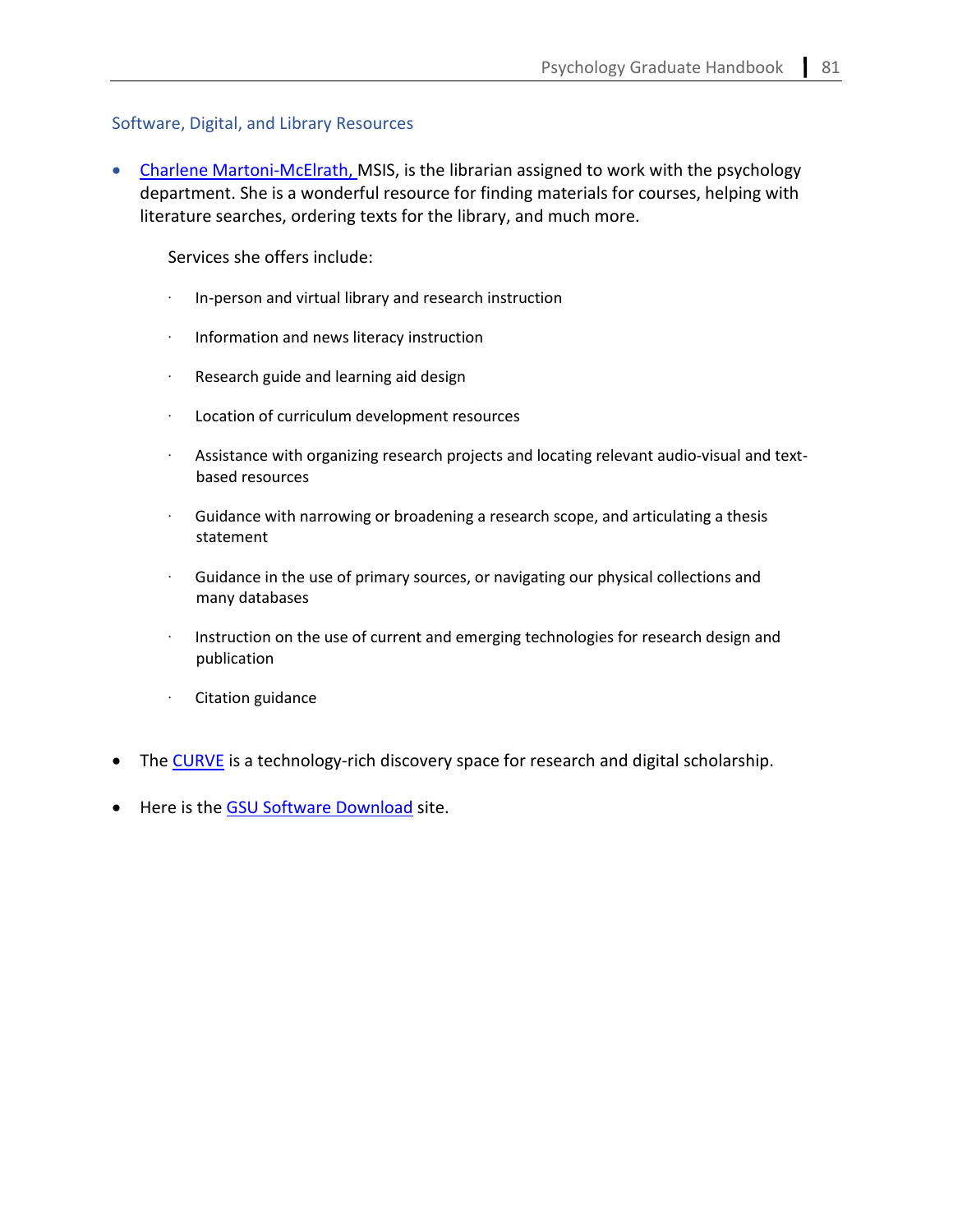## Software, Digital, and Library Resources

- Charlene Martoni-McElrath, MSIS, is the librarian assigned to work with the psychology department. She is a wonderful resource for finding materials for courses, helping with literature searches, ordering texts for the library, and much more.

  Services she offers include:

  - In-person and virtual library and research instruction
  - Information and news literacy instruction
  - Research guide and learning aid design
  - Location of curriculum development resources
  - Assistance with organizing research projects and locating relevant audio-visual and text-based resources
  - Guidance with narrowing or broadening a research scope, and articulating a thesis statement
  - Guidance in the use of primary sources, or navigating our physical collections and many databases
  - Instruction on the use of current and emerging technologies for research design and publication
  - Citation guidance

- The CURVE is a technology-rich discovery space for research and digital scholarship.
- Here is the GSU Software Download site.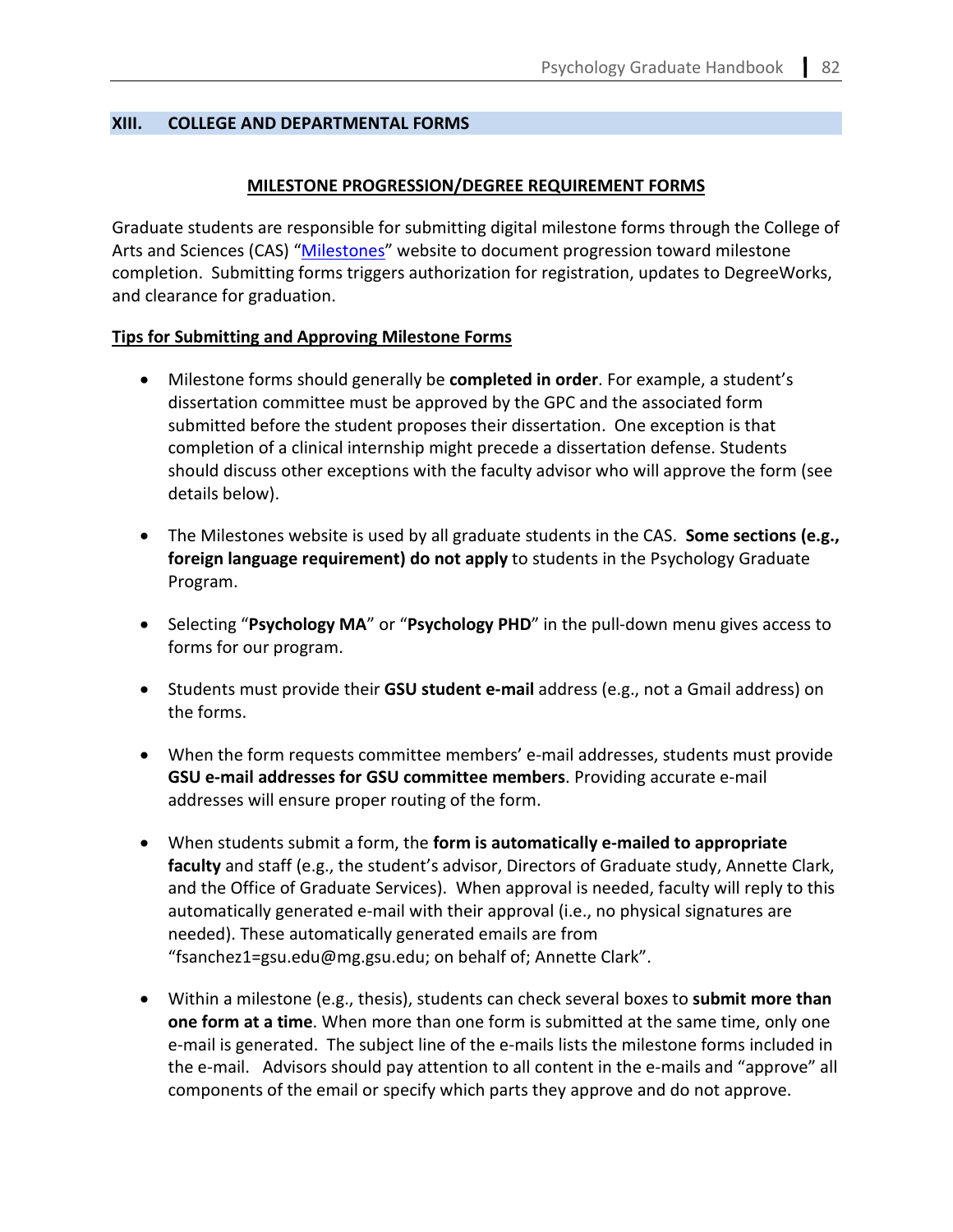## XIII. COLLEGE AND DEPARTMENTAL FORMS

### MILESTONE PROGRESSION/DEGREE REQUIREMENT FORMS

Graduate students are responsible for submitting digital milestone forms through the College of Arts and Sciences (CAS) "Milestones" website to document progression toward milestone completion. Submitting forms triggers authorization for registration, updates to DegreeWorks, and clearance for graduation.

**Tips for Submitting and Approving Milestone Forms**

- Milestone forms should generally be **completed in order**. For example, a student's dissertation committee must be approved by the GPC and the associated form submitted before the student proposes their dissertation. One exception is that completion of a clinical internship might precede a dissertation defense. Students should discuss other exceptions with the faculty advisor who will approve the form (see details below).

- The Milestones website is used by all graduate students in the CAS. **Some sections (e.g., foreign language requirement) do not apply** to students in the Psychology Graduate Program.

- Selecting "**Psychology MA**" or "**Psychology PHD**" in the pull-down menu gives access to forms for our program.

- Students must provide their **GSU student e-mail** address (e.g., not a Gmail address) on the forms.

- When the form requests committee members' e-mail addresses, students must provide **GSU e-mail addresses for GSU committee members**. Providing accurate e-mail addresses will ensure proper routing of the form.

- When students submit a form, the **form is automatically e-mailed to appropriate faculty** and staff (e.g., the student's advisor, Directors of Graduate study, Annette Clark, and the Office of Graduate Services). When approval is needed, faculty will reply to this automatically generated e-mail with their approval (i.e., no physical signatures are needed). These automatically generated emails are from "fsanchez1=gsu.edu@mg.gsu.edu; on behalf of; Annette Clark".

- Within a milestone (e.g., thesis), students can check several boxes to **submit more than one form at a time**. When more than one form is submitted at the same time, only one e-mail is generated. The subject line of the e-mails lists the milestone forms included in the e-mail. Advisors should pay attention to all content in the e-mails and "approve" all components of the email or specify which parts they approve and do not approve.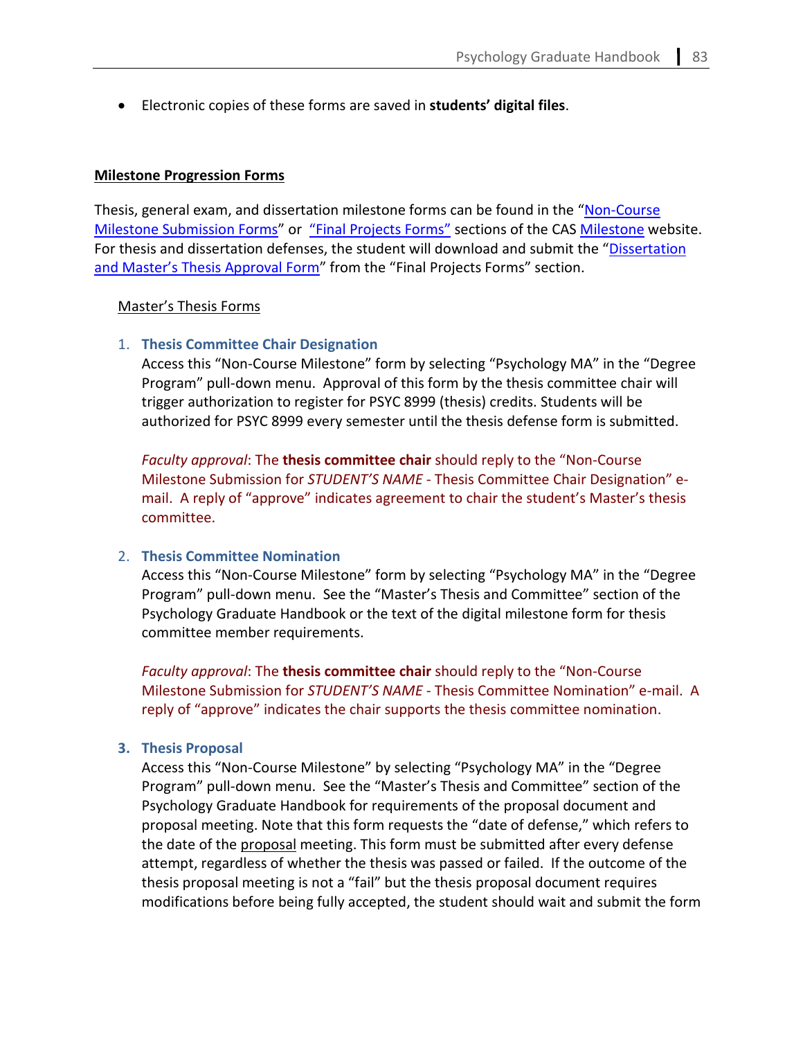- Electronic copies of these forms are saved in **students' digital files**.

**Milestone Progression Forms**

Thesis, general exam, and dissertation milestone forms can be found in the "Non-Course Milestone Submission Forms" or "Final Projects Forms" sections of the CAS Milestone website. For thesis and dissertation defenses, the student will download and submit the "Dissertation and Master's Thesis Approval Form" from the "Final Projects Forms" section.

Master's Thesis Forms

1. **Thesis Committee Chair Designation**
   Access this "Non-Course Milestone" form by selecting "Psychology MA" in the "Degree Program" pull-down menu. Approval of this form by the thesis committee chair will trigger authorization to register for PSYC 8999 (thesis) credits. Students will be authorized for PSYC 8999 every semester until the thesis defense form is submitted.

   *Faculty approval*: The **thesis committee chair** should reply to the "Non-Course Milestone Submission for *STUDENT'S NAME* - Thesis Committee Chair Designation" e-mail. A reply of "approve" indicates agreement to chair the student's Master's thesis committee.

2. **Thesis Committee Nomination**
   Access this "Non-Course Milestone" form by selecting "Psychology MA" in the "Degree Program" pull-down menu. See the "Master's Thesis and Committee" section of the Psychology Graduate Handbook or the text of the digital milestone form for thesis committee member requirements.

   *Faculty approval*: The **thesis committee chair** should reply to the "Non-Course Milestone Submission for *STUDENT'S NAME* - Thesis Committee Nomination" e-mail. A reply of "approve" indicates the chair supports the thesis committee nomination.

3. **Thesis Proposal**
   Access this "Non-Course Milestone" by selecting "Psychology MA" in the "Degree Program" pull-down menu. See the "Master's Thesis and Committee" section of the Psychology Graduate Handbook for requirements of the proposal document and proposal meeting. Note that this form requests the "date of defense," which refers to the date of the proposal meeting. This form must be submitted after every defense attempt, regardless of whether the thesis was passed or failed. If the outcome of the thesis proposal meeting is not a "fail" but the thesis proposal document requires modifications before being fully accepted, the student should wait and submit the form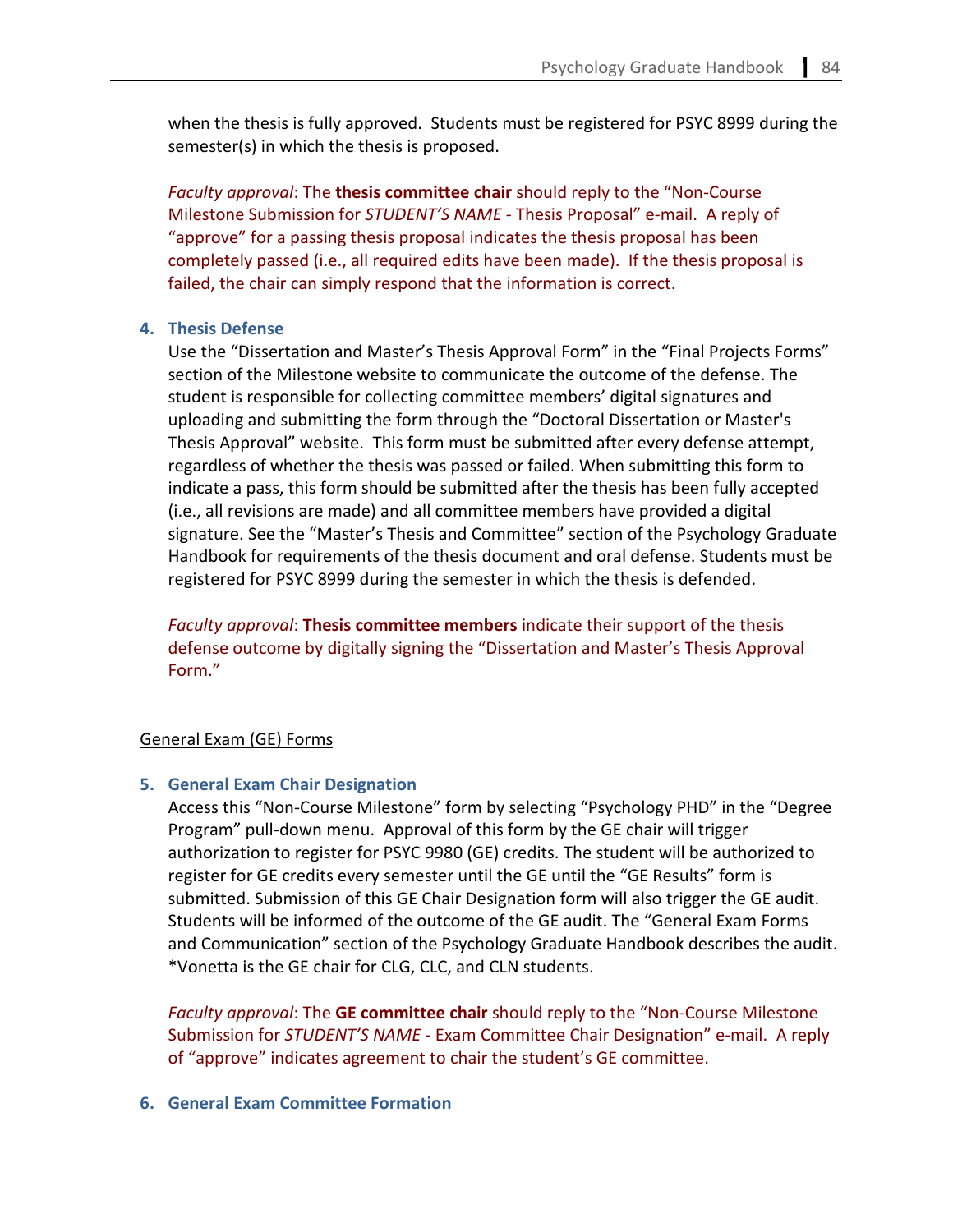when the thesis is fully approved. Students must be registered for PSYC 8999 during the semester(s) in which the thesis is proposed.

*Faculty approval*: The **thesis committee chair** should reply to the "Non-Course Milestone Submission for *STUDENT'S NAME* - Thesis Proposal" e-mail. A reply of "approve" for a passing thesis proposal indicates the thesis proposal has been completely passed (i.e., all required edits have been made). If the thesis proposal is failed, the chair can simply respond that the information is correct.

4. **Thesis Defense**

   Use the "Dissertation and Master's Thesis Approval Form" in the "Final Projects Forms" section of the Milestone website to communicate the outcome of the defense. The student is responsible for collecting committee members' digital signatures and uploading and submitting the form through the "Doctoral Dissertation or Master's Thesis Approval" website. This form must be submitted after every defense attempt, regardless of whether the thesis was passed or failed. When submitting this form to indicate a pass, this form should be submitted after the thesis has been fully accepted (i.e., all revisions are made) and all committee members have provided a digital signature. See the "Master's Thesis and Committee" section of the Psychology Graduate Handbook for requirements of the thesis document and oral defense. Students must be registered for PSYC 8999 during the semester in which the thesis is defended.

   *Faculty approval*: **Thesis committee members** indicate their support of the thesis defense outcome by digitally signing the "Dissertation and Master's Thesis Approval Form."

## General Exam (GE) Forms

5. **General Exam Chair Designation**

   Access this "Non-Course Milestone" form by selecting "Psychology PHD" in the "Degree Program" pull-down menu. Approval of this form by the GE chair will trigger authorization to register for PSYC 9980 (GE) credits. The student will be authorized to register for GE credits every semester until the GE until the "GE Results" form is submitted. Submission of this GE Chair Designation form will also trigger the GE audit. Students will be informed of the outcome of the GE audit. The "General Exam Forms and Communication" section of the Psychology Graduate Handbook describes the audit. *Vonetta is the GE chair for CLG, CLC, and CLN students.

   *Faculty approval*: The **GE committee chair** should reply to the "Non-Course Milestone Submission for *STUDENT'S NAME* - Exam Committee Chair Designation" e-mail. A reply of "approve" indicates agreement to chair the student's GE committee.

6. **General Exam Committee Formation**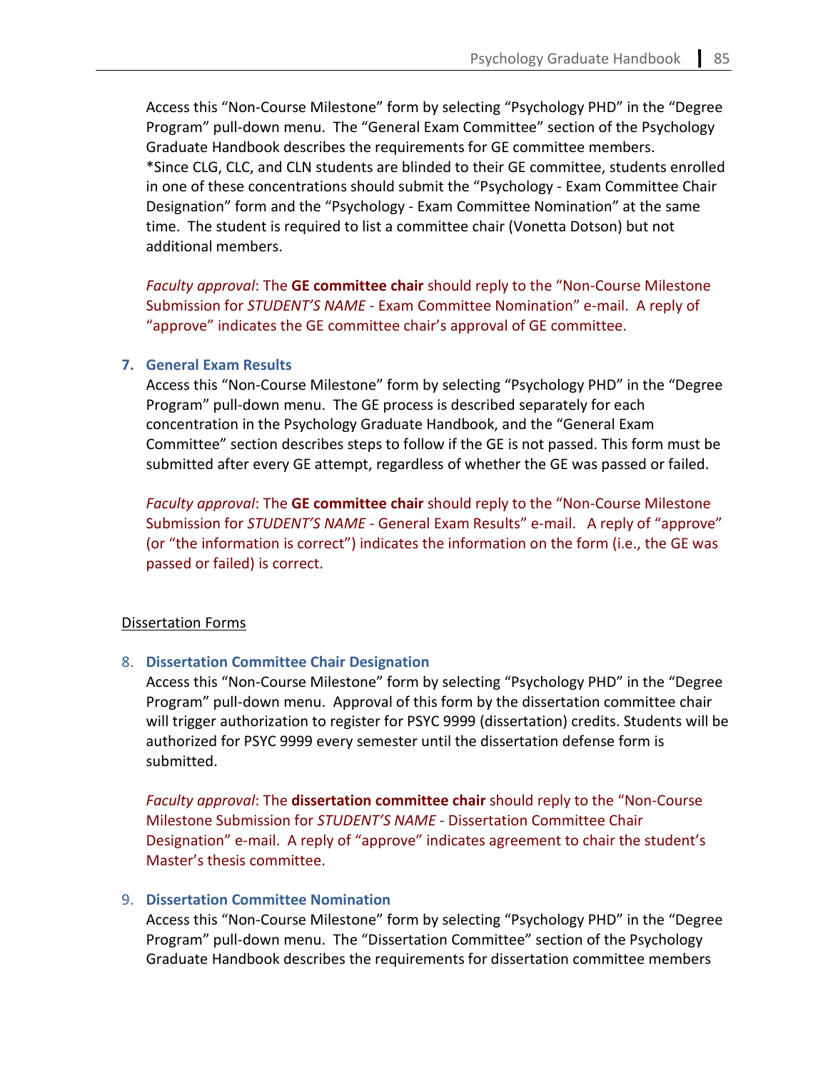Access this "Non-Course Milestone" form by selecting "Psychology PHD" in the "Degree Program" pull-down menu. The "General Exam Committee" section of the Psychology Graduate Handbook describes the requirements for GE committee members.
*Since CLG, CLC, and CLN students are blinded to their GE committee, students enrolled in one of these concentrations should submit the "Psychology - Exam Committee Chair Designation" form and the "Psychology - Exam Committee Nomination" at the same time. The student is required to list a committee chair (Vonetta Dotson) but not additional members.

*Faculty approval*: The **GE committee chair** should reply to the "Non-Course Milestone Submission for *STUDENT'S NAME* - Exam Committee Nomination" e-mail. A reply of "approve" indicates the GE committee chair's approval of GE committee.

7. **General Exam Results**

   Access this "Non-Course Milestone" form by selecting "Psychology PHD" in the "Degree Program" pull-down menu. The GE process is described separately for each concentration in the Psychology Graduate Handbook, and the "General Exam Committee" section describes steps to follow if the GE is not passed. This form must be submitted after every GE attempt, regardless of whether the GE was passed or failed.

   *Faculty approval*: The **GE committee chair** should reply to the "Non-Course Milestone Submission for *STUDENT'S NAME* - General Exam Results" e-mail. A reply of "approve" (or "the information is correct") indicates the information on the form (i.e., the GE was passed or failed) is correct.

Dissertation Forms

8. **Dissertation Committee Chair Designation**

   Access this "Non-Course Milestone" form by selecting "Psychology PHD" in the "Degree Program" pull-down menu. Approval of this form by the dissertation committee chair will trigger authorization to register for PSYC 9999 (dissertation) credits. Students will be authorized for PSYC 9999 every semester until the dissertation defense form is submitted.

   *Faculty approval*: The **dissertation committee chair** should reply to the "Non-Course Milestone Submission for *STUDENT'S NAME* - Dissertation Committee Chair Designation" e-mail. A reply of "approve" indicates agreement to chair the student's Master's thesis committee.

9. **Dissertation Committee Nomination**

   Access this "Non-Course Milestone" form by selecting "Psychology PHD" in the "Degree Program" pull-down menu. The "Dissertation Committee" section of the Psychology Graduate Handbook describes the requirements for dissertation committee members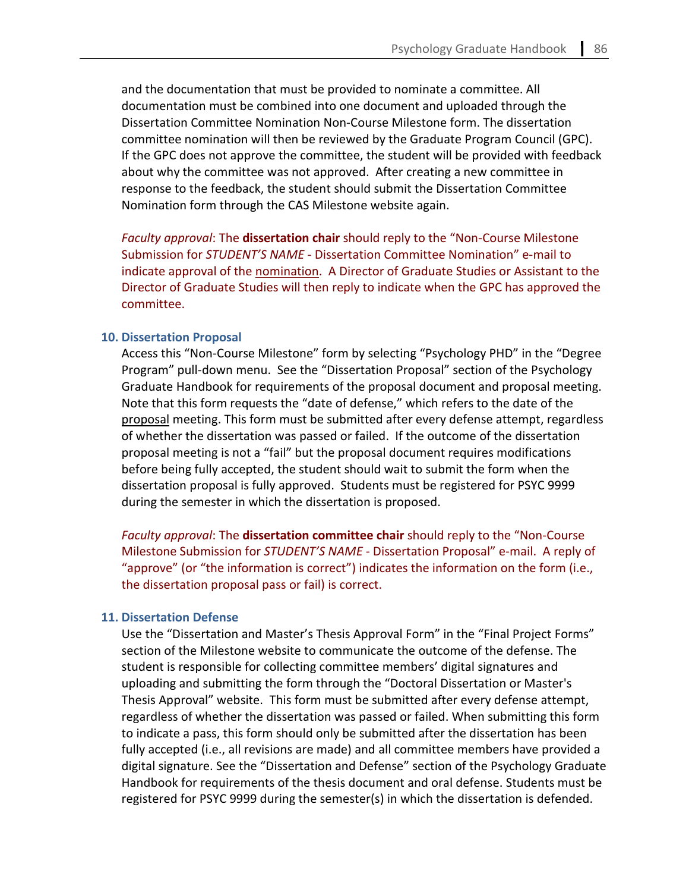and the documentation that must be provided to nominate a committee. All documentation must be combined into one document and uploaded through the Dissertation Committee Nomination Non-Course Milestone form. The dissertation committee nomination will then be reviewed by the Graduate Program Council (GPC). If the GPC does not approve the committee, the student will be provided with feedback about why the committee was not approved. After creating a new committee in response to the feedback, the student should submit the Dissertation Committee Nomination form through the CAS Milestone website again.

*Faculty approval*: The **dissertation chair** should reply to the "Non-Course Milestone Submission for *STUDENT'S NAME* - Dissertation Committee Nomination" e-mail to indicate approval of the nomination. A Director of Graduate Studies or Assistant to the Director of Graduate Studies will then reply to indicate when the GPC has approved the committee.

**10. Dissertation Proposal**

Access this "Non-Course Milestone" form by selecting "Psychology PHD" in the "Degree Program" pull-down menu. See the "Dissertation Proposal" section of the Psychology Graduate Handbook for requirements of the proposal document and proposal meeting. Note that this form requests the "date of defense," which refers to the date of the proposal meeting. This form must be submitted after every defense attempt, regardless of whether the dissertation was passed or failed. If the outcome of the dissertation proposal meeting is not a "fail" but the proposal document requires modifications before being fully accepted, the student should wait to submit the form when the dissertation proposal is fully approved. Students must be registered for PSYC 9999 during the semester in which the dissertation is proposed.

*Faculty approval*: The **dissertation committee chair** should reply to the "Non-Course Milestone Submission for *STUDENT'S NAME* - Dissertation Proposal" e-mail. A reply of "approve" (or "the information is correct") indicates the information on the form (i.e., the dissertation proposal pass or fail) is correct.

**11. Dissertation Defense**

Use the "Dissertation and Master's Thesis Approval Form" in the "Final Project Forms" section of the Milestone website to communicate the outcome of the defense. The student is responsible for collecting committee members' digital signatures and uploading and submitting the form through the "Doctoral Dissertation or Master's Thesis Approval" website. This form must be submitted after every defense attempt, regardless of whether the dissertation was passed or failed. When submitting this form to indicate a pass, this form should only be submitted after the dissertation has been fully accepted (i.e., all revisions are made) and all committee members have provided a digital signature. See the "Dissertation and Defense" section of the Psychology Graduate Handbook for requirements of the thesis document and oral defense. Students must be registered for PSYC 9999 during the semester(s) in which the dissertation is defended.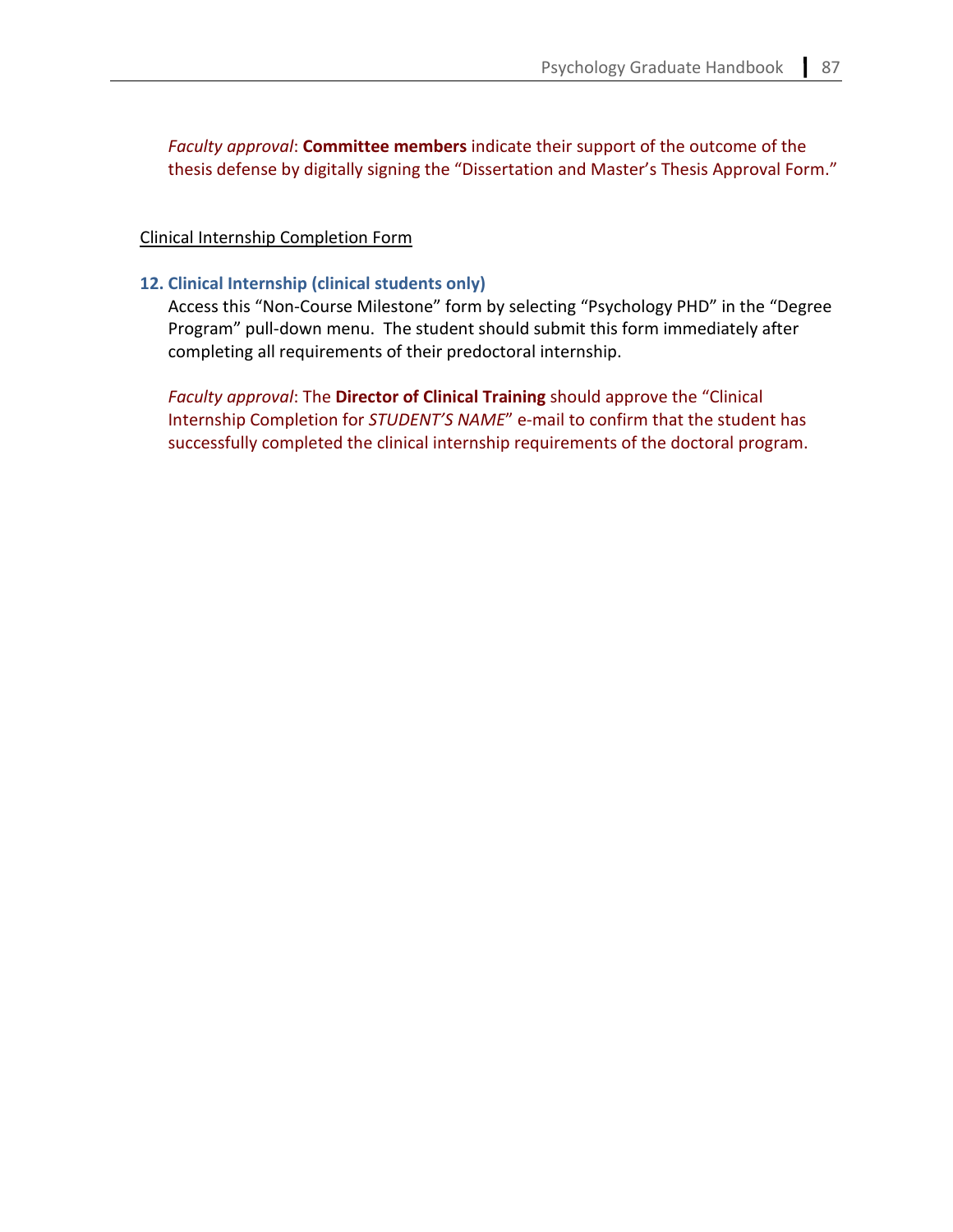*Faculty approval*: **Committee members** indicate their support of the outcome of the thesis defense by digitally signing the "Dissertation and Master's Thesis Approval Form."

Clinical Internship Completion Form

**12. Clinical Internship (clinical students only)**

Access this "Non-Course Milestone" form by selecting "Psychology PHD" in the "Degree Program" pull-down menu. The student should submit this form immediately after completing all requirements of their predoctoral internship.

*Faculty approval*: The **Director of Clinical Training** should approve the "Clinical Internship Completion for *STUDENT'S NAME*" e-mail to confirm that the student has successfully completed the clinical internship requirements of the doctoral program.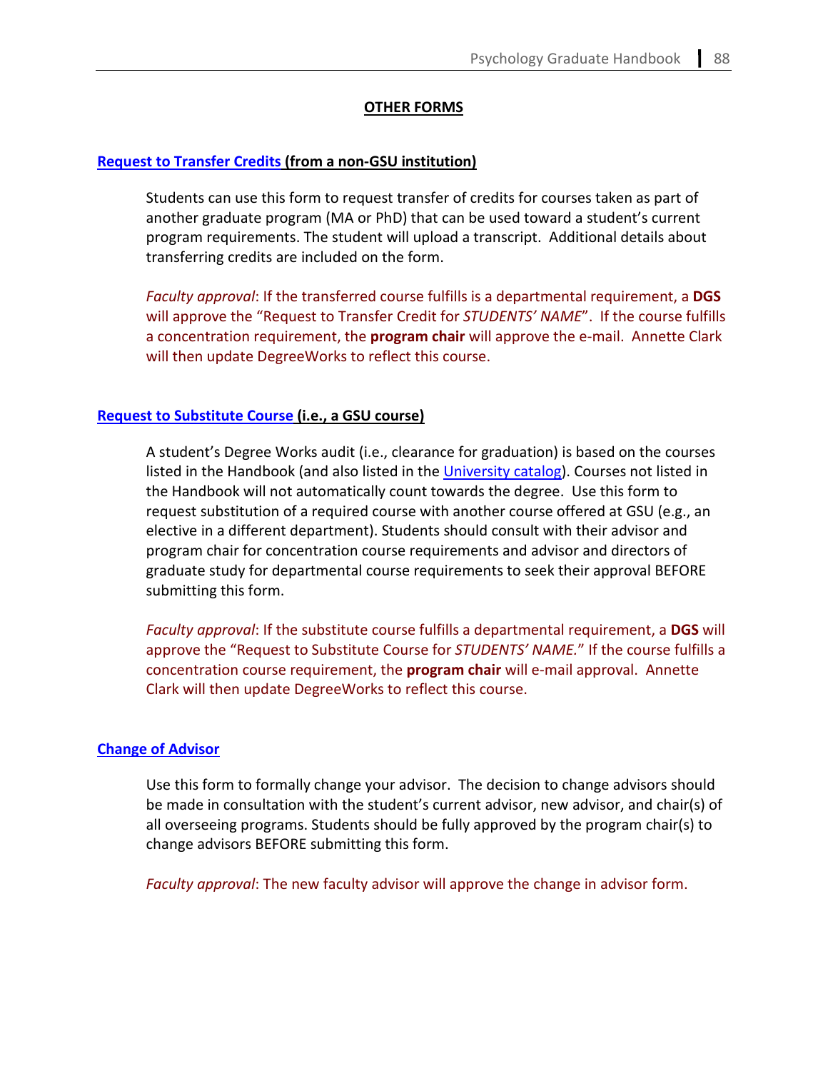## OTHER FORMS

### Request to Transfer Credits (from a non-GSU institution)

Students can use this form to request transfer of credits for courses taken as part of another graduate program (MA or PhD) that can be used toward a student's current program requirements. The student will upload a transcript. Additional details about transferring credits are included on the form.

*Faculty approval*: If the transferred course fulfills is a departmental requirement, a **DGS** will approve the "Request to Transfer Credit for *STUDENTS' NAME*". If the course fulfills a concentration requirement, the **program chair** will approve the e-mail. Annette Clark will then update DegreeWorks to reflect this course.

### Request to Substitute Course (i.e., a GSU course)

A student's Degree Works audit (i.e., clearance for graduation) is based on the courses listed in the Handbook (and also listed in the University catalog). Courses not listed in the Handbook will not automatically count towards the degree. Use this form to request substitution of a required course with another course offered at GSU (e.g., an elective in a different department). Students should consult with their advisor and program chair for concentration course requirements and advisor and directors of graduate study for departmental course requirements to seek their approval BEFORE submitting this form.

*Faculty approval*: If the substitute course fulfills a departmental requirement, a **DGS** will approve the "Request to Substitute Course for *STUDENTS' NAME.*" If the course fulfills a concentration course requirement, the **program chair** will e-mail approval. Annette Clark will then update DegreeWorks to reflect this course.

### Change of Advisor

Use this form to formally change your advisor. The decision to change advisors should be made in consultation with the student's current advisor, new advisor, and chair(s) of all overseeing programs. Students should be fully approved by the program chair(s) to change advisors BEFORE submitting this form.

*Faculty approval*: The new faculty advisor will approve the change in advisor form.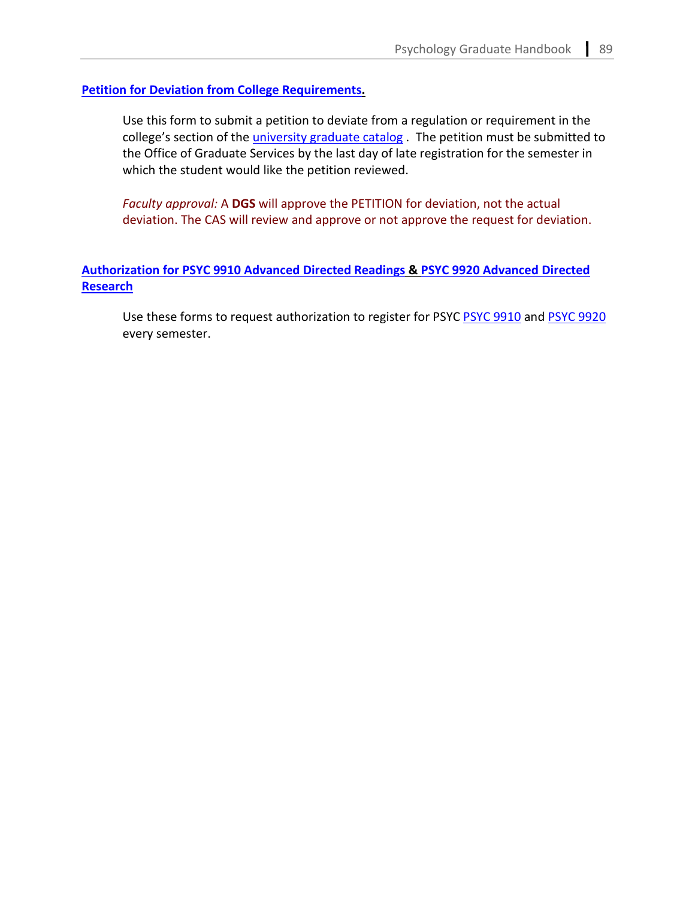**Petition for Deviation from College Requirements.**

Use this form to submit a petition to deviate from a regulation or requirement in the college's section of the university graduate catalog . The petition must be submitted to the Office of Graduate Services by the last day of late registration for the semester in which the student would like the petition reviewed.

*Faculty approval:* A **DGS** will approve the PETITION for deviation, not the actual deviation. The CAS will review and approve or not approve the request for deviation.

**Authorization for PSYC 9910 Advanced Directed Readings & PSYC 9920 Advanced Directed Research**

Use these forms to request authorization to register for PSYC PSYC 9910 and PSYC 9920 every semester.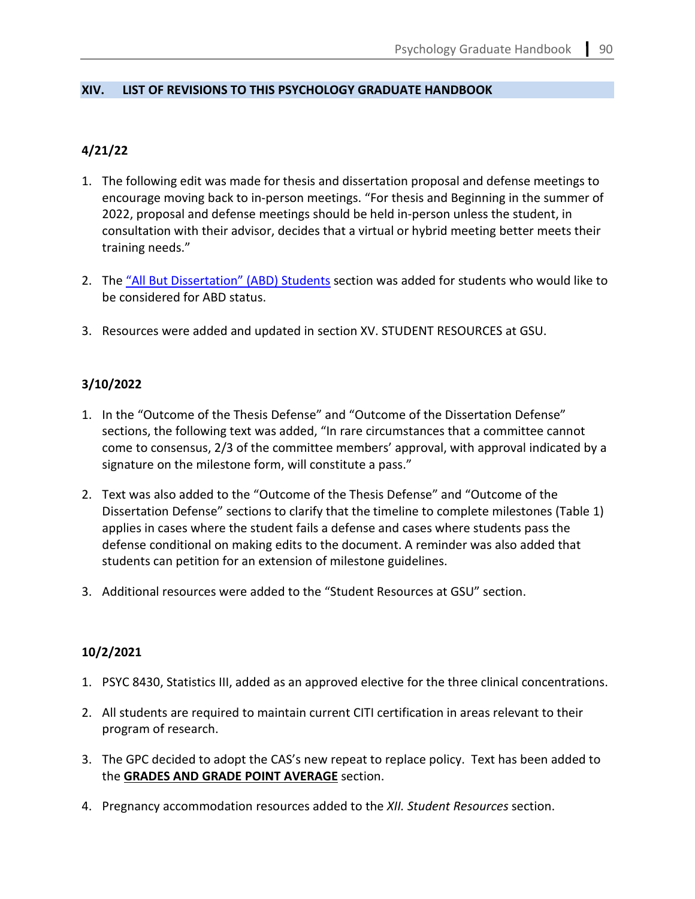## XIV. LIST OF REVISIONS TO THIS PSYCHOLOGY GRADUATE HANDBOOK

### 4/21/22

1. The following edit was made for thesis and dissertation proposal and defense meetings to encourage moving back to in-person meetings. "For thesis and Beginning in the summer of 2022, proposal and defense meetings should be held in-person unless the student, in consultation with their advisor, decides that a virtual or hybrid meeting better meets their training needs."

2. The "All But Dissertation" (ABD) Students section was added for students who would like to be considered for ABD status.

3. Resources were added and updated in section XV. STUDENT RESOURCES at GSU.

### 3/10/2022

1. In the "Outcome of the Thesis Defense" and "Outcome of the Dissertation Defense" sections, the following text was added, "In rare circumstances that a committee cannot come to consensus, 2/3 of the committee members' approval, with approval indicated by a signature on the milestone form, will constitute a pass."

2. Text was also added to the "Outcome of the Thesis Defense" and "Outcome of the Dissertation Defense" sections to clarify that the timeline to complete milestones (Table 1) applies in cases where the student fails a defense and cases where students pass the defense conditional on making edits to the document. A reminder was also added that students can petition for an extension of milestone guidelines.

3. Additional resources were added to the "Student Resources at GSU" section.

### 10/2/2021

1. PSYC 8430, Statistics III, added as an approved elective for the three clinical concentrations.

2. All students are required to maintain current CITI certification in areas relevant to their program of research.

3. The GPC decided to adopt the CAS's new repeat to replace policy. Text has been added to the **GRADES AND GRADE POINT AVERAGE** section.

4. Pregnancy accommodation resources added to the *XII. Student Resources* section.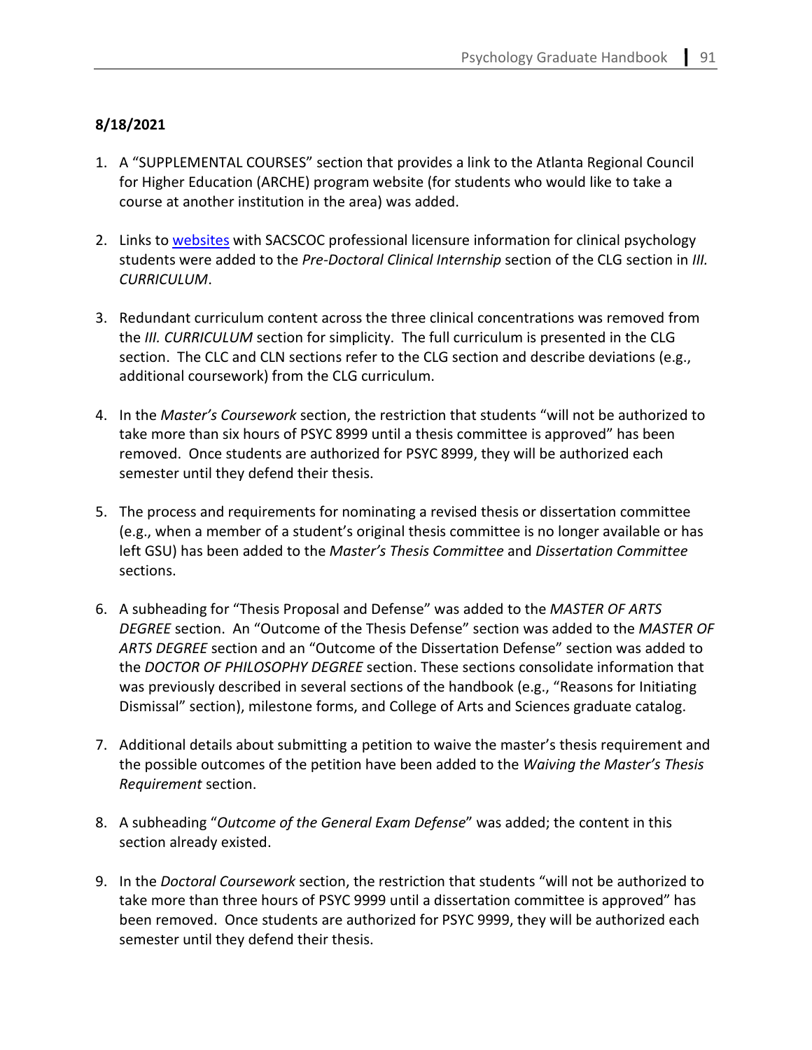**8/18/2021**

1. A "SUPPLEMENTAL COURSES" section that provides a link to the Atlanta Regional Council for Higher Education (ARCHE) program website (for students who would like to take a course at another institution in the area) was added.

2. Links to websites with SACSCOC professional licensure information for clinical psychology students were added to the *Pre-Doctoral Clinical Internship* section of the CLG section in *III. CURRICULUM*.

3. Redundant curriculum content across the three clinical concentrations was removed from the *III. CURRICULUM* section for simplicity. The full curriculum is presented in the CLG section. The CLC and CLN sections refer to the CLG section and describe deviations (e.g., additional coursework) from the CLG curriculum.

4. In the *Master's Coursework* section, the restriction that students "will not be authorized to take more than six hours of PSYC 8999 until a thesis committee is approved" has been removed. Once students are authorized for PSYC 8999, they will be authorized each semester until they defend their thesis.

5. The process and requirements for nominating a revised thesis or dissertation committee (e.g., when a member of a student's original thesis committee is no longer available or has left GSU) has been added to the *Master's Thesis Committee* and *Dissertation Committee* sections.

6. A subheading for "Thesis Proposal and Defense" was added to the *MASTER OF ARTS DEGREE* section. An "Outcome of the Thesis Defense" section was added to the *MASTER OF ARTS DEGREE* section and an "Outcome of the Dissertation Defense" section was added to the *DOCTOR OF PHILOSOPHY DEGREE* section. These sections consolidate information that was previously described in several sections of the handbook (e.g., "Reasons for Initiating Dismissal" section), milestone forms, and College of Arts and Sciences graduate catalog.

7. Additional details about submitting a petition to waive the master's thesis requirement and the possible outcomes of the petition have been added to the *Waiving the Master's Thesis Requirement* section.

8. A subheading "*Outcome of the General Exam Defense*" was added; the content in this section already existed.

9. In the *Doctoral Coursework* section, the restriction that students "will not be authorized to take more than three hours of PSYC 9999 until a dissertation committee is approved" has been removed. Once students are authorized for PSYC 9999, they will be authorized each semester until they defend their thesis.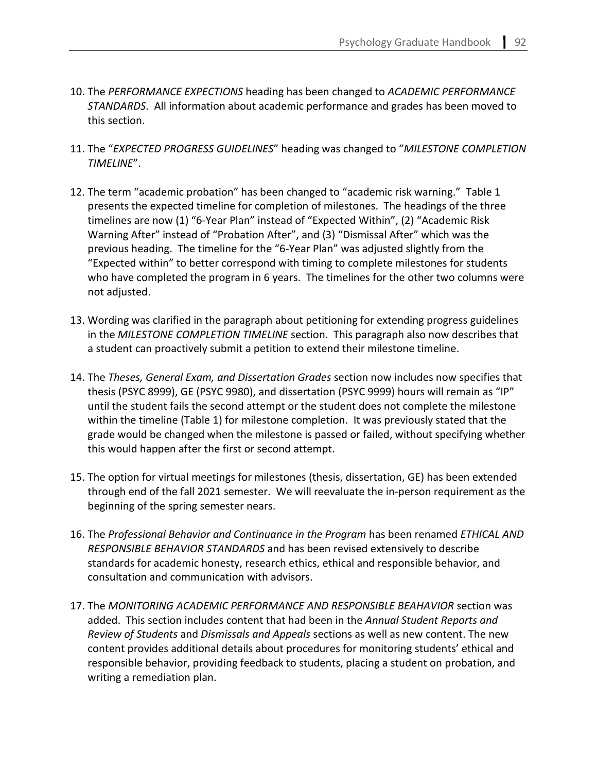10. The *PERFORMANCE EXPECTIONS* heading has been changed to *ACADEMIC PERFORMANCE STANDARDS*. All information about academic performance and grades has been moved to this section.

11. The "*EXPECTED PROGRESS GUIDELINES*" heading was changed to "*MILESTONE COMPLETION TIMELINE*".

12. The term "academic probation" has been changed to "academic risk warning." Table 1 presents the expected timeline for completion of milestones. The headings of the three timelines are now (1) "6-Year Plan" instead of "Expected Within", (2) "Academic Risk Warning After" instead of "Probation After", and (3) "Dismissal After" which was the previous heading. The timeline for the "6-Year Plan" was adjusted slightly from the "Expected within" to better correspond with timing to complete milestones for students who have completed the program in 6 years. The timelines for the other two columns were not adjusted.

13. Wording was clarified in the paragraph about petitioning for extending progress guidelines in the *MILESTONE COMPLETION TIMELINE* section. This paragraph also now describes that a student can proactively submit a petition to extend their milestone timeline.

14. The *Theses, General Exam, and Dissertation Grades* section now includes now specifies that thesis (PSYC 8999), GE (PSYC 9980), and dissertation (PSYC 9999) hours will remain as "IP" until the student fails the second attempt or the student does not complete the milestone within the timeline (Table 1) for milestone completion. It was previously stated that the grade would be changed when the milestone is passed or failed, without specifying whether this would happen after the first or second attempt.

15. The option for virtual meetings for milestones (thesis, dissertation, GE) has been extended through end of the fall 2021 semester. We will reevaluate the in-person requirement as the beginning of the spring semester nears.

16. The *Professional Behavior and Continuance in the Program* has been renamed *ETHICAL AND RESPONSIBLE BEHAVIOR STANDARDS* and has been revised extensively to describe standards for academic honesty, research ethics, ethical and responsible behavior, and consultation and communication with advisors.

17. The *MONITORING ACADEMIC PERFORMANCE AND RESPONSIBLE BEAHAVIOR* section was added. This section includes content that had been in the *Annual Student Reports and Review of Students* and *Dismissals and Appeals* sections as well as new content. The new content provides additional details about procedures for monitoring students' ethical and responsible behavior, providing feedback to students, placing a student on probation, and writing a remediation plan.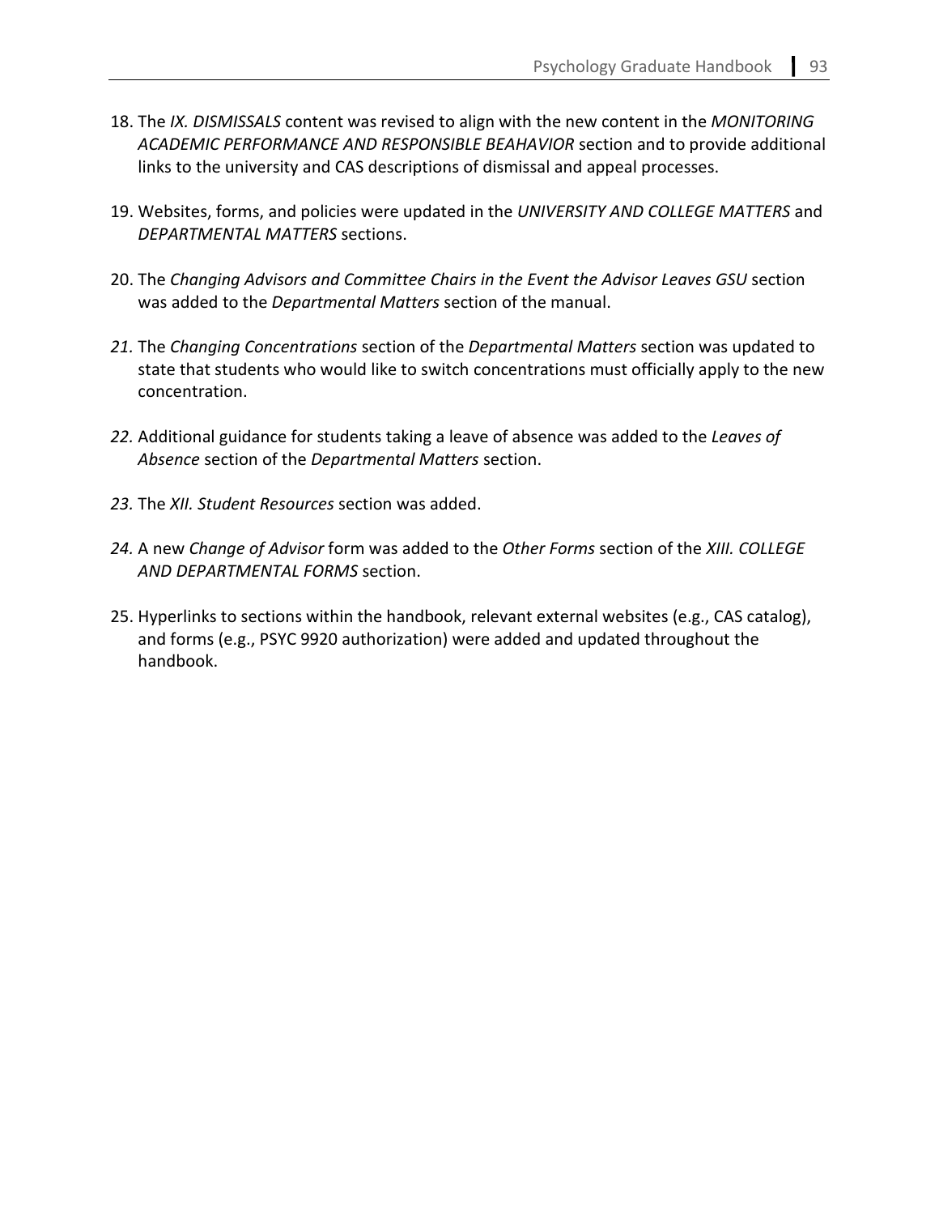18. The *IX. DISMISSALS* content was revised to align with the new content in the *MONITORING ACADEMIC PERFORMANCE AND RESPONSIBLE BEAHAVIOR* section and to provide additional links to the university and CAS descriptions of dismissal and appeal processes.

19. Websites, forms, and policies were updated in the *UNIVERSITY AND COLLEGE MATTERS* and *DEPARTMENTAL MATTERS* sections.

20. The *Changing Advisors and Committee Chairs in the Event the Advisor Leaves GSU* section was added to the *Departmental Matters* section of the manual.

21. The *Changing Concentrations* section of the *Departmental Matters* section was updated to state that students who would like to switch concentrations must officially apply to the new concentration.

22. Additional guidance for students taking a leave of absence was added to the *Leaves of Absence* section of the *Departmental Matters* section.

23. The *XII. Student Resources* section was added.

24. A new *Change of Advisor* form was added to the *Other Forms* section of the *XIII. COLLEGE AND DEPARTMENTAL FORMS* section.

25. Hyperlinks to sections within the handbook, relevant external websites (e.g., CAS catalog), and forms (e.g., PSYC 9920 authorization) were added and updated throughout the handbook.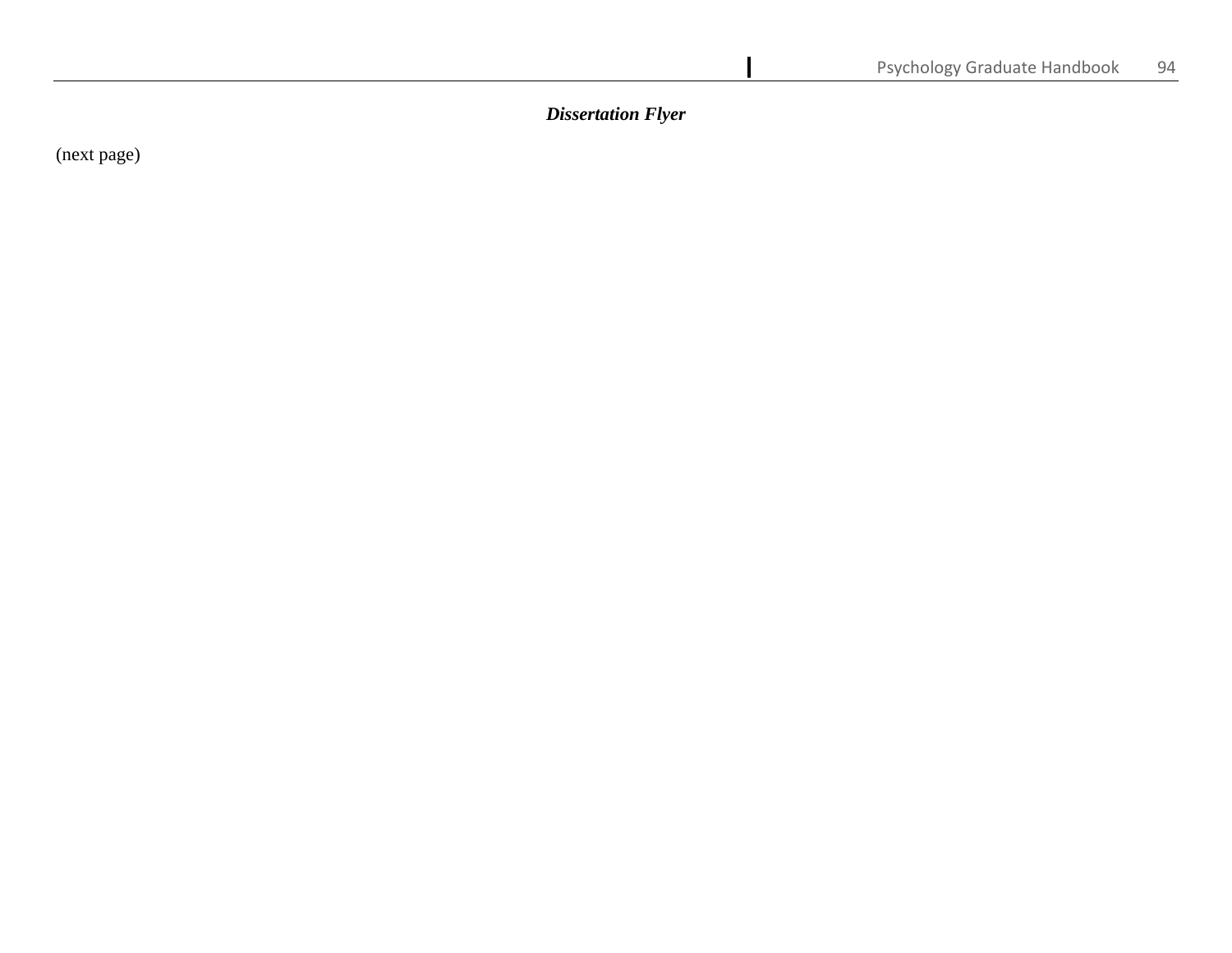***Dissertation Flyer***

(next page)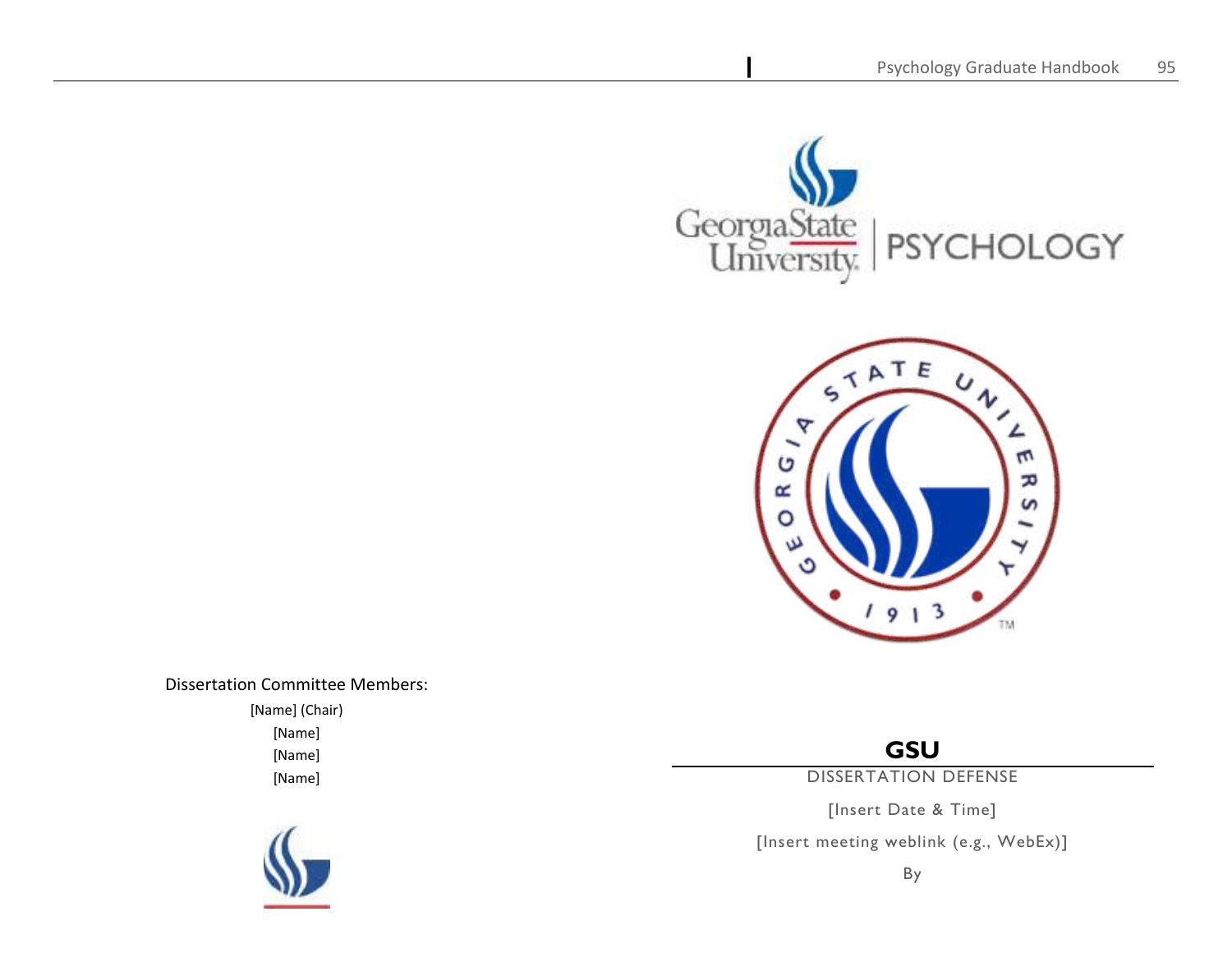Dissertation Committee Members:

[Name] (Chair)

[Name]

[Name]

[Name]

**GSU**

DISSERTATION DEFENSE

[Insert Date & Time]

[Insert meeting weblink (e.g., WebEx)]

By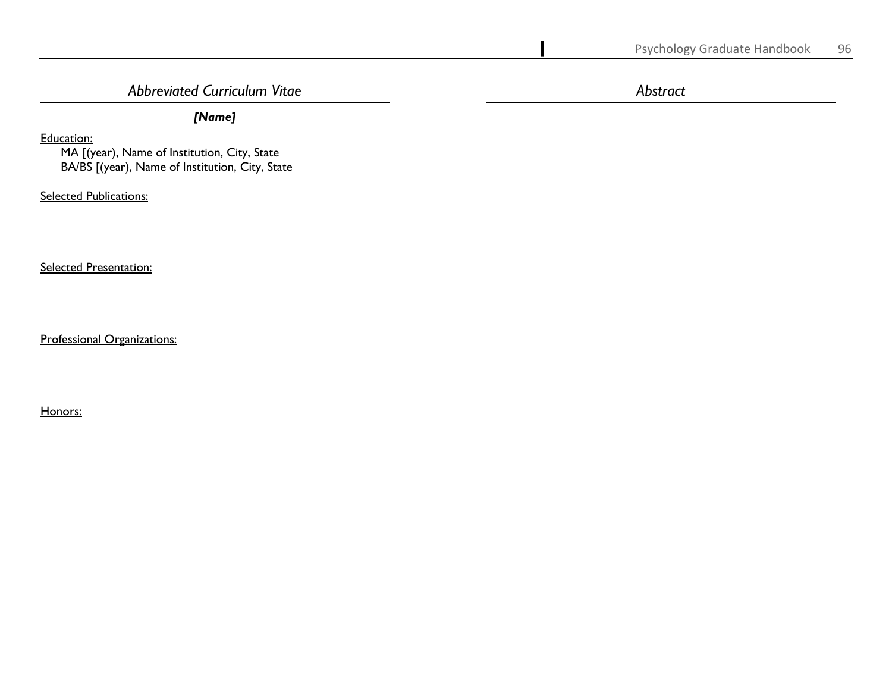## *Abbreviated Curriculum Vitae*

***[Name]***

Education:

MA [(year), Name of Institution, City, State
BA/BS [(year), Name of Institution, City, State

Selected Publications:

Selected Presentation:

Professional Organizations:

Honors:

## *Abstract*